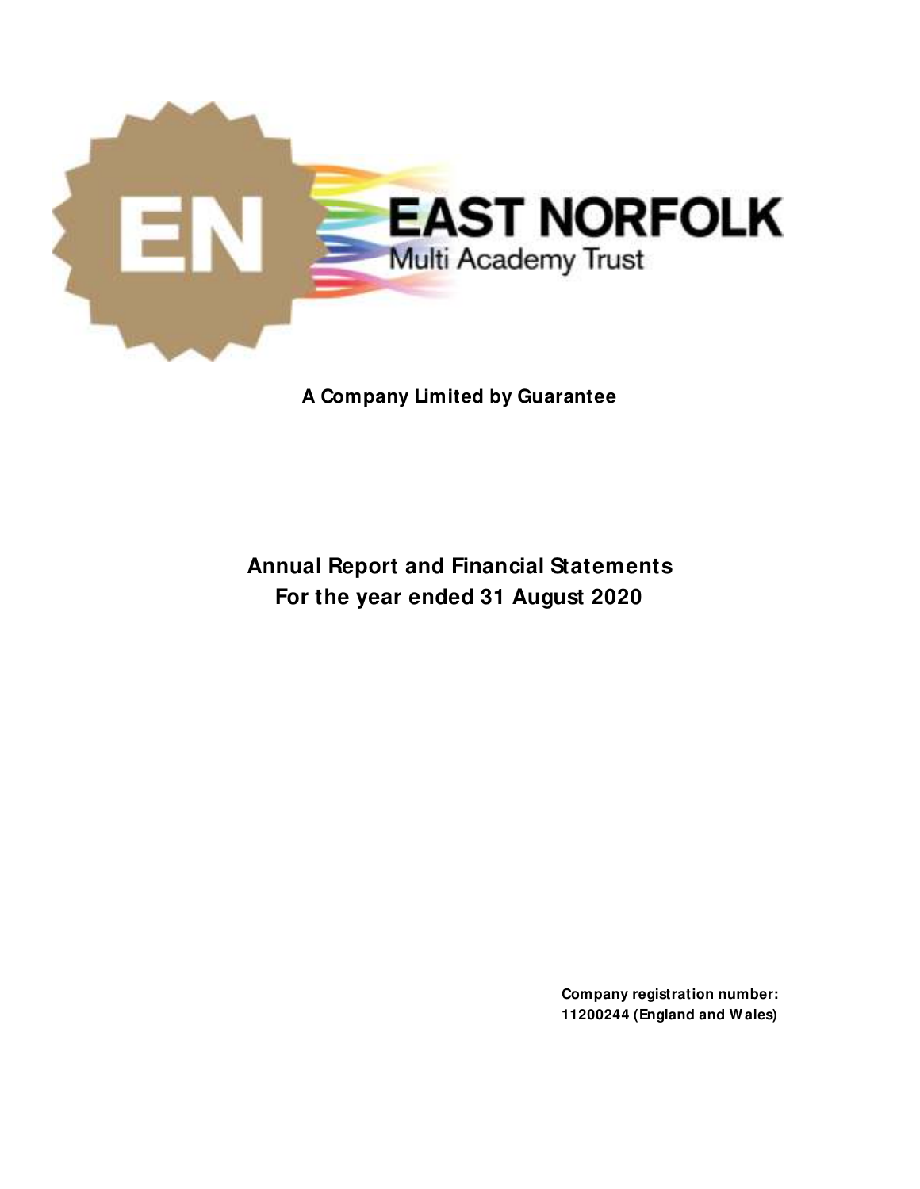EAST NORFOLK

Multi Academy Trust

**A Company Limited by Guarantee**

# Annual Report and Financial Statements
# For the year ended 31 August 2020

**Company registration number:**
**11200244 (England and Wales)**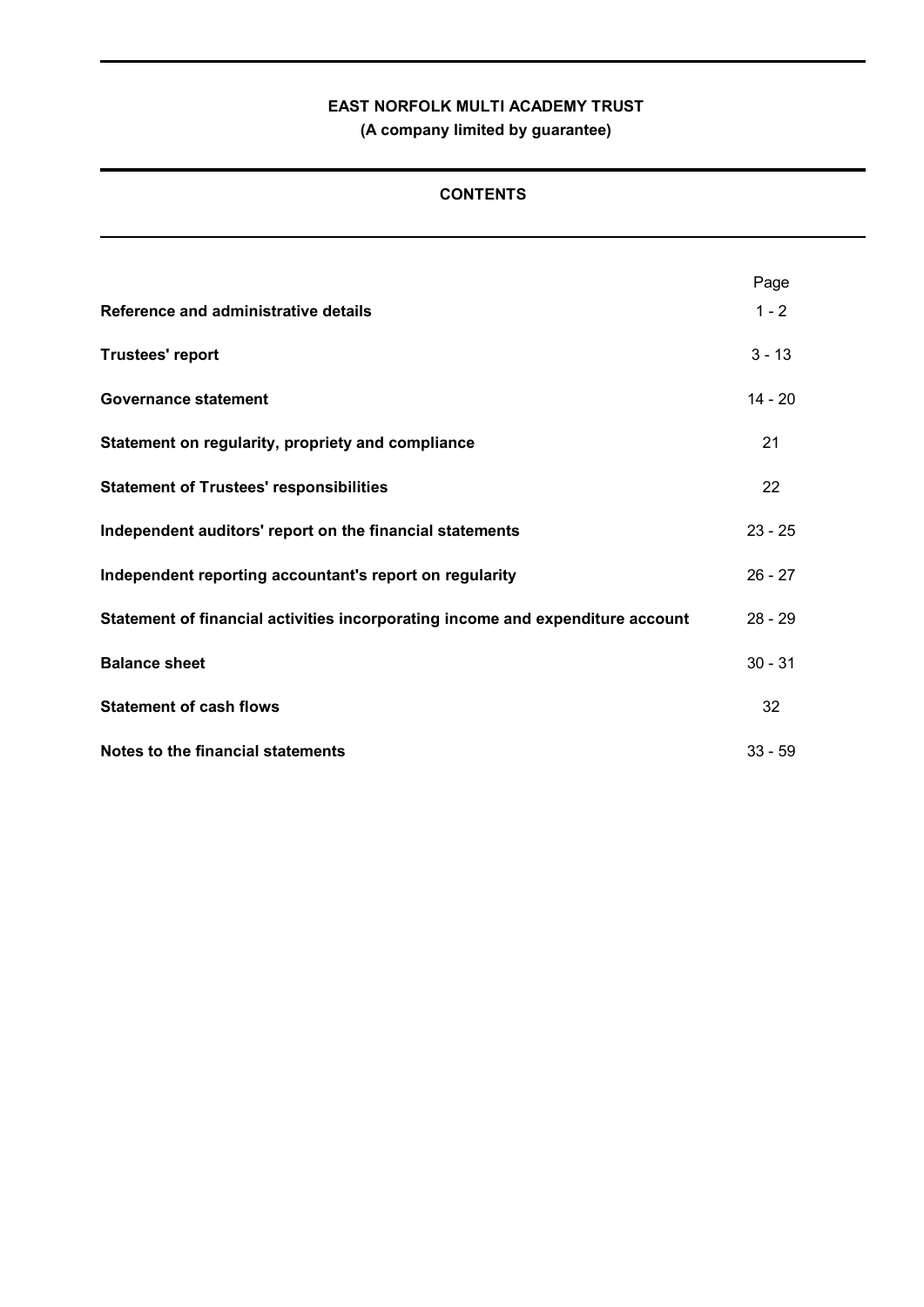**EAST NORFOLK MULTI ACADEMY TRUST**
**(A company limited by guarantee)**

## CONTENTS

| | Page |
|---|---|
| **Reference and administrative details** | 1 - 2 |
| **Trustees' report** | 3 - 13 |
| **Governance statement** | 14 - 20 |
| **Statement on regularity, propriety and compliance** | 21 |
| **Statement of Trustees' responsibilities** | 22 |
| **Independent auditors' report on the financial statements** | 23 - 25 |
| **Independent reporting accountant's report on regularity** | 26 - 27 |
| **Statement of financial activities incorporating income and expenditure account** | 28 - 29 |
| **Balance sheet** | 30 - 31 |
| **Statement of cash flows** | 32 |
| **Notes to the financial statements** | 33 - 59 |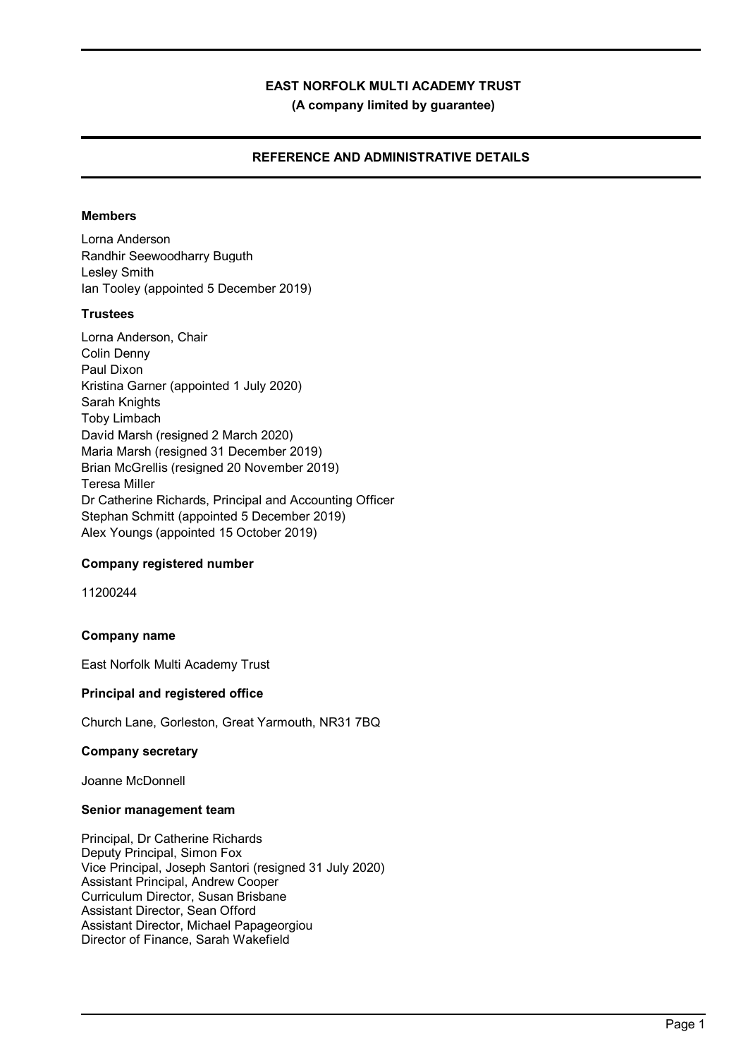# EAST NORFOLK MULTI ACADEMY TRUST

**(A company limited by guarantee)**

## REFERENCE AND ADMINISTRATIVE DETAILS

### Members

Lorna Anderson
Randhir Seewoodharry Buguth
Lesley Smith
Ian Tooley (appointed 5 December 2019)

### Trustees

Lorna Anderson, Chair
Colin Denny
Paul Dixon
Kristina Garner (appointed 1 July 2020)
Sarah Knights
Toby Limbach
David Marsh (resigned 2 March 2020)
Maria Marsh (resigned 31 December 2019)
Brian McGrellis (resigned 20 November 2019)
Teresa Miller
Dr Catherine Richards, Principal and Accounting Officer
Stephan Schmitt (appointed 5 December 2019)
Alex Youngs (appointed 15 October 2019)

### Company registered number

11200244

### Company name

East Norfolk Multi Academy Trust

### Principal and registered office

Church Lane, Gorleston, Great Yarmouth, NR31 7BQ

### Company secretary

Joanne McDonnell

### Senior management team

Principal, Dr Catherine Richards
Deputy Principal, Simon Fox
Vice Principal, Joseph Santori (resigned 31 July 2020)
Assistant Principal, Andrew Cooper
Curriculum Director, Susan Brisbane
Assistant Director, Sean Offord
Assistant Director, Michael Papageorgiou
Director of Finance, Sarah Wakefield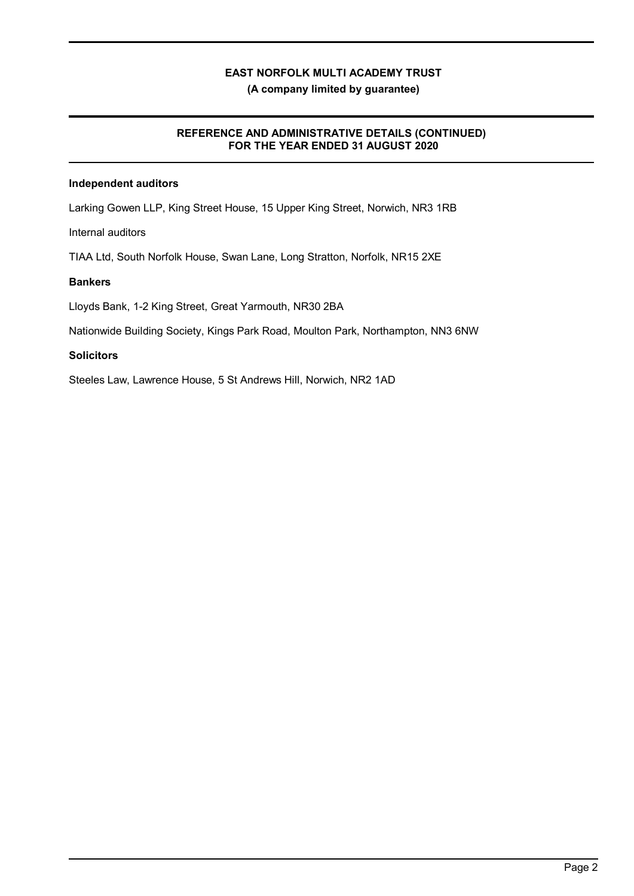# EAST NORFOLK MULTI ACADEMY TRUST

**(A company limited by guarantee)**

## REFERENCE AND ADMINISTRATIVE DETAILS (CONTINUED) FOR THE YEAR ENDED 31 AUGUST 2020

**Independent auditors**

Larking Gowen LLP, King Street House, 15 Upper King Street, Norwich, NR3 1RB

Internal auditors

TIAA Ltd, South Norfolk House, Swan Lane, Long Stratton, Norfolk, NR15 2XE

**Bankers**

Lloyds Bank, 1-2 King Street, Great Yarmouth, NR30 2BA

Nationwide Building Society, Kings Park Road, Moulton Park, Northampton, NN3 6NW

**Solicitors**

Steeles Law, Lawrence House, 5 St Andrews Hill, Norwich, NR2 1AD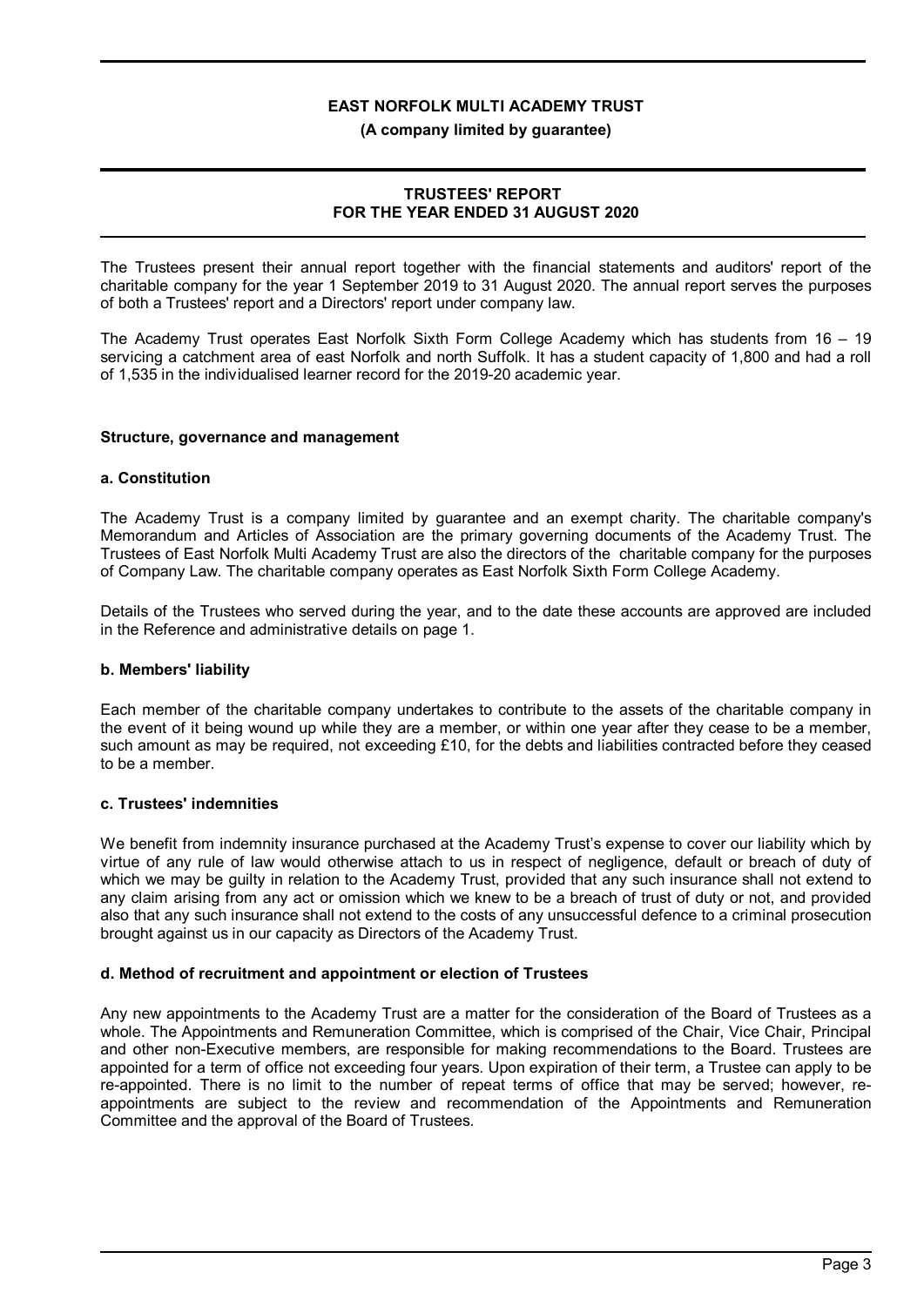# EAST NORFOLK MULTI ACADEMY TRUST

**(A company limited by guarantee)**

## TRUSTEES' REPORT
## FOR THE YEAR ENDED 31 AUGUST 2020

The Trustees present their annual report together with the financial statements and auditors' report of the charitable company for the year 1 September 2019 to 31 August 2020. The annual report serves the purposes of both a Trustees' report and a Directors' report under company law.

The Academy Trust operates East Norfolk Sixth Form College Academy which has students from 16 – 19 servicing a catchment area of east Norfolk and north Suffolk. It has a student capacity of 1,800 and had a roll of 1,535 in the individualised learner record for the 2019-20 academic year.

### Structure, governance and management

#### a. Constitution

The Academy Trust is a company limited by guarantee and an exempt charity. The charitable company's Memorandum and Articles of Association are the primary governing documents of the Academy Trust. The Trustees of East Norfolk Multi Academy Trust are also the directors of the charitable company for the purposes of Company Law. The charitable company operates as East Norfolk Sixth Form College Academy.

Details of the Trustees who served during the year, and to the date these accounts are approved are included in the Reference and administrative details on page 1.

#### b. Members' liability

Each member of the charitable company undertakes to contribute to the assets of the charitable company in the event of it being wound up while they are a member, or within one year after they cease to be a member, such amount as may be required, not exceeding £10, for the debts and liabilities contracted before they ceased to be a member.

#### c. Trustees' indemnities

We benefit from indemnity insurance purchased at the Academy Trust's expense to cover our liability which by virtue of any rule of law would otherwise attach to us in respect of negligence, default or breach of duty of which we may be guilty in relation to the Academy Trust, provided that any such insurance shall not extend to any claim arising from any act or omission which we knew to be a breach of trust of duty or not, and provided also that any such insurance shall not extend to the costs of any unsuccessful defence to a criminal prosecution brought against us in our capacity as Directors of the Academy Trust.

#### d. Method of recruitment and appointment or election of Trustees

Any new appointments to the Academy Trust are a matter for the consideration of the Board of Trustees as a whole. The Appointments and Remuneration Committee, which is comprised of the Chair, Vice Chair, Principal and other non-Executive members, are responsible for making recommendations to the Board. Trustees are appointed for a term of office not exceeding four years. Upon expiration of their term, a Trustee can apply to be re-appointed. There is no limit to the number of repeat terms of office that may be served; however, re-appointments are subject to the review and recommendation of the Appointments and Remuneration Committee and the approval of the Board of Trustees.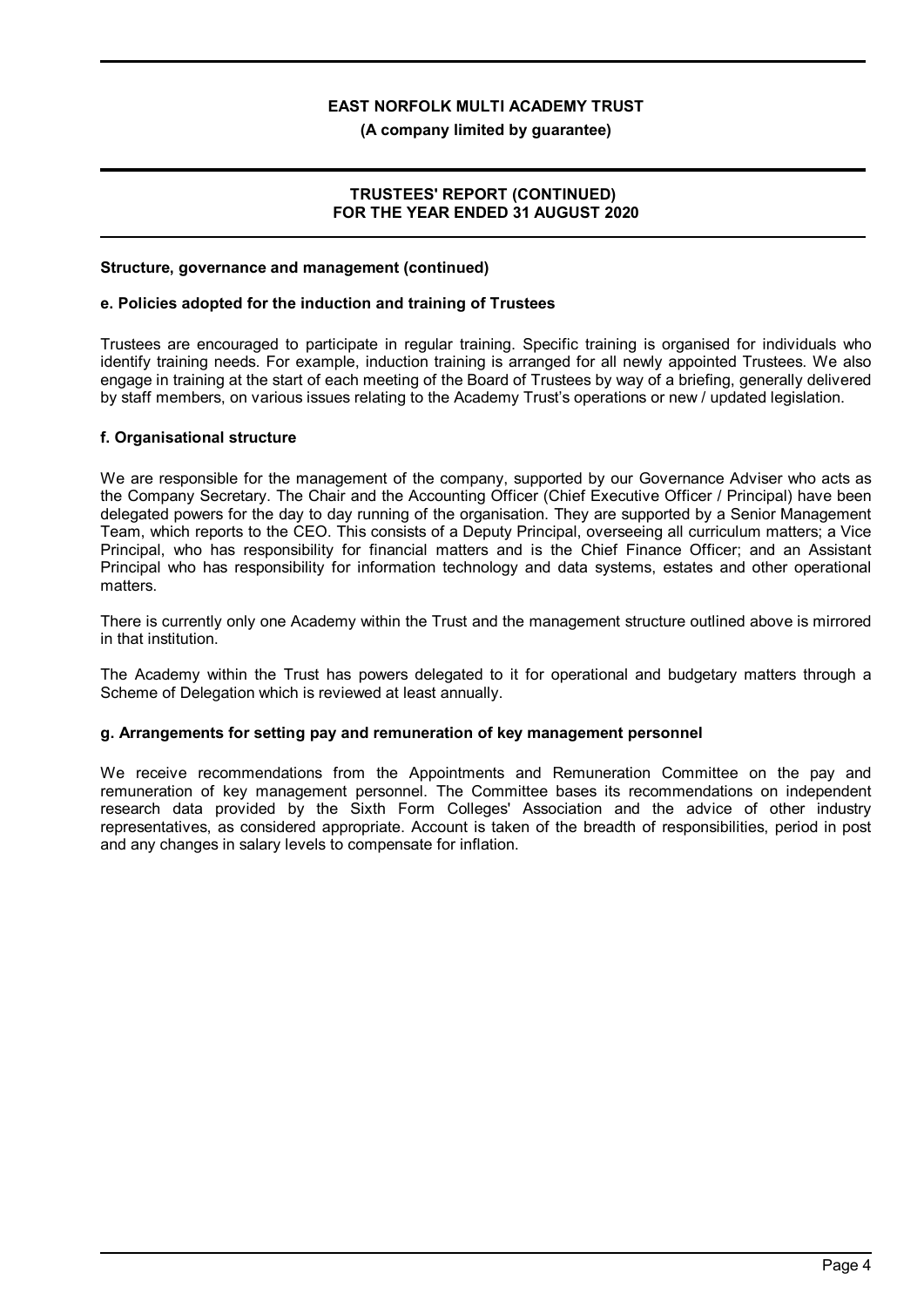### Structure, governance and management (continued)

#### e. Policies adopted for the induction and training of Trustees

Trustees are encouraged to participate in regular training. Specific training is organised for individuals who identify training needs. For example, induction training is arranged for all newly appointed Trustees. We also engage in training at the start of each meeting of the Board of Trustees by way of a briefing, generally delivered by staff members, on various issues relating to the Academy Trust's operations or new / updated legislation.

#### f. Organisational structure

We are responsible for the management of the company, supported by our Governance Adviser who acts as the Company Secretary. The Chair and the Accounting Officer (Chief Executive Officer / Principal) have been delegated powers for the day to day running of the organisation. They are supported by a Senior Management Team, which reports to the CEO. This consists of a Deputy Principal, overseeing all curriculum matters; a Vice Principal, who has responsibility for financial matters and is the Chief Finance Officer; and an Assistant Principal who has responsibility for information technology and data systems, estates and other operational matters.

There is currently only one Academy within the Trust and the management structure outlined above is mirrored in that institution.

The Academy within the Trust has powers delegated to it for operational and budgetary matters through a Scheme of Delegation which is reviewed at least annually.

#### g. Arrangements for setting pay and remuneration of key management personnel

We receive recommendations from the Appointments and Remuneration Committee on the pay and remuneration of key management personnel. The Committee bases its recommendations on independent research data provided by the Sixth Form Colleges' Association and the advice of other industry representatives, as considered appropriate. Account is taken of the breadth of responsibilities, period in post and any changes in salary levels to compensate for inflation.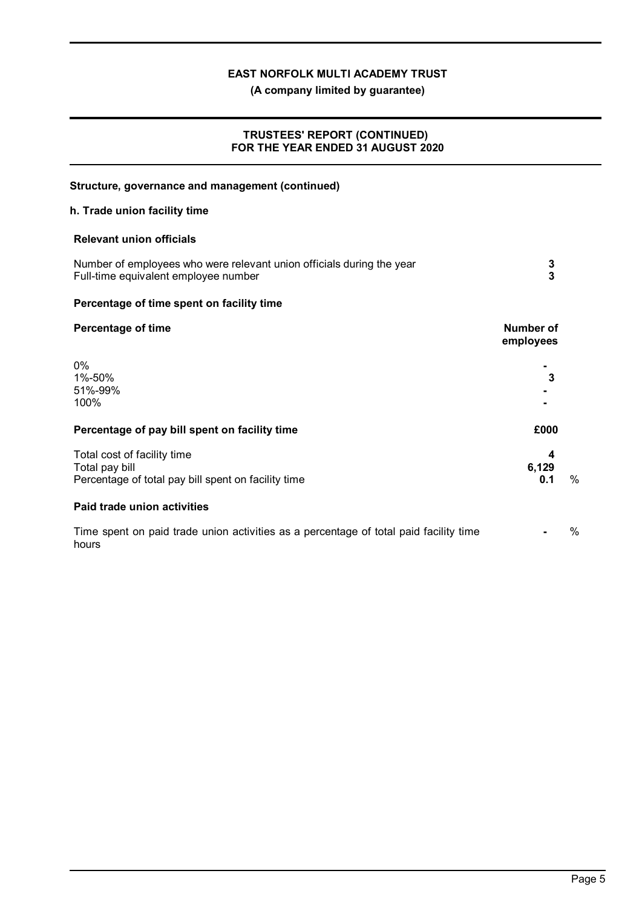**Structure, governance and management (continued)**

**h. Trade union facility time**

**Relevant union officials**

| | |
|---|---|
| Number of employees who were relevant union officials during the year | **3** |
| Full-time equivalent employee number | **3** |

**Percentage of time spent on facility time**

| **Percentage of time** | **Number of employees** |
|---|---|
| 0% | **-** |
| 1%-50% | **3** |
| 51%-99% | **-** |
| 100% | **-** |

| **Percentage of pay bill spent on facility time** | **£000** | |
|---|---|---|
| Total cost of facility time | **4** | |
| Total pay bill | **6,129** | |
| Percentage of total pay bill spent on facility time | **0.1** | % |

**Paid trade union activities**

| | | |
|---|---|---|
| Time spent on paid trade union activities as a percentage of total paid facility time hours | **-** | % |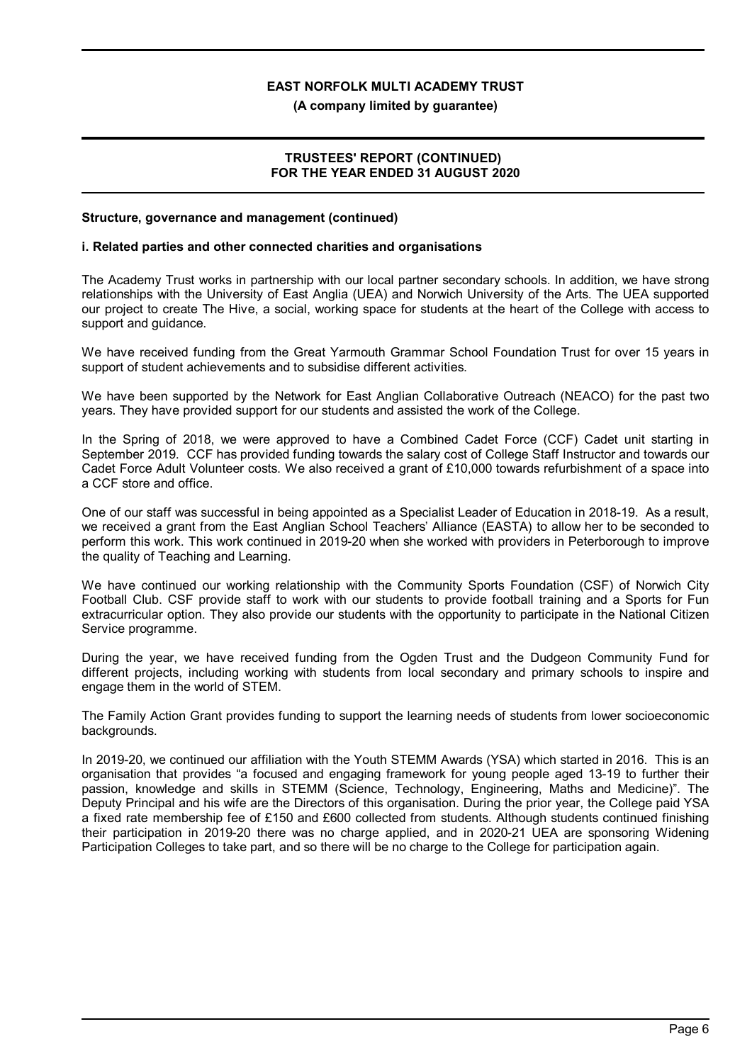**Structure, governance and management (continued)**

**i. Related parties and other connected charities and organisations**

The Academy Trust works in partnership with our local partner secondary schools. In addition, we have strong relationships with the University of East Anglia (UEA) and Norwich University of the Arts. The UEA supported our project to create The Hive, a social, working space for students at the heart of the College with access to support and guidance.

We have received funding from the Great Yarmouth Grammar School Foundation Trust for over 15 years in support of student achievements and to subsidise different activities.

We have been supported by the Network for East Anglian Collaborative Outreach (NEACO) for the past two years. They have provided support for our students and assisted the work of the College.

In the Spring of 2018, we were approved to have a Combined Cadet Force (CCF) Cadet unit starting in September 2019. CCF has provided funding towards the salary cost of College Staff Instructor and towards our Cadet Force Adult Volunteer costs. We also received a grant of £10,000 towards refurbishment of a space into a CCF store and office.

One of our staff was successful in being appointed as a Specialist Leader of Education in 2018-19. As a result, we received a grant from the East Anglian School Teachers' Alliance (EASTA) to allow her to be seconded to perform this work. This work continued in 2019-20 when she worked with providers in Peterborough to improve the quality of Teaching and Learning.

We have continued our working relationship with the Community Sports Foundation (CSF) of Norwich City Football Club. CSF provide staff to work with our students to provide football training and a Sports for Fun extracurricular option. They also provide our students with the opportunity to participate in the National Citizen Service programme.

During the year, we have received funding from the Ogden Trust and the Dudgeon Community Fund for different projects, including working with students from local secondary and primary schools to inspire and engage them in the world of STEM.

The Family Action Grant provides funding to support the learning needs of students from lower socioeconomic backgrounds.

In 2019-20, we continued our affiliation with the Youth STEMM Awards (YSA) which started in 2016. This is an organisation that provides "a focused and engaging framework for young people aged 13-19 to further their passion, knowledge and skills in STEMM (Science, Technology, Engineering, Maths and Medicine)". The Deputy Principal and his wife are the Directors of this organisation. During the prior year, the College paid YSA a fixed rate membership fee of £150 and £600 collected from students. Although students continued finishing their participation in 2019-20 there was no charge applied, and in 2020-21 UEA are sponsoring Widening Participation Colleges to take part, and so there will be no charge to the College for participation again.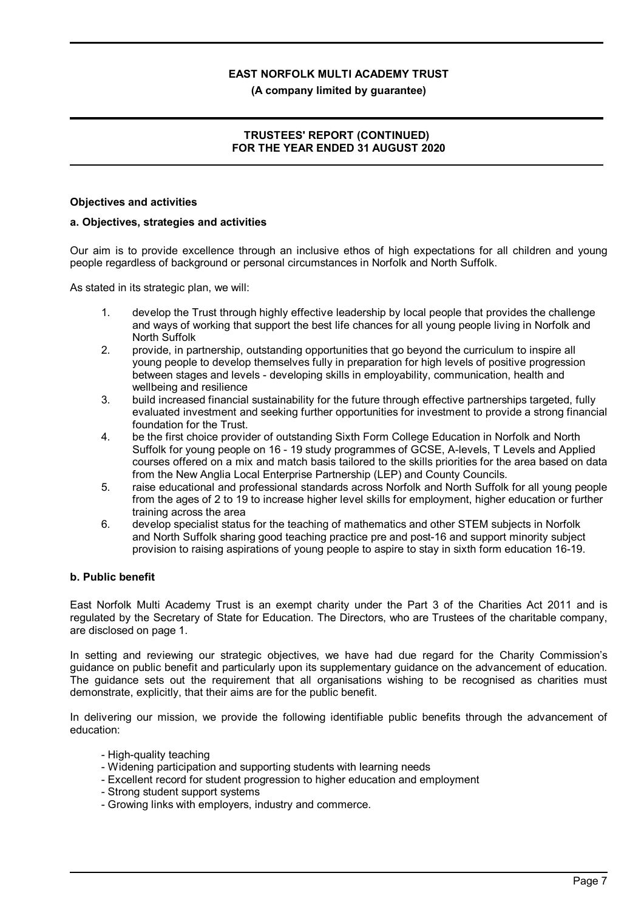## Objectives and activities

### a. Objectives, strategies and activities

Our aim is to provide excellence through an inclusive ethos of high expectations for all children and young people regardless of background or personal circumstances in Norfolk and North Suffolk.

As stated in its strategic plan, we will:

1. develop the Trust through highly effective leadership by local people that provides the challenge and ways of working that support the best life chances for all young people living in Norfolk and North Suffolk
2. provide, in partnership, outstanding opportunities that go beyond the curriculum to inspire all young people to develop themselves fully in preparation for high levels of positive progression between stages and levels - developing skills in employability, communication, health and wellbeing and resilience
3. build increased financial sustainability for the future through effective partnerships targeted, fully evaluated investment and seeking further opportunities for investment to provide a strong financial foundation for the Trust.
4. be the first choice provider of outstanding Sixth Form College Education in Norfolk and North Suffolk for young people on 16 - 19 study programmes of GCSE, A-levels, T Levels and Applied courses offered on a mix and match basis tailored to the skills priorities for the area based on data from the New Anglia Local Enterprise Partnership (LEP) and County Councils.
5. raise educational and professional standards across Norfolk and North Suffolk for all young people from the ages of 2 to 19 to increase higher level skills for employment, higher education or further training across the area
6. develop specialist status for the teaching of mathematics and other STEM subjects in Norfolk and North Suffolk sharing good teaching practice pre and post-16 and support minority subject provision to raising aspirations of young people to aspire to stay in sixth form education 16-19.

### b. Public benefit

East Norfolk Multi Academy Trust is an exempt charity under the Part 3 of the Charities Act 2011 and is regulated by the Secretary of State for Education. The Directors, who are Trustees of the charitable company, are disclosed on page 1.

In setting and reviewing our strategic objectives, we have had due regard for the Charity Commission's guidance on public benefit and particularly upon its supplementary guidance on the advancement of education. The guidance sets out the requirement that all organisations wishing to be recognised as charities must demonstrate, explicitly, that their aims are for the public benefit.

In delivering our mission, we provide the following identifiable public benefits through the advancement of education:

- High-quality teaching
- Widening participation and supporting students with learning needs
- Excellent record for student progression to higher education and employment
- Strong student support systems
- Growing links with employers, industry and commerce.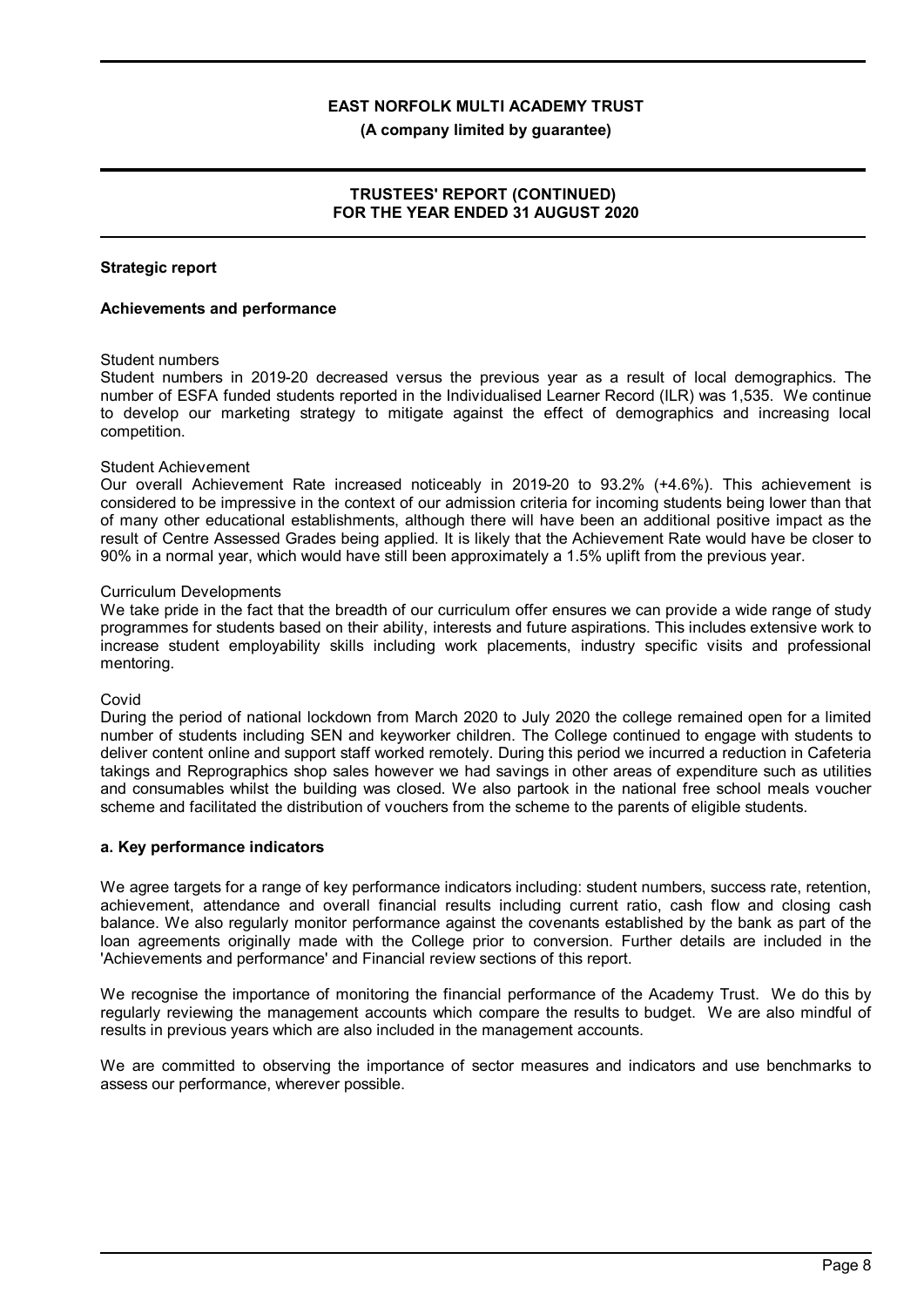## Strategic report

### Achievements and performance

Student numbers

Student numbers in 2019-20 decreased versus the previous year as a result of local demographics. The number of ESFA funded students reported in the Individualised Learner Record (ILR) was 1,535. We continue to develop our marketing strategy to mitigate against the effect of demographics and increasing local competition.

Student Achievement

Our overall Achievement Rate increased noticeably in 2019-20 to 93.2% (+4.6%). This achievement is considered to be impressive in the context of our admission criteria for incoming students being lower than that of many other educational establishments, although there will have been an additional positive impact as the result of Centre Assessed Grades being applied. It is likely that the Achievement Rate would have be closer to 90% in a normal year, which would have still been approximately a 1.5% uplift from the previous year.

Curriculum Developments

We take pride in the fact that the breadth of our curriculum offer ensures we can provide a wide range of study programmes for students based on their ability, interests and future aspirations. This includes extensive work to increase student employability skills including work placements, industry specific visits and professional mentoring.

Covid

During the period of national lockdown from March 2020 to July 2020 the college remained open for a limited number of students including SEN and keyworker children. The College continued to engage with students to deliver content online and support staff worked remotely. During this period we incurred a reduction in Cafeteria takings and Reprographics shop sales however we had savings in other areas of expenditure such as utilities and consumables whilst the building was closed. We also partook in the national free school meals voucher scheme and facilitated the distribution of vouchers from the scheme to the parents of eligible students.

### a. Key performance indicators

We agree targets for a range of key performance indicators including: student numbers, success rate, retention, achievement, attendance and overall financial results including current ratio, cash flow and closing cash balance. We also regularly monitor performance against the covenants established by the bank as part of the loan agreements originally made with the College prior to conversion. Further details are included in the 'Achievements and performance' and Financial review sections of this report.

We recognise the importance of monitoring the financial performance of the Academy Trust. We do this by regularly reviewing the management accounts which compare the results to budget. We are also mindful of results in previous years which are also included in the management accounts.

We are committed to observing the importance of sector measures and indicators and use benchmarks to assess our performance, wherever possible.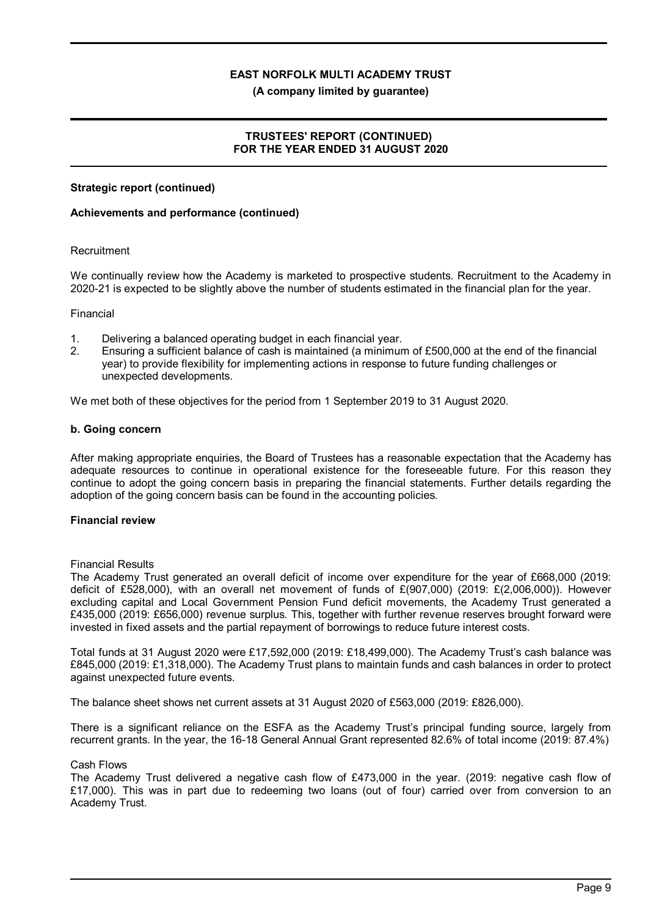## Strategic report (continued)

### Achievements and performance (continued)

Recruitment

We continually review how the Academy is marketed to prospective students. Recruitment to the Academy in 2020-21 is expected to be slightly above the number of students estimated in the financial plan for the year.

Financial

1. Delivering a balanced operating budget in each financial year.
2. Ensuring a sufficient balance of cash is maintained (a minimum of £500,000 at the end of the financial year) to provide flexibility for implementing actions in response to future funding challenges or unexpected developments.

We met both of these objectives for the period from 1 September 2019 to 31 August 2020.

### b. Going concern

After making appropriate enquiries, the Board of Trustees has a reasonable expectation that the Academy has adequate resources to continue in operational existence for the foreseeable future. For this reason they continue to adopt the going concern basis in preparing the financial statements. Further details regarding the adoption of the going concern basis can be found in the accounting policies.

## Financial review

Financial Results

The Academy Trust generated an overall deficit of income over expenditure for the year of £668,000 (2019: deficit of £528,000), with an overall net movement of funds of £(907,000) (2019: £(2,006,000)). However excluding capital and Local Government Pension Fund deficit movements, the Academy Trust generated a £435,000 (2019: £656,000) revenue surplus. This, together with further revenue reserves brought forward were invested in fixed assets and the partial repayment of borrowings to reduce future interest costs.

Total funds at 31 August 2020 were £17,592,000 (2019: £18,499,000). The Academy Trust's cash balance was £845,000 (2019: £1,318,000). The Academy Trust plans to maintain funds and cash balances in order to protect against unexpected future events.

The balance sheet shows net current assets at 31 August 2020 of £563,000 (2019: £826,000).

There is a significant reliance on the ESFA as the Academy Trust's principal funding source, largely from recurrent grants. In the year, the 16-18 General Annual Grant represented 82.6% of total income (2019: 87.4%)

Cash Flows

The Academy Trust delivered a negative cash flow of £473,000 in the year. (2019: negative cash flow of £17,000). This was in part due to redeeming two loans (out of four) carried over from conversion to an Academy Trust.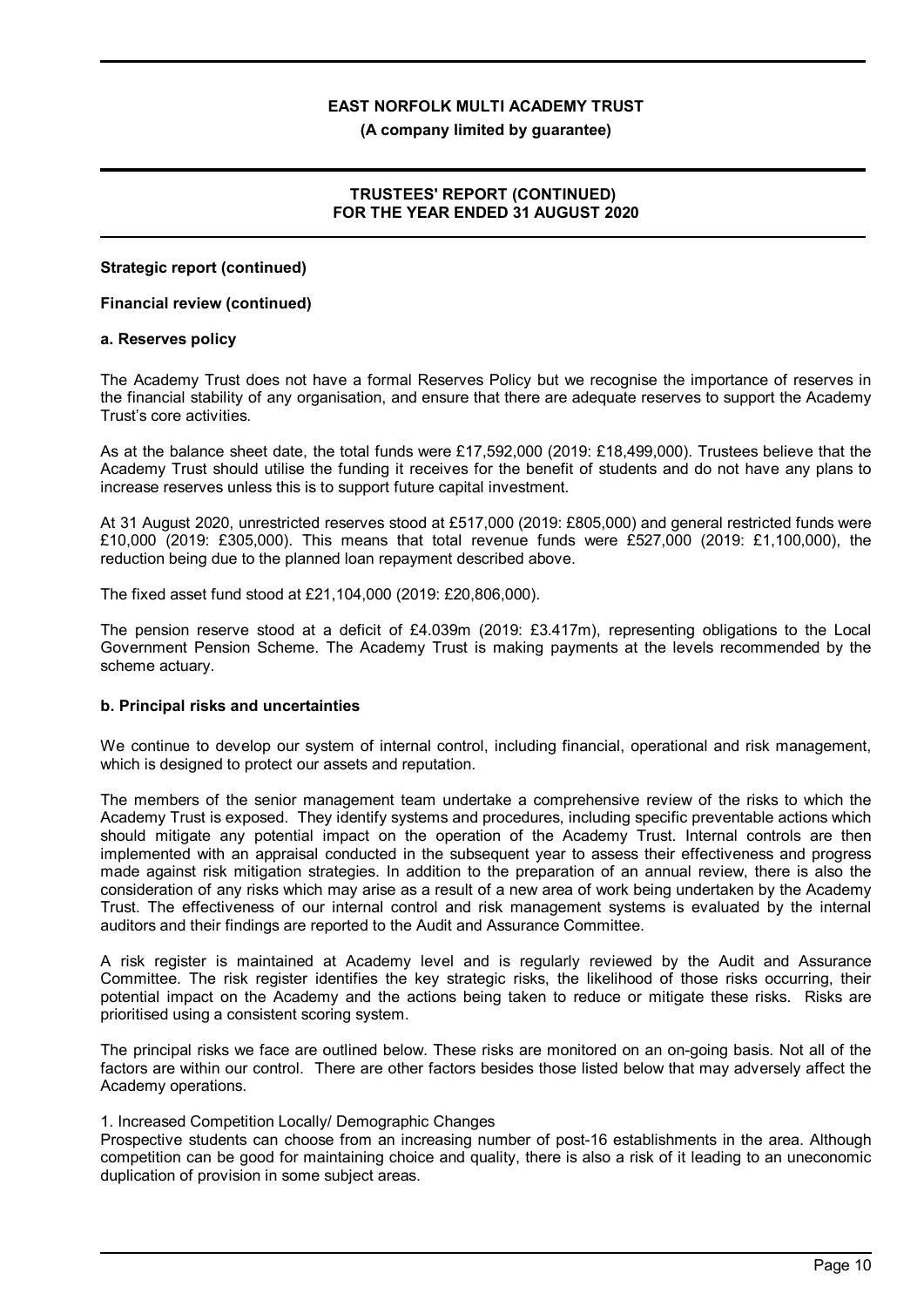**Strategic report (continued)**

**Financial review (continued)**

**a. Reserves policy**

The Academy Trust does not have a formal Reserves Policy but we recognise the importance of reserves in the financial stability of any organisation, and ensure that there are adequate reserves to support the Academy Trust's core activities.

As at the balance sheet date, the total funds were £17,592,000 (2019: £18,499,000). Trustees believe that the Academy Trust should utilise the funding it receives for the benefit of students and do not have any plans to increase reserves unless this is to support future capital investment.

At 31 August 2020, unrestricted reserves stood at £517,000 (2019: £805,000) and general restricted funds were £10,000 (2019: £305,000). This means that total revenue funds were £527,000 (2019: £1,100,000), the reduction being due to the planned loan repayment described above.

The fixed asset fund stood at £21,104,000 (2019: £20,806,000).

The pension reserve stood at a deficit of £4.039m (2019: £3.417m), representing obligations to the Local Government Pension Scheme. The Academy Trust is making payments at the levels recommended by the scheme actuary.

**b. Principal risks and uncertainties**

We continue to develop our system of internal control, including financial, operational and risk management, which is designed to protect our assets and reputation.

The members of the senior management team undertake a comprehensive review of the risks to which the Academy Trust is exposed. They identify systems and procedures, including specific preventable actions which should mitigate any potential impact on the operation of the Academy Trust. Internal controls are then implemented with an appraisal conducted in the subsequent year to assess their effectiveness and progress made against risk mitigation strategies. In addition to the preparation of an annual review, there is also the consideration of any risks which may arise as a result of a new area of work being undertaken by the Academy Trust. The effectiveness of our internal control and risk management systems is evaluated by the internal auditors and their findings are reported to the Audit and Assurance Committee.

A risk register is maintained at Academy level and is regularly reviewed by the Audit and Assurance Committee. The risk register identifies the key strategic risks, the likelihood of those risks occurring, their potential impact on the Academy and the actions being taken to reduce or mitigate these risks. Risks are prioritised using a consistent scoring system.

The principal risks we face are outlined below. These risks are monitored on an on-going basis. Not all of the factors are within our control. There are other factors besides those listed below that may adversely affect the Academy operations.

1. Increased Competition Locally/ Demographic Changes
Prospective students can choose from an increasing number of post-16 establishments in the area. Although competition can be good for maintaining choice and quality, there is also a risk of it leading to an uneconomic duplication of provision in some subject areas.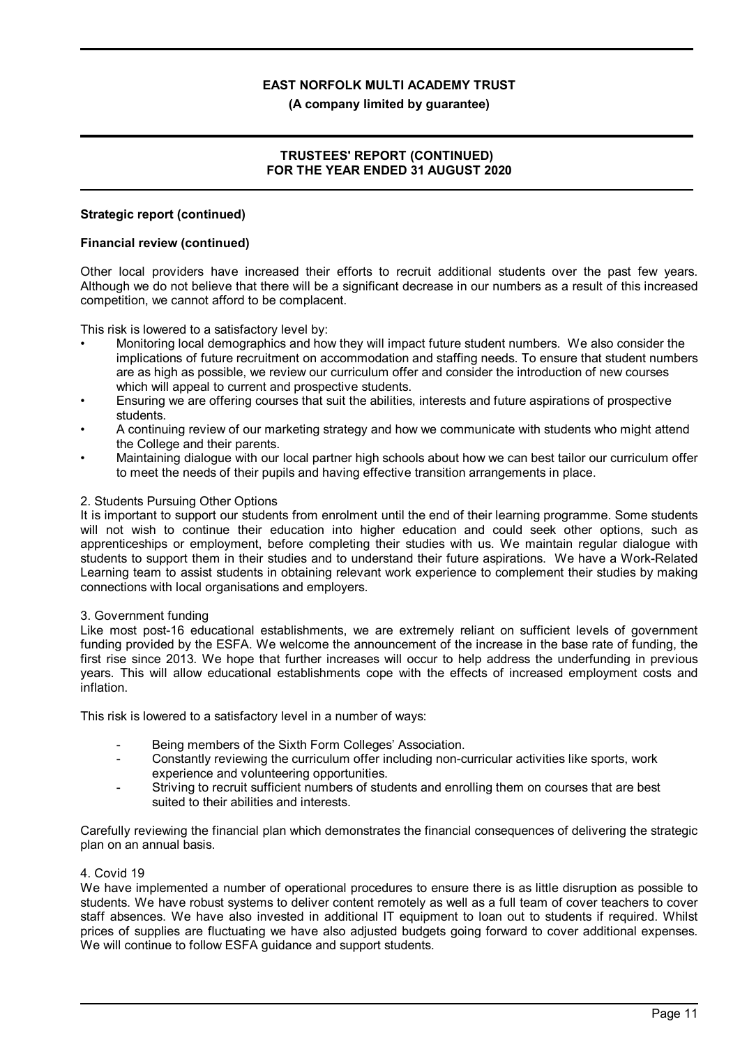**Strategic report (continued)**

**Financial review (continued)**

Other local providers have increased their efforts to recruit additional students over the past few years. Although we do not believe that there will be a significant decrease in our numbers as a result of this increased competition, we cannot afford to be complacent.

This risk is lowered to a satisfactory level by:

- Monitoring local demographics and how they will impact future student numbers. We also consider the implications of future recruitment on accommodation and staffing needs. To ensure that student numbers are as high as possible, we review our curriculum offer and consider the introduction of new courses which will appeal to current and prospective students.
- Ensuring we are offering courses that suit the abilities, interests and future aspirations of prospective students.
- A continuing review of our marketing strategy and how we communicate with students who might attend the College and their parents.
- Maintaining dialogue with our local partner high schools about how we can best tailor our curriculum offer to meet the needs of their pupils and having effective transition arrangements in place.

2. Students Pursuing Other Options

It is important to support our students from enrolment until the end of their learning programme. Some students will not wish to continue their education into higher education and could seek other options, such as apprenticeships or employment, before completing their studies with us. We maintain regular dialogue with students to support them in their studies and to understand their future aspirations. We have a Work-Related Learning team to assist students in obtaining relevant work experience to complement their studies by making connections with local organisations and employers.

3. Government funding

Like most post-16 educational establishments, we are extremely reliant on sufficient levels of government funding provided by the ESFA. We welcome the announcement of the increase in the base rate of funding, the first rise since 2013. We hope that further increases will occur to help address the underfunding in previous years. This will allow educational establishments cope with the effects of increased employment costs and inflation.

This risk is lowered to a satisfactory level in a number of ways:

- Being members of the Sixth Form Colleges' Association.
- Constantly reviewing the curriculum offer including non-curricular activities like sports, work experience and volunteering opportunities.
- Striving to recruit sufficient numbers of students and enrolling them on courses that are best suited to their abilities and interests.

Carefully reviewing the financial plan which demonstrates the financial consequences of delivering the strategic plan on an annual basis.

4. Covid 19

We have implemented a number of operational procedures to ensure there is as little disruption as possible to students. We have robust systems to deliver content remotely as well as a full team of cover teachers to cover staff absences. We have also invested in additional IT equipment to loan out to students if required. Whilst prices of supplies are fluctuating we have also adjusted budgets going forward to cover additional expenses. We will continue to follow ESFA guidance and support students.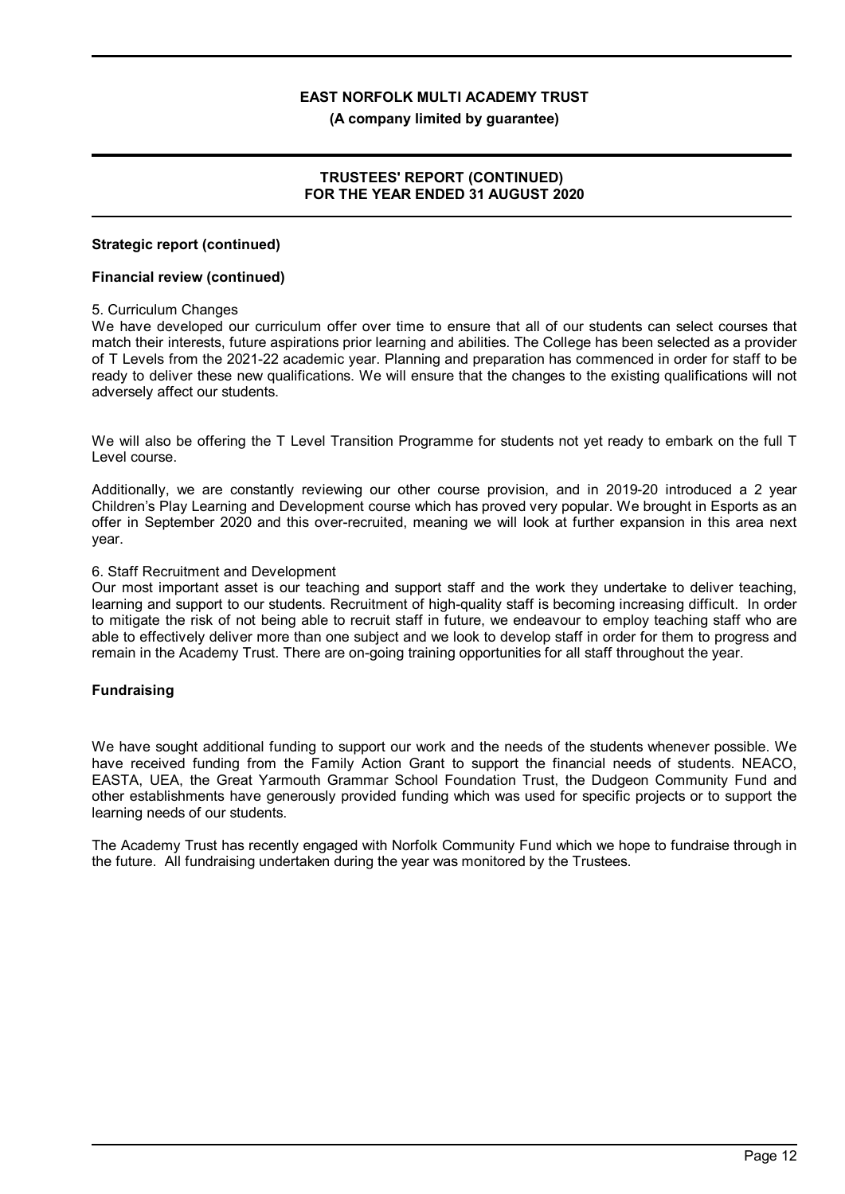**Strategic report (continued)**

**Financial review (continued)**

5. Curriculum Changes

We have developed our curriculum offer over time to ensure that all of our students can select courses that match their interests, future aspirations prior learning and abilities. The College has been selected as a provider of T Levels from the 2021-22 academic year. Planning and preparation has commenced in order for staff to be ready to deliver these new qualifications. We will ensure that the changes to the existing qualifications will not adversely affect our students.

We will also be offering the T Level Transition Programme for students not yet ready to embark on the full T Level course.

Additionally, we are constantly reviewing our other course provision, and in 2019-20 introduced a 2 year Children's Play Learning and Development course which has proved very popular. We brought in Esports as an offer in September 2020 and this over-recruited, meaning we will look at further expansion in this area next year.

6. Staff Recruitment and Development

Our most important asset is our teaching and support staff and the work they undertake to deliver teaching, learning and support to our students. Recruitment of high-quality staff is becoming increasing difficult. In order to mitigate the risk of not being able to recruit staff in future, we endeavour to employ teaching staff who are able to effectively deliver more than one subject and we look to develop staff in order for them to progress and remain in the Academy Trust. There are on-going training opportunities for all staff throughout the year.

**Fundraising**

We have sought additional funding to support our work and the needs of the students whenever possible. We have received funding from the Family Action Grant to support the financial needs of students. NEACO, EASTA, UEA, the Great Yarmouth Grammar School Foundation Trust, the Dudgeon Community Fund and other establishments have generously provided funding which was used for specific projects or to support the learning needs of our students.

The Academy Trust has recently engaged with Norfolk Community Fund which we hope to fundraise through in the future. All fundraising undertaken during the year was monitored by the Trustees.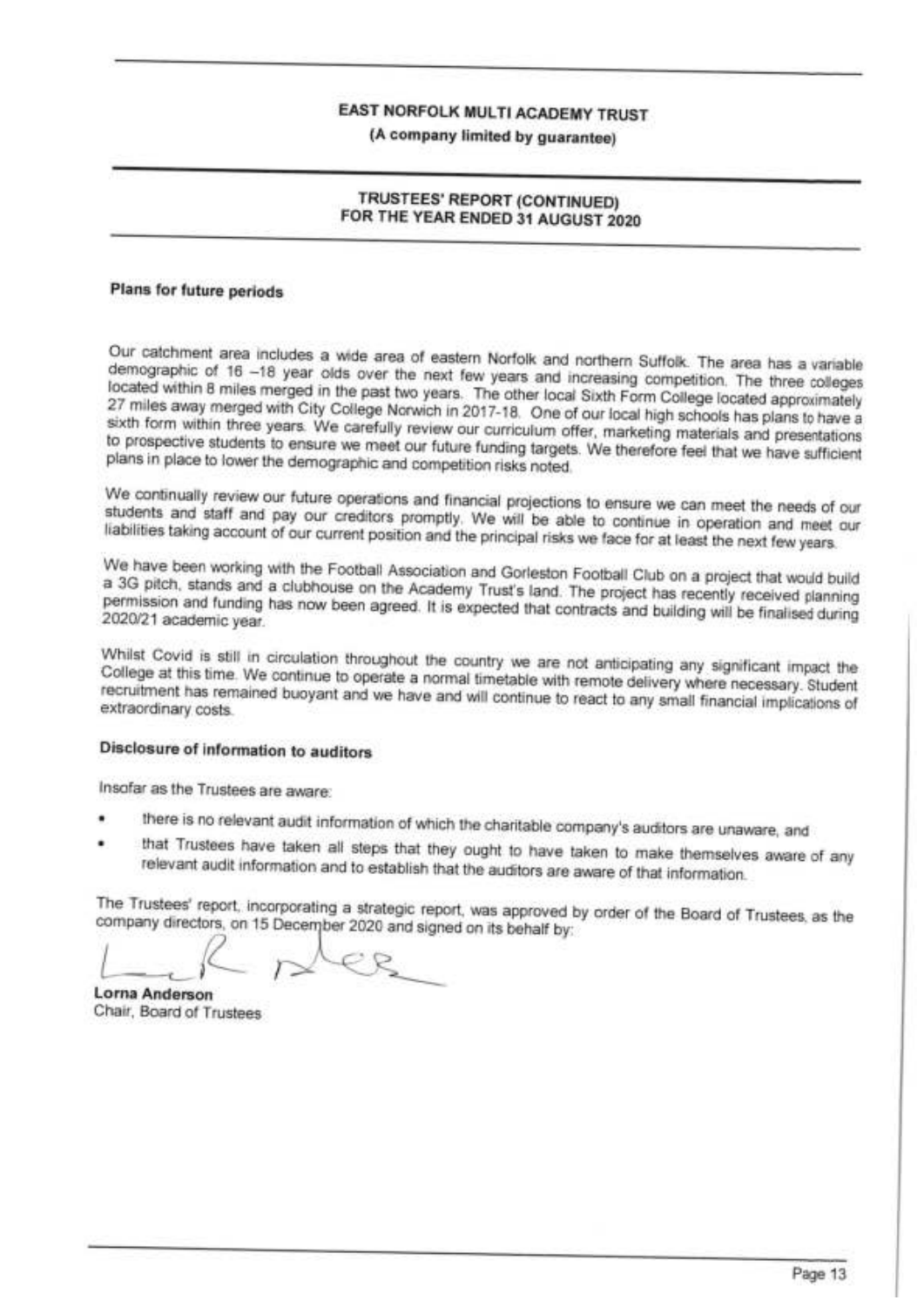## Plans for future periods

Our catchment area includes a wide area of eastern Norfolk and northern Suffolk. The area has a variable demographic of 16 –18 year olds over the next few years and increasing competition. The three colleges located within 8 miles merged in the past two years. The other local Sixth Form College located approximately 27 miles away merged with City College Norwich in 2017-18. One of our local high schools has plans to have a sixth form within three years. We carefully review our curriculum offer, marketing materials and presentations to prospective students to ensure we meet our future funding targets. We therefore feel that we have sufficient plans in place to lower the demographic and competition risks noted.

We continually review our future operations and financial projections to ensure we can meet the needs of our students and staff and pay our creditors promptly. We will be able to continue in operation and meet our liabilities taking account of our current position and the principal risks we face for at least the next few years.

We have been working with the Football Association and Gorleston Football Club on a project that would build a 3G pitch, stands and a clubhouse on the Academy Trust's land. The project has recently received planning permission and funding has now been agreed. It is expected that contracts and building will be finalised during 2020/21 academic year.

Whilst Covid is still in circulation throughout the country we are not anticipating any significant impact the College at this time. We continue to operate a normal timetable with remote delivery where necessary. Student recruitment has remained buoyant and we have and will continue to react to any small financial implications of extraordinary costs.

## Disclosure of information to auditors

Insofar as the Trustees are aware:

- there is no relevant audit information of which the charitable company's auditors are unaware, and
- that Trustees have taken all steps that they ought to have taken to make themselves aware of any relevant audit information and to establish that the auditors are aware of that information.

The Trustees' report, incorporating a strategic report, was approved by order of the Board of Trustees, as the company directors, on 15 December 2020 and signed on its behalf by:

**Lorna Anderson**
Chair, Board of Trustees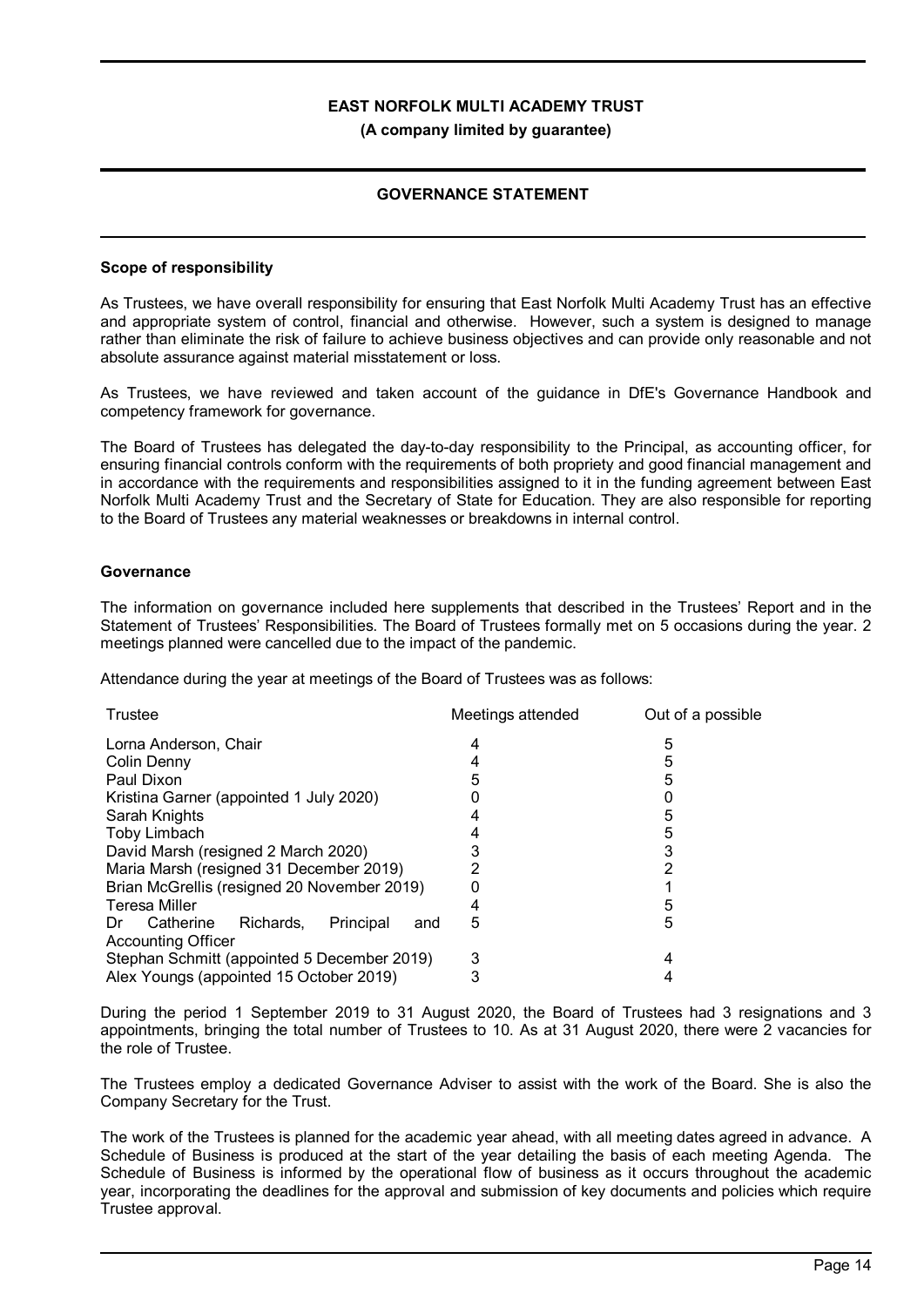**EAST NORFOLK MULTI ACADEMY TRUST**
**(A company limited by guarantee)**

## GOVERNANCE STATEMENT

### Scope of responsibility

As Trustees, we have overall responsibility for ensuring that East Norfolk Multi Academy Trust has an effective and appropriate system of control, financial and otherwise. However, such a system is designed to manage rather than eliminate the risk of failure to achieve business objectives and can provide only reasonable and not absolute assurance against material misstatement or loss.

As Trustees, we have reviewed and taken account of the guidance in DfE's Governance Handbook and competency framework for governance.

The Board of Trustees has delegated the day-to-day responsibility to the Principal, as accounting officer, for ensuring financial controls conform with the requirements of both propriety and good financial management and in accordance with the requirements and responsibilities assigned to it in the funding agreement between East Norfolk Multi Academy Trust and the Secretary of State for Education. They are also responsible for reporting to the Board of Trustees any material weaknesses or breakdowns in internal control.

### Governance

The information on governance included here supplements that described in the Trustees' Report and in the Statement of Trustees' Responsibilities. The Board of Trustees formally met on 5 occasions during the year. 2 meetings planned were cancelled due to the impact of the pandemic.

Attendance during the year at meetings of the Board of Trustees was as follows:

| Trustee | Meetings attended | Out of a possible |
|---|---|---|
| Lorna Anderson, Chair | 4 | 5 |
| Colin Denny | 4 | 5 |
| Paul Dixon | 5 | 5 |
| Kristina Garner (appointed 1 July 2020) | 0 | 0 |
| Sarah Knights | 4 | 5 |
| Toby Limbach | 4 | 5 |
| David Marsh (resigned 2 March 2020) | 3 | 3 |
| Maria Marsh (resigned 31 December 2019) | 2 | 2 |
| Brian McGrellis (resigned 20 November 2019) | 0 | 1 |
| Teresa Miller | 4 | 5 |
| Dr Catherine Richards, Principal and Accounting Officer | 5 | 5 |
| Stephan Schmitt (appointed 5 December 2019) | 3 | 4 |
| Alex Youngs (appointed 15 October 2019) | 3 | 4 |

During the period 1 September 2019 to 31 August 2020, the Board of Trustees had 3 resignations and 3 appointments, bringing the total number of Trustees to 10. As at 31 August 2020, there were 2 vacancies for the role of Trustee.

The Trustees employ a dedicated Governance Adviser to assist with the work of the Board. She is also the Company Secretary for the Trust.

The work of the Trustees is planned for the academic year ahead, with all meeting dates agreed in advance. A Schedule of Business is produced at the start of the year detailing the basis of each meeting Agenda. The Schedule of Business is informed by the operational flow of business as it occurs throughout the academic year, incorporating the deadlines for the approval and submission of key documents and policies which require Trustee approval.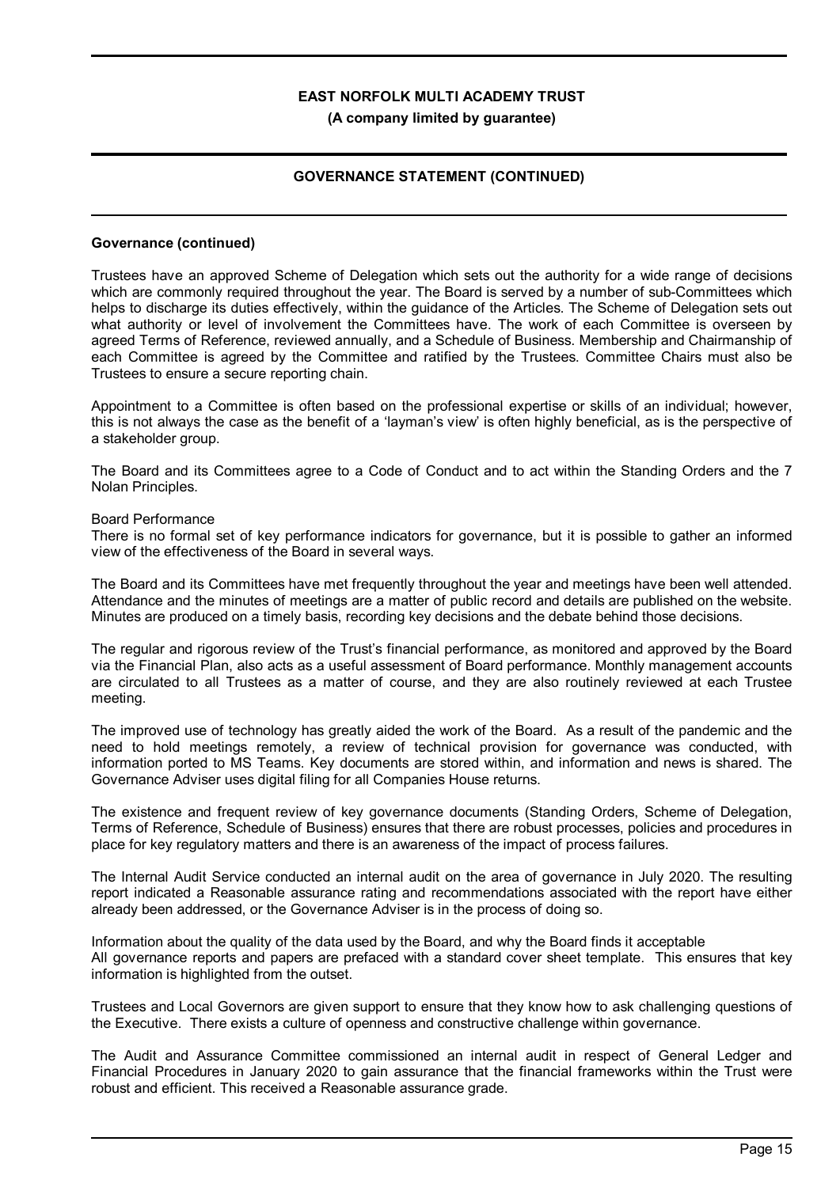### Governance (continued)

Trustees have an approved Scheme of Delegation which sets out the authority for a wide range of decisions which are commonly required throughout the year. The Board is served by a number of sub-Committees which helps to discharge its duties effectively, within the guidance of the Articles. The Scheme of Delegation sets out what authority or level of involvement the Committees have. The work of each Committee is overseen by agreed Terms of Reference, reviewed annually, and a Schedule of Business. Membership and Chairmanship of each Committee is agreed by the Committee and ratified by the Trustees. Committee Chairs must also be Trustees to ensure a secure reporting chain.

Appointment to a Committee is often based on the professional expertise or skills of an individual; however, this is not always the case as the benefit of a 'layman's view' is often highly beneficial, as is the perspective of a stakeholder group.

The Board and its Committees agree to a Code of Conduct and to act within the Standing Orders and the 7 Nolan Principles.

Board Performance

There is no formal set of key performance indicators for governance, but it is possible to gather an informed view of the effectiveness of the Board in several ways.

The Board and its Committees have met frequently throughout the year and meetings have been well attended. Attendance and the minutes of meetings are a matter of public record and details are published on the website. Minutes are produced on a timely basis, recording key decisions and the debate behind those decisions.

The regular and rigorous review of the Trust's financial performance, as monitored and approved by the Board via the Financial Plan, also acts as a useful assessment of Board performance. Monthly management accounts are circulated to all Trustees as a matter of course, and they are also routinely reviewed at each Trustee meeting.

The improved use of technology has greatly aided the work of the Board. As a result of the pandemic and the need to hold meetings remotely, a review of technical provision for governance was conducted, with information ported to MS Teams. Key documents are stored within, and information and news is shared. The Governance Adviser uses digital filing for all Companies House returns.

The existence and frequent review of key governance documents (Standing Orders, Scheme of Delegation, Terms of Reference, Schedule of Business) ensures that there are robust processes, policies and procedures in place for key regulatory matters and there is an awareness of the impact of process failures.

The Internal Audit Service conducted an internal audit on the area of governance in July 2020. The resulting report indicated a Reasonable assurance rating and recommendations associated with the report have either already been addressed, or the Governance Adviser is in the process of doing so.

Information about the quality of the data used by the Board, and why the Board finds it acceptable

All governance reports and papers are prefaced with a standard cover sheet template. This ensures that key information is highlighted from the outset.

Trustees and Local Governors are given support to ensure that they know how to ask challenging questions of the Executive. There exists a culture of openness and constructive challenge within governance.

The Audit and Assurance Committee commissioned an internal audit in respect of General Ledger and Financial Procedures in January 2020 to gain assurance that the financial frameworks within the Trust were robust and efficient. This received a Reasonable assurance grade.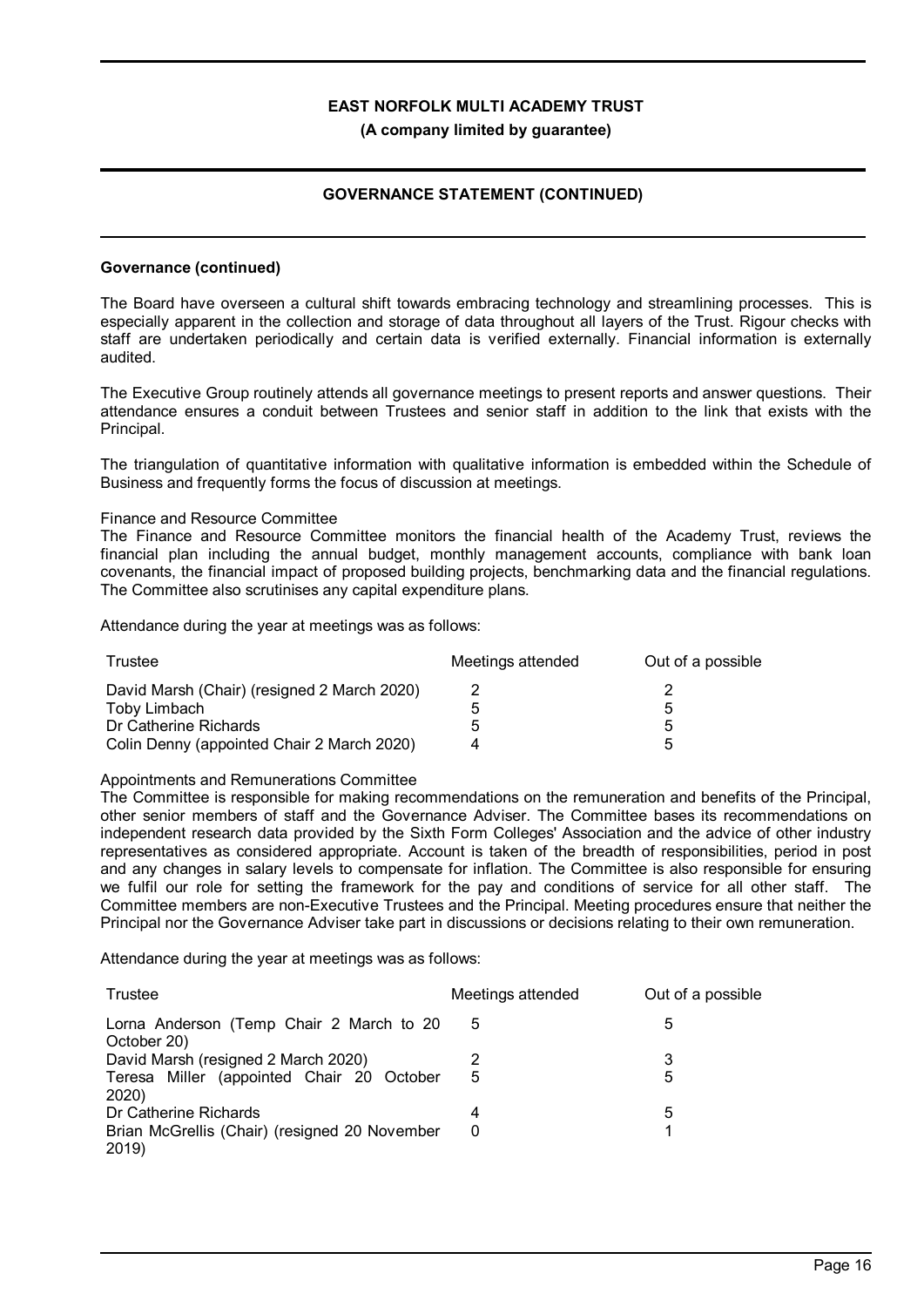**Governance (continued)**

The Board have overseen a cultural shift towards embracing technology and streamlining processes. This is especially apparent in the collection and storage of data throughout all layers of the Trust. Rigour checks with staff are undertaken periodically and certain data is verified externally. Financial information is externally audited.

The Executive Group routinely attends all governance meetings to present reports and answer questions. Their attendance ensures a conduit between Trustees and senior staff in addition to the link that exists with the Principal.

The triangulation of quantitative information with qualitative information is embedded within the Schedule of Business and frequently forms the focus of discussion at meetings.

Finance and Resource Committee

The Finance and Resource Committee monitors the financial health of the Academy Trust, reviews the financial plan including the annual budget, monthly management accounts, compliance with bank loan covenants, the financial impact of proposed building projects, benchmarking data and the financial regulations. The Committee also scrutinises any capital expenditure plans.

Attendance during the year at meetings was as follows:

| Trustee | Meetings attended | Out of a possible |
|---|---|---|
| David Marsh (Chair) (resigned 2 March 2020) | 2 | 2 |
| Toby Limbach | 5 | 5 |
| Dr Catherine Richards | 5 | 5 |
| Colin Denny (appointed Chair 2 March 2020) | 4 | 5 |

Appointments and Remunerations Committee

The Committee is responsible for making recommendations on the remuneration and benefits of the Principal, other senior members of staff and the Governance Adviser. The Committee bases its recommendations on independent research data provided by the Sixth Form Colleges' Association and the advice of other industry representatives as considered appropriate. Account is taken of the breadth of responsibilities, period in post and any changes in salary levels to compensate for inflation. The Committee is also responsible for ensuring we fulfil our role for setting the framework for the pay and conditions of service for all other staff. The Committee members are non-Executive Trustees and the Principal. Meeting procedures ensure that neither the Principal nor the Governance Adviser take part in discussions or decisions relating to their own remuneration.

Attendance during the year at meetings was as follows:

| Trustee | Meetings attended | Out of a possible |
|---|---|---|
| Lorna Anderson (Temp Chair 2 March to 20 October 20) | 5 | 5 |
| David Marsh (resigned 2 March 2020) | 2 | 3 |
| Teresa Miller (appointed Chair 20 October 2020) | 5 | 5 |
| Dr Catherine Richards | 4 | 5 |
| Brian McGrellis (Chair) (resigned 20 November 2019) | 0 | 1 |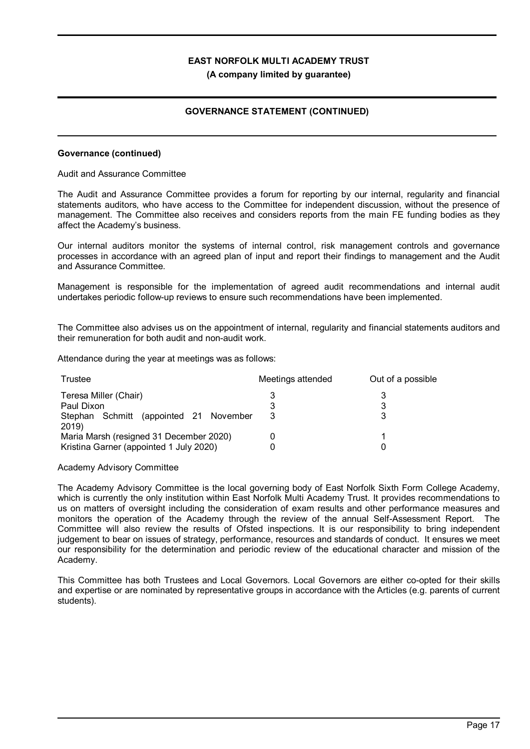**Governance (continued)**

Audit and Assurance Committee

The Audit and Assurance Committee provides a forum for reporting by our internal, regularity and financial statements auditors, who have access to the Committee for independent discussion, without the presence of management. The Committee also receives and considers reports from the main FE funding bodies as they affect the Academy's business.

Our internal auditors monitor the systems of internal control, risk management controls and governance processes in accordance with an agreed plan of input and report their findings to management and the Audit and Assurance Committee.

Management is responsible for the implementation of agreed audit recommendations and internal audit undertakes periodic follow-up reviews to ensure such recommendations have been implemented.

The Committee also advises us on the appointment of internal, regularity and financial statements auditors and their remuneration for both audit and non-audit work.

Attendance during the year at meetings was as follows:

| Trustee | Meetings attended | Out of a possible |
|---|---|---|
| Teresa Miller (Chair) | 3 | 3 |
| Paul Dixon | 3 | 3 |
| Stephan Schmitt (appointed 21 November 2019) | 3 | 3 |
| Maria Marsh (resigned 31 December 2020) | 0 | 1 |
| Kristina Garner (appointed 1 July 2020) | 0 | 0 |

Academy Advisory Committee

The Academy Advisory Committee is the local governing body of East Norfolk Sixth Form College Academy, which is currently the only institution within East Norfolk Multi Academy Trust. It provides recommendations to us on matters of oversight including the consideration of exam results and other performance measures and monitors the operation of the Academy through the review of the annual Self-Assessment Report. The Committee will also review the results of Ofsted inspections. It is our responsibility to bring independent judgement to bear on issues of strategy, performance, resources and standards of conduct. It ensures we meet our responsibility for the determination and periodic review of the educational character and mission of the Academy.

This Committee has both Trustees and Local Governors. Local Governors are either co-opted for their skills and expertise or are nominated by representative groups in accordance with the Articles (e.g. parents of current students).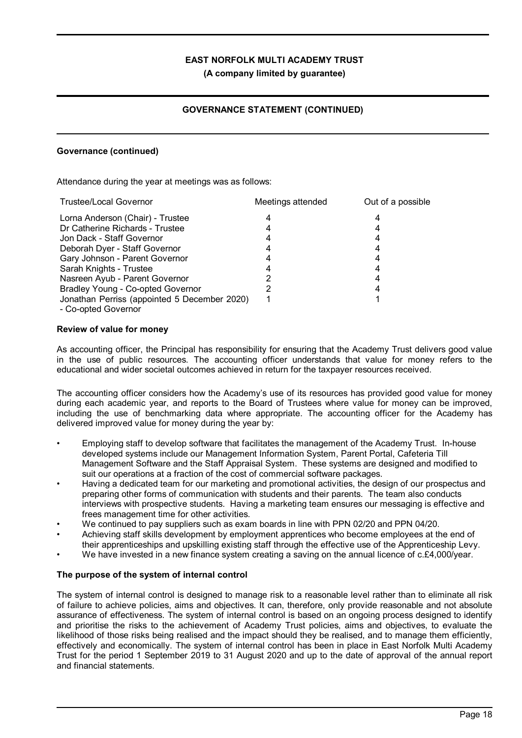### Governance (continued)

Attendance during the year at meetings was as follows:

| Trustee/Local Governor | Meetings attended | Out of a possible |
|---|---|---|
| Lorna Anderson (Chair) - Trustee | 4 | 4 |
| Dr Catherine Richards - Trustee | 4 | 4 |
| Jon Dack - Staff Governor | 4 | 4 |
| Deborah Dyer - Staff Governor | 4 | 4 |
| Gary Johnson - Parent Governor | 4 | 4 |
| Sarah Knights - Trustee | 4 | 4 |
| Nasreen Ayub - Parent Governor | 2 | 4 |
| Bradley Young - Co-opted Governor | 2 | 4 |
| Jonathan Perriss (appointed 5 December 2020) - Co-opted Governor | 1 | 1 |

### Review of value for money

As accounting officer, the Principal has responsibility for ensuring that the Academy Trust delivers good value in the use of public resources. The accounting officer understands that value for money refers to the educational and wider societal outcomes achieved in return for the taxpayer resources received.

The accounting officer considers how the Academy's use of its resources has provided good value for money during each academic year, and reports to the Board of Trustees where value for money can be improved, including the use of benchmarking data where appropriate. The accounting officer for the Academy has delivered improved value for money during the year by:

- Employing staff to develop software that facilitates the management of the Academy Trust. In-house developed systems include our Management Information System, Parent Portal, Cafeteria Till Management Software and the Staff Appraisal System. These systems are designed and modified to suit our operations at a fraction of the cost of commercial software packages.
- Having a dedicated team for our marketing and promotional activities, the design of our prospectus and preparing other forms of communication with students and their parents. The team also conducts interviews with prospective students. Having a marketing team ensures our messaging is effective and frees management time for other activities.
- We continued to pay suppliers such as exam boards in line with PPN 02/20 and PPN 04/20.
- Achieving staff skills development by employment apprentices who become employees at the end of their apprenticeships and upskilling existing staff through the effective use of the Apprenticeship Levy.
- We have invested in a new finance system creating a saving on the annual licence of c.£4,000/year.

### The purpose of the system of internal control

The system of internal control is designed to manage risk to a reasonable level rather than to eliminate all risk of failure to achieve policies, aims and objectives. It can, therefore, only provide reasonable and not absolute assurance of effectiveness. The system of internal control is based on an ongoing process designed to identify and prioritise the risks to the achievement of Academy Trust policies, aims and objectives, to evaluate the likelihood of those risks being realised and the impact should they be realised, and to manage them efficiently, effectively and economically. The system of internal control has been in place in East Norfolk Multi Academy Trust for the period 1 September 2019 to 31 August 2020 and up to the date of approval of the annual report and financial statements.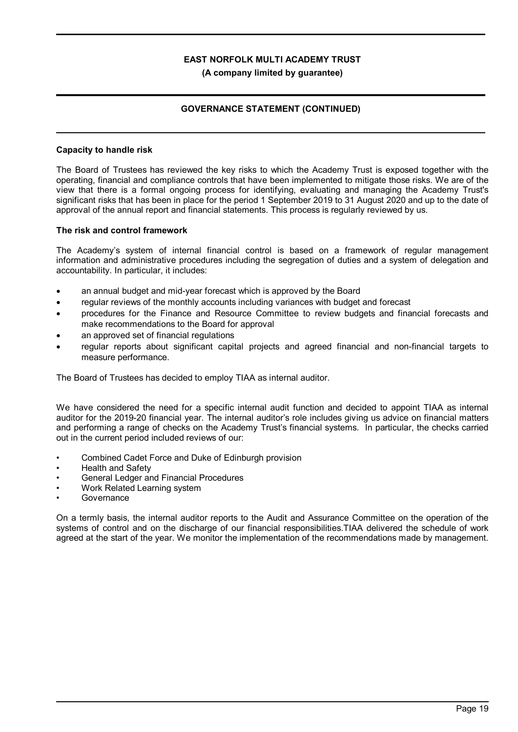### Capacity to handle risk

The Board of Trustees has reviewed the key risks to which the Academy Trust is exposed together with the operating, financial and compliance controls that have been implemented to mitigate those risks. We are of the view that there is a formal ongoing process for identifying, evaluating and managing the Academy Trust's significant risks that has been in place for the period 1 September 2019 to 31 August 2020 and up to the date of approval of the annual report and financial statements. This process is regularly reviewed by us.

### The risk and control framework

The Academy's system of internal financial control is based on a framework of regular management information and administrative procedures including the segregation of duties and a system of delegation and accountability. In particular, it includes:

- an annual budget and mid-year forecast which is approved by the Board
- regular reviews of the monthly accounts including variances with budget and forecast
- procedures for the Finance and Resource Committee to review budgets and financial forecasts and make recommendations to the Board for approval
- an approved set of financial regulations
- regular reports about significant capital projects and agreed financial and non-financial targets to measure performance.

The Board of Trustees has decided to employ TIAA as internal auditor.

We have considered the need for a specific internal audit function and decided to appoint TIAA as internal auditor for the 2019-20 financial year. The internal auditor's role includes giving us advice on financial matters and performing a range of checks on the Academy Trust's financial systems. In particular, the checks carried out in the current period included reviews of our:

- Combined Cadet Force and Duke of Edinburgh provision
- Health and Safety
- General Ledger and Financial Procedures
- Work Related Learning system
- Governance

On a termly basis, the internal auditor reports to the Audit and Assurance Committee on the operation of the systems of control and on the discharge of our financial responsibilities.TIAA delivered the schedule of work agreed at the start of the year. We monitor the implementation of the recommendations made by management.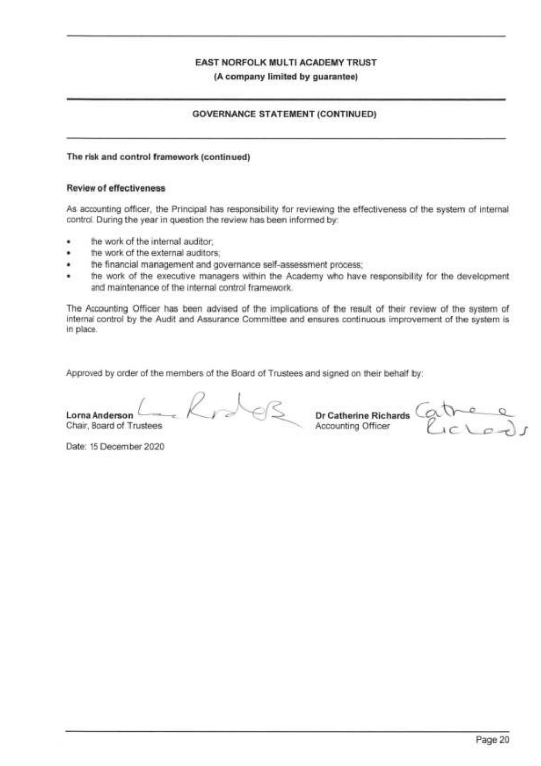# EAST NORFOLK MULTI ACADEMY TRUST

**(A company limited by guarantee)**

## GOVERNANCE STATEMENT (CONTINUED)

**The risk and control framework (continued)**

**Review of effectiveness**

As accounting officer, the Principal has responsibility for reviewing the effectiveness of the system of internal control. During the year in question the review has been informed by:

- the work of the internal auditor;
- the work of the external auditors;
- the financial management and governance self-assessment process;
- the work of the executive managers within the Academy who have responsibility for the development and maintenance of the internal control framework.

The Accounting Officer has been advised of the implications of the result of their review of the system of internal control by the Audit and Assurance Committee and ensures continuous improvement of the system is in place.

Approved by order of the members of the Board of Trustees and signed on their behalf by:

**Lorna Anderson**
Chair, Board of Trustees

**Dr Catherine Richards**
Accounting Officer

Date: 15 December 2020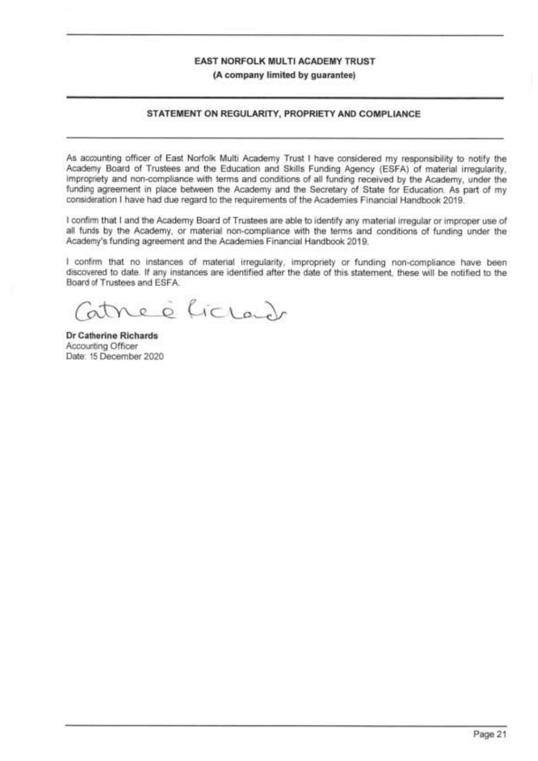**EAST NORFOLK MULTI ACADEMY TRUST**
**(A company limited by guarantee)**

## STATEMENT ON REGULARITY, PROPRIETY AND COMPLIANCE

As accounting officer of East Norfolk Multi Academy Trust I have considered my responsibility to notify the Academy Board of Trustees and the Education and Skills Funding Agency (ESFA) of material irregularity, impropriety and non-compliance with terms and conditions of all funding received by the Academy, under the funding agreement in place between the Academy and the Secretary of State for Education. As part of my consideration I have had due regard to the requirements of the Academies Financial Handbook 2019.

I confirm that I and the Academy Board of Trustees are able to identify any material irregular or improper use of all funds by the Academy, or material non-compliance with the terms and conditions of funding under the Academy's funding agreement and the Academies Financial Handbook 2019.

I confirm that no instances of material irregularity, impropriety or funding non-compliance have been discovered to date. If any instances are identified after the date of this statement, these will be notified to the Board of Trustees and ESFA.

**Dr Catherine Richards**
Accounting Officer
Date: 15 December 2020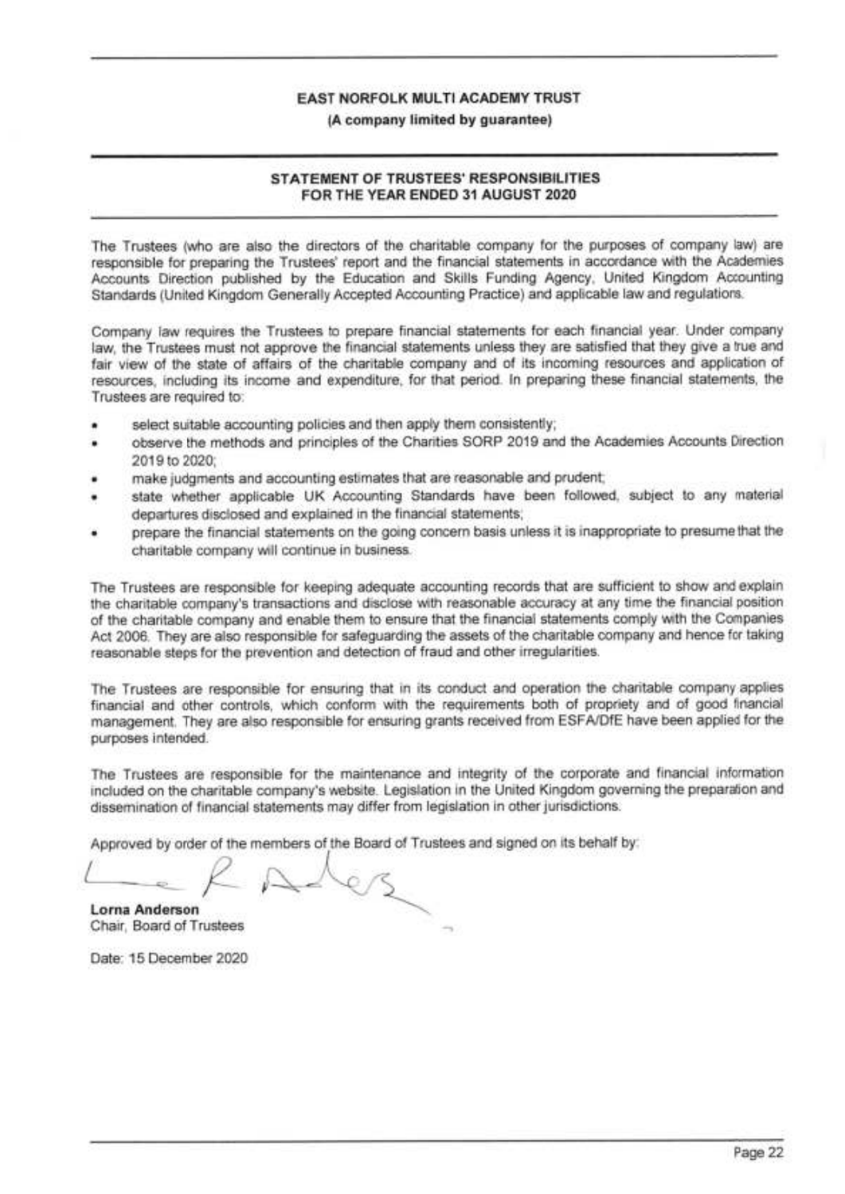**EAST NORFOLK MULTI ACADEMY TRUST**

**(A company limited by guarantee)**

## STATEMENT OF TRUSTEES' RESPONSIBILITIES FOR THE YEAR ENDED 31 AUGUST 2020

The Trustees (who are also the directors of the charitable company for the purposes of company law) are responsible for preparing the Trustees' report and the financial statements in accordance with the Academies Accounts Direction published by the Education and Skills Funding Agency, United Kingdom Accounting Standards (United Kingdom Generally Accepted Accounting Practice) and applicable law and regulations.

Company law requires the Trustees to prepare financial statements for each financial year. Under company law, the Trustees must not approve the financial statements unless they are satisfied that they give a true and fair view of the state of affairs of the charitable company and of its incoming resources and application of resources, including its income and expenditure, for that period. In preparing these financial statements, the Trustees are required to:

- select suitable accounting policies and then apply them consistently;
- observe the methods and principles of the Charities SORP 2019 and the Academies Accounts Direction 2019 to 2020;
- make judgments and accounting estimates that are reasonable and prudent;
- state whether applicable UK Accounting Standards have been followed, subject to any material departures disclosed and explained in the financial statements;
- prepare the financial statements on the going concern basis unless it is inappropriate to presume that the charitable company will continue in business.

The Trustees are responsible for keeping adequate accounting records that are sufficient to show and explain the charitable company's transactions and disclose with reasonable accuracy at any time the financial position of the charitable company and enable them to ensure that the financial statements comply with the Companies Act 2006. They are also responsible for safeguarding the assets of the charitable company and hence for taking reasonable steps for the prevention and detection of fraud and other irregularities.

The Trustees are responsible for ensuring that in its conduct and operation the charitable company applies financial and other controls, which conform with the requirements both of propriety and of good financial management. They are also responsible for ensuring grants received from ESFA/DfE have been applied for the purposes intended.

The Trustees are responsible for the maintenance and integrity of the corporate and financial information included on the charitable company's website. Legislation in the United Kingdom governing the preparation and dissemination of financial statements may differ from legislation in other jurisdictions.

Approved by order of the members of the Board of Trustees and signed on its behalf by:

**Lorna Anderson**
Chair, Board of Trustees

Date: 15 December 2020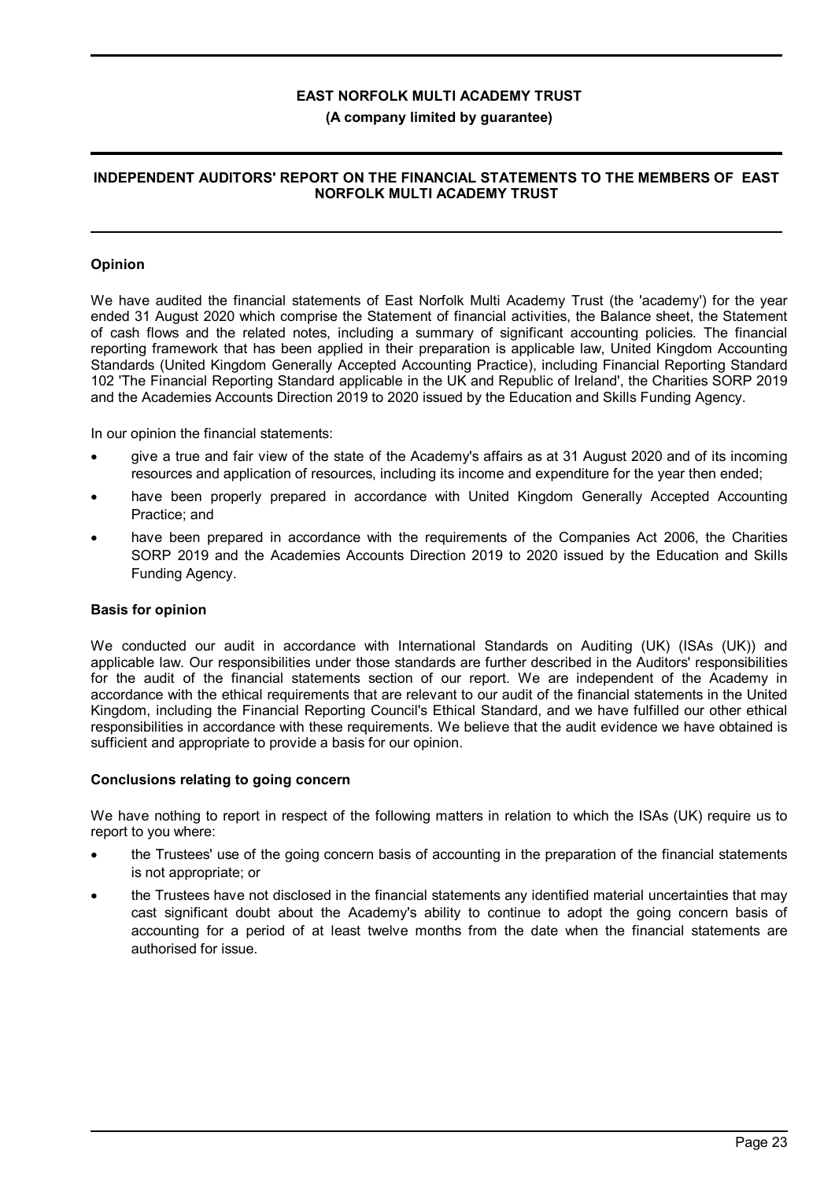# EAST NORFOLK MULTI ACADEMY TRUST

**(A company limited by guarantee)**

## INDEPENDENT AUDITORS' REPORT ON THE FINANCIAL STATEMENTS TO THE MEMBERS OF EAST NORFOLK MULTI ACADEMY TRUST

### Opinion

We have audited the financial statements of East Norfolk Multi Academy Trust (the 'academy') for the year ended 31 August 2020 which comprise the Statement of financial activities, the Balance sheet, the Statement of cash flows and the related notes, including a summary of significant accounting policies. The financial reporting framework that has been applied in their preparation is applicable law, United Kingdom Accounting Standards (United Kingdom Generally Accepted Accounting Practice), including Financial Reporting Standard 102 'The Financial Reporting Standard applicable in the UK and Republic of Ireland', the Charities SORP 2019 and the Academies Accounts Direction 2019 to 2020 issued by the Education and Skills Funding Agency.

In our opinion the financial statements:

- give a true and fair view of the state of the Academy's affairs as at 31 August 2020 and of its incoming resources and application of resources, including its income and expenditure for the year then ended;
- have been properly prepared in accordance with United Kingdom Generally Accepted Accounting Practice; and
- have been prepared in accordance with the requirements of the Companies Act 2006, the Charities SORP 2019 and the Academies Accounts Direction 2019 to 2020 issued by the Education and Skills Funding Agency.

### Basis for opinion

We conducted our audit in accordance with International Standards on Auditing (UK) (ISAs (UK)) and applicable law. Our responsibilities under those standards are further described in the Auditors' responsibilities for the audit of the financial statements section of our report. We are independent of the Academy in accordance with the ethical requirements that are relevant to our audit of the financial statements in the United Kingdom, including the Financial Reporting Council's Ethical Standard, and we have fulfilled our other ethical responsibilities in accordance with these requirements. We believe that the audit evidence we have obtained is sufficient and appropriate to provide a basis for our opinion.

### Conclusions relating to going concern

We have nothing to report in respect of the following matters in relation to which the ISAs (UK) require us to report to you where:

- the Trustees' use of the going concern basis of accounting in the preparation of the financial statements is not appropriate; or
- the Trustees have not disclosed in the financial statements any identified material uncertainties that may cast significant doubt about the Academy's ability to continue to adopt the going concern basis of accounting for a period of at least twelve months from the date when the financial statements are authorised for issue.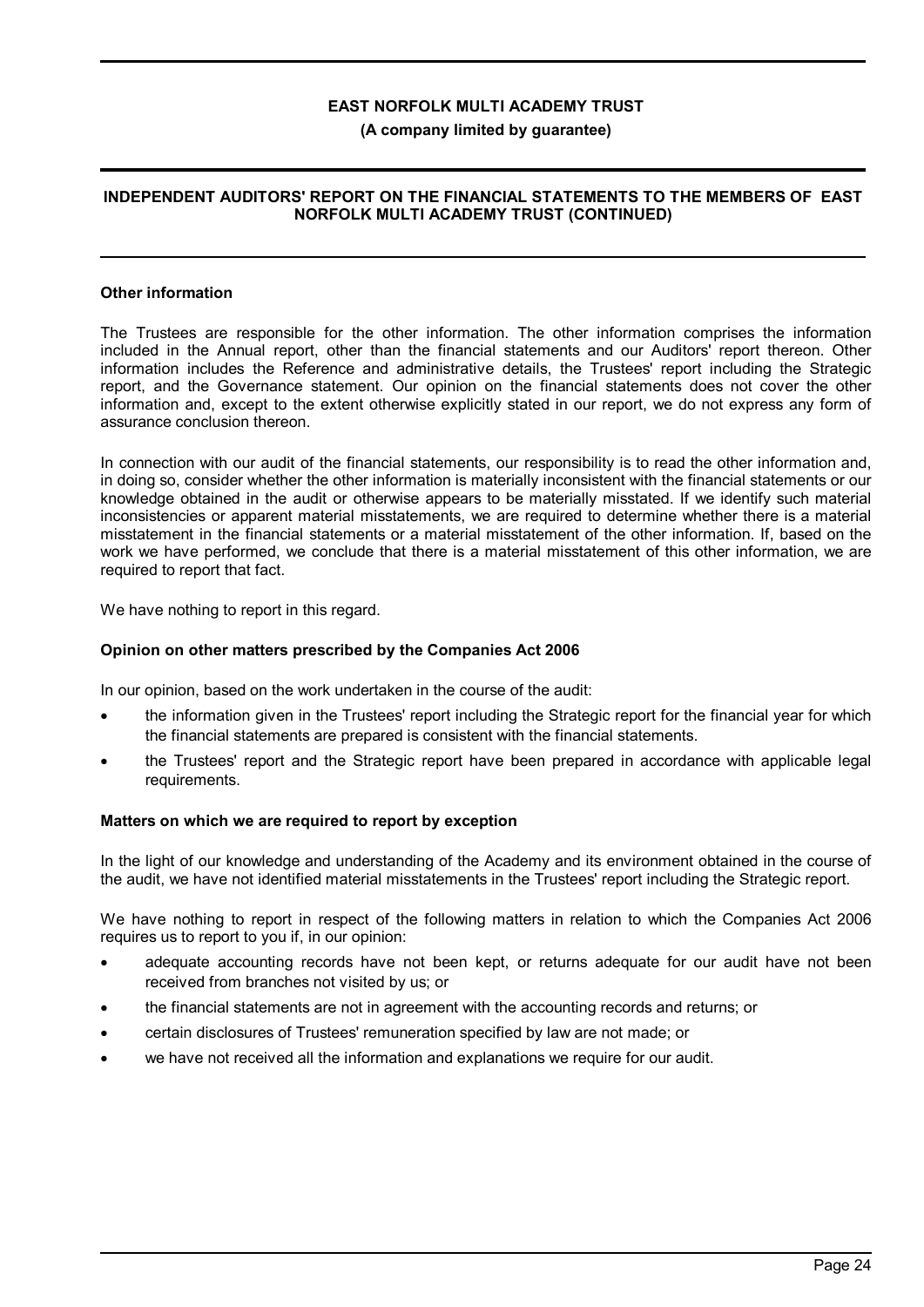**EAST NORFOLK MULTI ACADEMY TRUST**

**(A company limited by guarantee)**

## INDEPENDENT AUDITORS' REPORT ON THE FINANCIAL STATEMENTS TO THE MEMBERS OF EAST NORFOLK MULTI ACADEMY TRUST (CONTINUED)

### Other information

The Trustees are responsible for the other information. The other information comprises the information included in the Annual report, other than the financial statements and our Auditors' report thereon. Other information includes the Reference and administrative details, the Trustees' report including the Strategic report, and the Governance statement. Our opinion on the financial statements does not cover the other information and, except to the extent otherwise explicitly stated in our report, we do not express any form of assurance conclusion thereon.

In connection with our audit of the financial statements, our responsibility is to read the other information and, in doing so, consider whether the other information is materially inconsistent with the financial statements or our knowledge obtained in the audit or otherwise appears to be materially misstated. If we identify such material inconsistencies or apparent material misstatements, we are required to determine whether there is a material misstatement in the financial statements or a material misstatement of the other information. If, based on the work we have performed, we conclude that there is a material misstatement of this other information, we are required to report that fact.

We have nothing to report in this regard.

### Opinion on other matters prescribed by the Companies Act 2006

In our opinion, based on the work undertaken in the course of the audit:

- the information given in the Trustees' report including the Strategic report for the financial year for which the financial statements are prepared is consistent with the financial statements.
- the Trustees' report and the Strategic report have been prepared in accordance with applicable legal requirements.

### Matters on which we are required to report by exception

In the light of our knowledge and understanding of the Academy and its environment obtained in the course of the audit, we have not identified material misstatements in the Trustees' report including the Strategic report.

We have nothing to report in respect of the following matters in relation to which the Companies Act 2006 requires us to report to you if, in our opinion:

- adequate accounting records have not been kept, or returns adequate for our audit have not been received from branches not visited by us; or
- the financial statements are not in agreement with the accounting records and returns; or
- certain disclosures of Trustees' remuneration specified by law are not made; or
- we have not received all the information and explanations we require for our audit.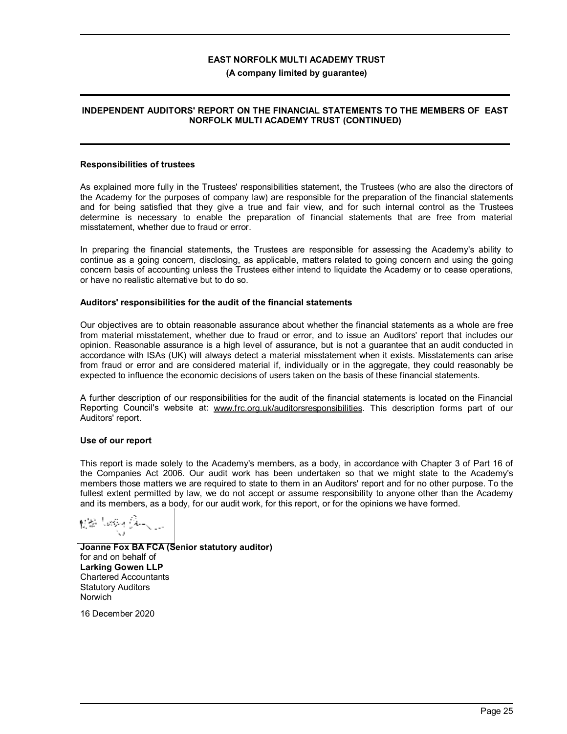# EAST NORFOLK MULTI ACADEMY TRUST

**(A company limited by guarantee)**

## INDEPENDENT AUDITORS' REPORT ON THE FINANCIAL STATEMENTS TO THE MEMBERS OF EAST NORFOLK MULTI ACADEMY TRUST (CONTINUED)

**Responsibilities of trustees**

As explained more fully in the Trustees' responsibilities statement, the Trustees (who are also the directors of the Academy for the purposes of company law) are responsible for the preparation of the financial statements and for being satisfied that they give a true and fair view, and for such internal control as the Trustees determine is necessary to enable the preparation of financial statements that are free from material misstatement, whether due to fraud or error.

In preparing the financial statements, the Trustees are responsible for assessing the Academy's ability to continue as a going concern, disclosing, as applicable, matters related to going concern and using the going concern basis of accounting unless the Trustees either intend to liquidate the Academy or to cease operations, or have no realistic alternative but to do so.

**Auditors' responsibilities for the audit of the financial statements**

Our objectives are to obtain reasonable assurance about whether the financial statements as a whole are free from material misstatement, whether due to fraud or error, and to issue an Auditors' report that includes our opinion. Reasonable assurance is a high level of assurance, but is not a guarantee that an audit conducted in accordance with ISAs (UK) will always detect a material misstatement when it exists. Misstatements can arise from fraud or error and are considered material if, individually or in the aggregate, they could reasonably be expected to influence the economic decisions of users taken on the basis of these financial statements.

A further description of our responsibilities for the audit of the financial statements is located on the Financial Reporting Council's website at: www.frc.org.uk/auditorsresponsibilities. This description forms part of our Auditors' report.

**Use of our report**

This report is made solely to the Academy's members, as a body, in accordance with Chapter 3 of Part 16 of the Companies Act 2006. Our audit work has been undertaken so that we might state to the Academy's members those matters we are required to state to them in an Auditors' report and for no other purpose. To the fullest extent permitted by law, we do not accept or assume responsibility to anyone other than the Academy and its members, as a body, for our audit work, for this report, or for the opinions we have formed.

**Joanne Fox BA FCA (Senior statutory auditor)**
for and on behalf of
**Larking Gowen LLP**
Chartered Accountants
Statutory Auditors
Norwich

16 December 2020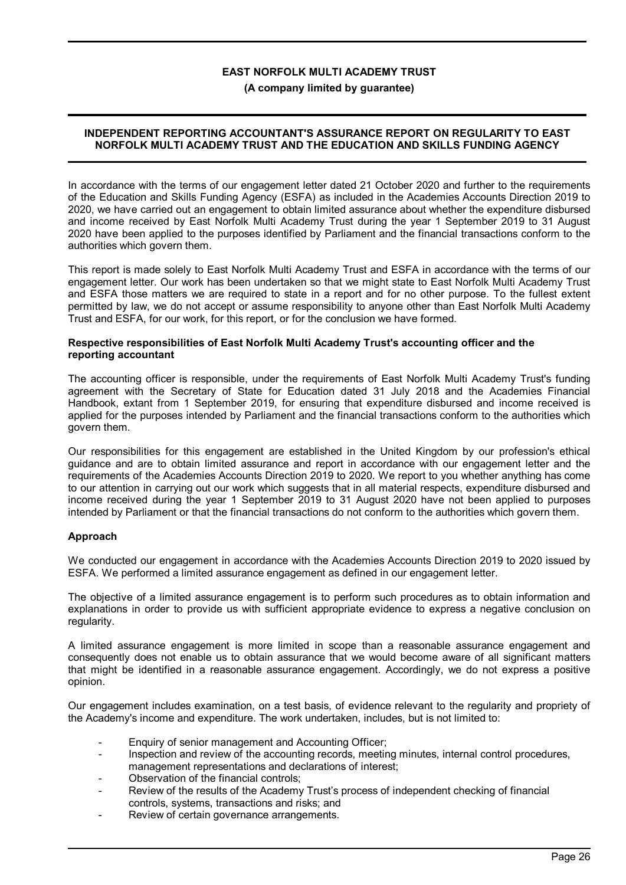# INDEPENDENT REPORTING ACCOUNTANT'S ASSURANCE REPORT ON REGULARITY TO EAST NORFOLK MULTI ACADEMY TRUST AND THE EDUCATION AND SKILLS FUNDING AGENCY

In accordance with the terms of our engagement letter dated 21 October 2020 and further to the requirements of the Education and Skills Funding Agency (ESFA) as included in the Academies Accounts Direction 2019 to 2020, we have carried out an engagement to obtain limited assurance about whether the expenditure disbursed and income received by East Norfolk Multi Academy Trust during the year 1 September 2019 to 31 August 2020 have been applied to the purposes identified by Parliament and the financial transactions conform to the authorities which govern them.

This report is made solely to East Norfolk Multi Academy Trust and ESFA in accordance with the terms of our engagement letter. Our work has been undertaken so that we might state to East Norfolk Multi Academy Trust and ESFA those matters we are required to state in a report and for no other purpose. To the fullest extent permitted by law, we do not accept or assume responsibility to anyone other than East Norfolk Multi Academy Trust and ESFA, for our work, for this report, or for the conclusion we have formed.

**Respective responsibilities of East Norfolk Multi Academy Trust's accounting officer and the reporting accountant**

The accounting officer is responsible, under the requirements of East Norfolk Multi Academy Trust's funding agreement with the Secretary of State for Education dated 31 July 2018 and the Academies Financial Handbook, extant from 1 September 2019, for ensuring that expenditure disbursed and income received is applied for the purposes intended by Parliament and the financial transactions conform to the authorities which govern them.

Our responsibilities for this engagement are established in the United Kingdom by our profession's ethical guidance and are to obtain limited assurance and report in accordance with our engagement letter and the requirements of the Academies Accounts Direction 2019 to 2020. We report to you whether anything has come to our attention in carrying out our work which suggests that in all material respects, expenditure disbursed and income received during the year 1 September 2019 to 31 August 2020 have not been applied to purposes intended by Parliament or that the financial transactions do not conform to the authorities which govern them.

**Approach**

We conducted our engagement in accordance with the Academies Accounts Direction 2019 to 2020 issued by ESFA. We performed a limited assurance engagement as defined in our engagement letter.

The objective of a limited assurance engagement is to perform such procedures as to obtain information and explanations in order to provide us with sufficient appropriate evidence to express a negative conclusion on regularity.

A limited assurance engagement is more limited in scope than a reasonable assurance engagement and consequently does not enable us to obtain assurance that we would become aware of all significant matters that might be identified in a reasonable assurance engagement. Accordingly, we do not express a positive opinion.

Our engagement includes examination, on a test basis, of evidence relevant to the regularity and propriety of the Academy's income and expenditure. The work undertaken, includes, but is not limited to:

- Enquiry of senior management and Accounting Officer;
- Inspection and review of the accounting records, meeting minutes, internal control procedures, management representations and declarations of interest;
- Observation of the financial controls;
- Review of the results of the Academy Trust's process of independent checking of financial controls, systems, transactions and risks; and
- Review of certain governance arrangements.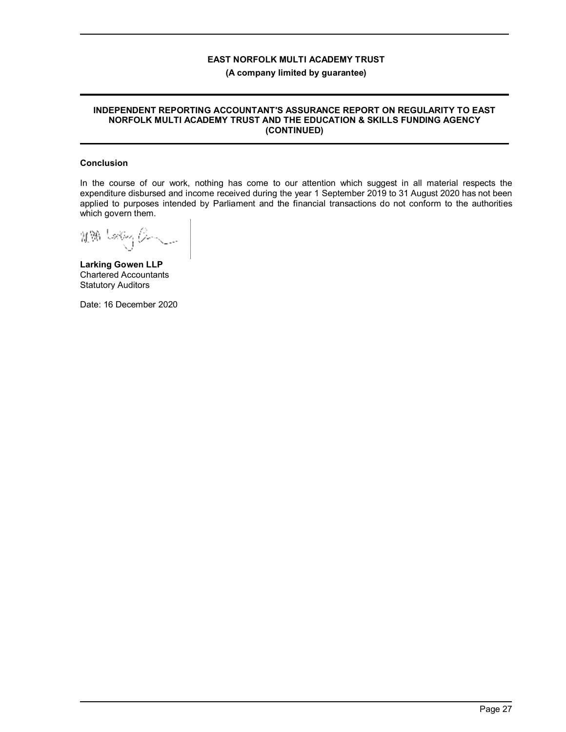**INDEPENDENT REPORTING ACCOUNTANT'S ASSURANCE REPORT ON REGULARITY TO EAST NORFOLK MULTI ACADEMY TRUST AND THE EDUCATION & SKILLS FUNDING AGENCY (CONTINUED)**

**Conclusion**

In the course of our work, nothing has come to our attention which suggest in all material respects the expenditure disbursed and income received during the year 1 September 2019 to 31 August 2020 has not been applied to purposes intended by Parliament and the financial transactions do not conform to the authorities which govern them.

**Larking Gowen LLP**
Chartered Accountants
Statutory Auditors

Date: 16 December 2020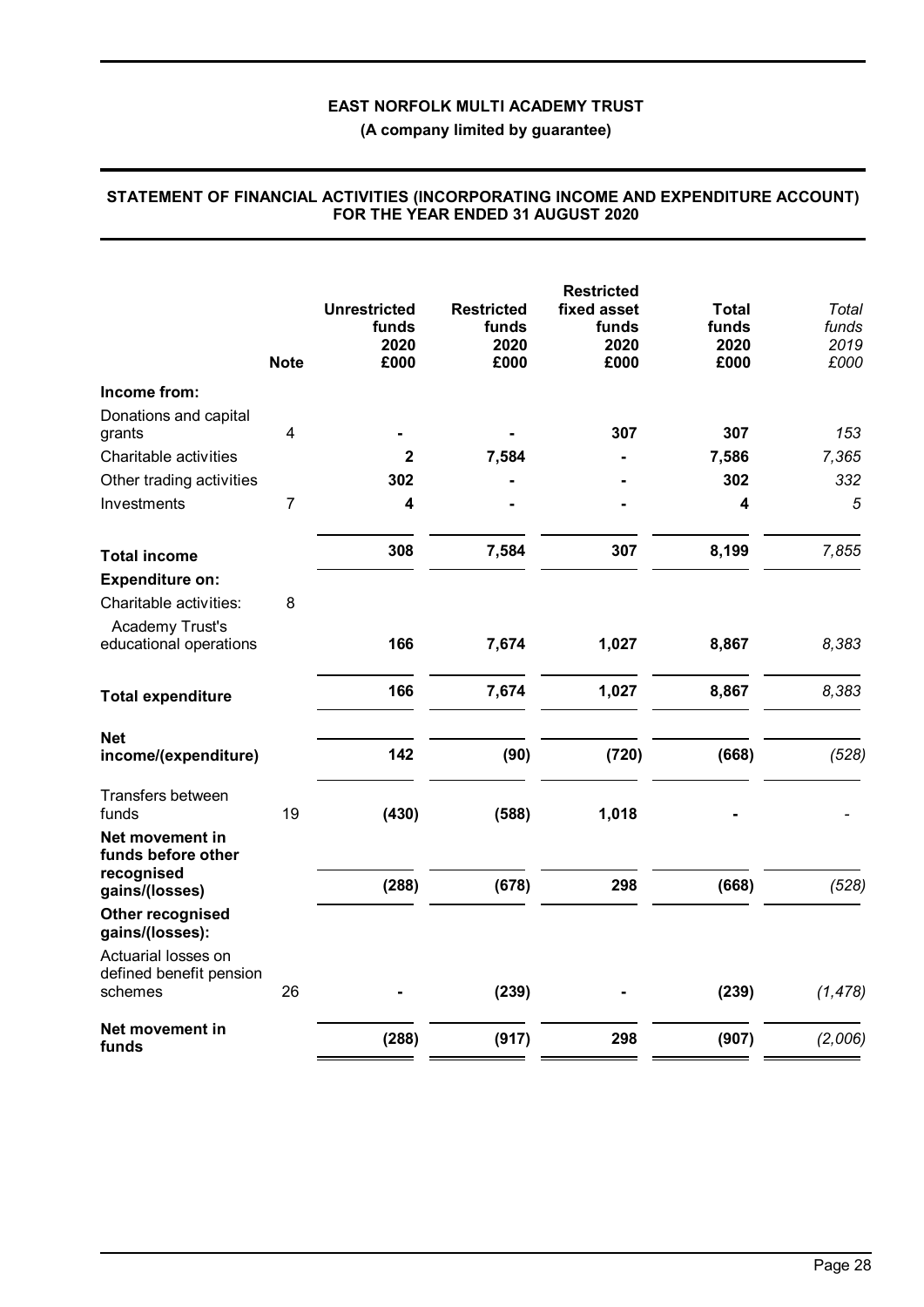**EAST NORFOLK MULTI ACADEMY TRUST**

**(A company limited by guarantee)**

## STATEMENT OF FINANCIAL ACTIVITIES (INCORPORATING INCOME AND EXPENDITURE ACCOUNT) FOR THE YEAR ENDED 31 AUGUST 2020

| | Note | Unrestricted funds 2020 £000 | Restricted funds 2020 £000 | Restricted fixed asset funds 2020 £000 | Total funds 2020 £000 | *Total funds 2019 £000* |
|---|---|---|---|---|---|---|
| **Income from:** | | | | | | |
| Donations and capital grants | 4 | - | - | 307 | 307 | *153* |
| Charitable activities | | 2 | 7,584 | - | 7,586 | *7,365* |
| Other trading activities | | 302 | - | - | 302 | *332* |
| Investments | 7 | 4 | - | - | 4 | *5* |
| **Total income** | | 308 | 7,584 | 307 | 8,199 | *7,855* |
| **Expenditure on:** | | | | | | |
| Charitable activities: | 8 | | | | | |
| Academy Trust's educational operations | | 166 | 7,674 | 1,027 | 8,867 | *8,383* |
| **Total expenditure** | | 166 | 7,674 | 1,027 | 8,867 | *8,383* |
| **Net income/(expenditure)** | | 142 | (90) | (720) | (668) | *(528)* |
| Transfers between funds | 19 | (430) | (588) | 1,018 | - | *-* |
| **Net movement in funds before other recognised gains/(losses)** | | (288) | (678) | 298 | (668) | *(528)* |
| **Other recognised gains/(losses):** | | | | | | |
| Actuarial losses on defined benefit pension schemes | 26 | - | (239) | - | (239) | *(1,478)* |
| **Net movement in funds** | | (288) | (917) | 298 | (907) | *(2,006)* |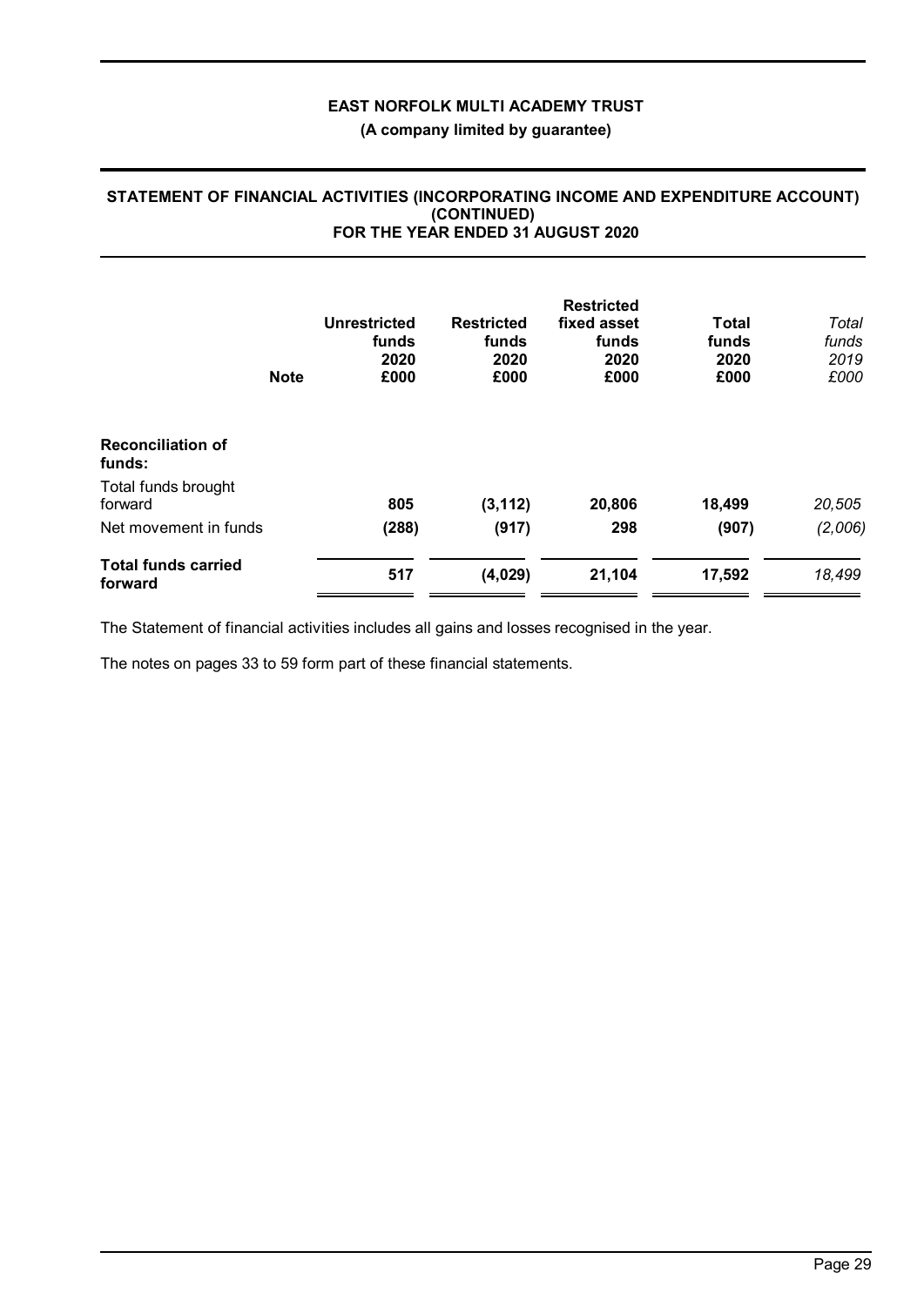# EAST NORFOLK MULTI ACADEMY TRUST

**(A company limited by guarantee)**

## STATEMENT OF FINANCIAL ACTIVITIES (INCORPORATING INCOME AND EXPENDITURE ACCOUNT) (CONTINUED) FOR THE YEAR ENDED 31 AUGUST 2020

| | Note | Unrestricted funds 2020 £000 | Restricted funds 2020 £000 | Restricted fixed asset funds 2020 £000 | Total funds 2020 £000 | *Total funds 2019 £000* |
|---|---|---|---|---|---|---|
| **Reconciliation of funds:** | | | | | | |
| Total funds brought forward | | **805** | **(3,112)** | **20,806** | **18,499** | *20,505* |
| Net movement in funds | | **(288)** | **(917)** | **298** | **(907)** | *(2,006)* |
| **Total funds carried forward** | | **517** | **(4,029)** | **21,104** | **17,592** | *18,499* |

The Statement of financial activities includes all gains and losses recognised in the year.

The notes on pages 33 to 59 form part of these financial statements.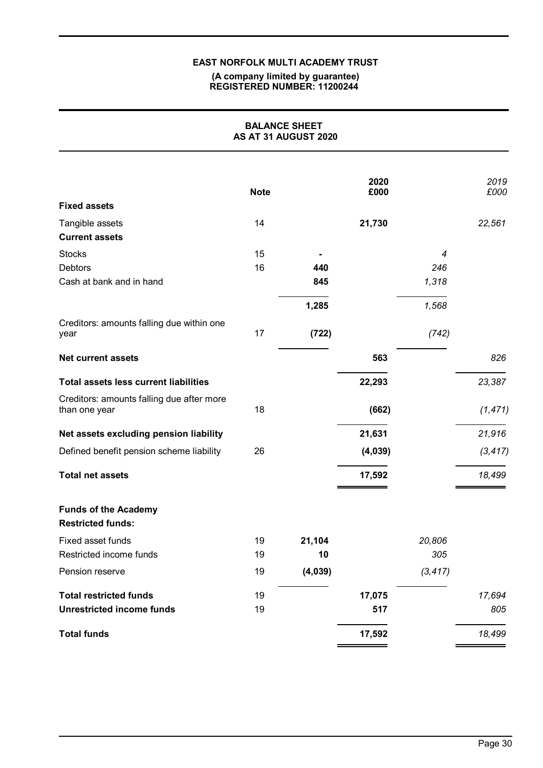**EAST NORFOLK MULTI ACADEMY TRUST**
**(A company limited by guarantee)**
**REGISTERED NUMBER: 11200244**

# BALANCE SHEET
## AS AT 31 AUGUST 2020

| | Note | | 2020 £000 | | 2019 £000 |
|---|---|---|---|---|---|
| **Fixed assets** | | | | | |
| Tangible assets | 14 | | **21,730** | | *22,561* |
| **Current assets** | | | | | |
| Stocks | 15 | **-** | | *4* | |
| Debtors | 16 | **440** | | *246* | |
| Cash at bank and in hand | | **845** | | *1,318* | |
| | | **1,285** | | *1,568* | |
| Creditors: amounts falling due within one year | 17 | **(722)** | | *(742)* | |
| **Net current assets** | | | **563** | | *826* |
| **Total assets less current liabilities** | | | **22,293** | | *23,387* |
| Creditors: amounts falling due after more than one year | 18 | | **(662)** | | *(1,471)* |
| **Net assets excluding pension liability** | | | **21,631** | | *21,916* |
| Defined benefit pension scheme liability | 26 | | **(4,039)** | | *(3,417)* |
| **Total net assets** | | | **17,592** | | *18,499* |
| **Funds of the Academy** | | | | | |
| **Restricted funds:** | | | | | |
| Fixed asset funds | 19 | **21,104** | | *20,806* | |
| Restricted income funds | 19 | **10** | | *305* | |
| Pension reserve | 19 | **(4,039)** | | *(3,417)* | |
| **Total restricted funds** | 19 | | **17,075** | | *17,694* |
| **Unrestricted income funds** | 19 | | **517** | | *805* |
| **Total funds** | | | **17,592** | | *18,499* |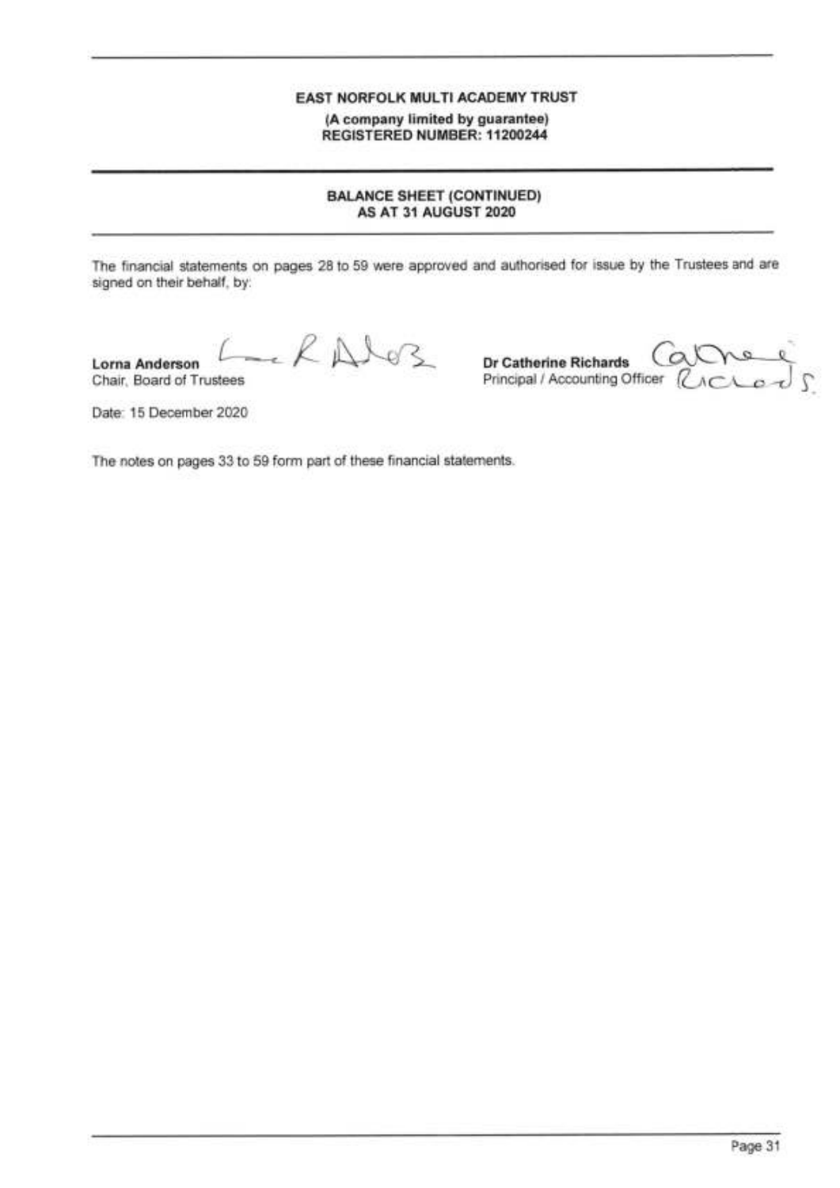**EAST NORFOLK MULTI ACADEMY TRUST**
**(A company limited by guarantee)**
**REGISTERED NUMBER: 11200244**

## BALANCE SHEET (CONTINUED)
## AS AT 31 AUGUST 2020

The financial statements on pages 28 to 59 were approved and authorised for issue by the Trustees and are signed on their behalf, by:

**Lorna Anderson**
Chair, Board of Trustees

**Dr Catherine Richards**
Principal / Accounting Officer

Date: 15 December 2020

The notes on pages 33 to 59 form part of these financial statements.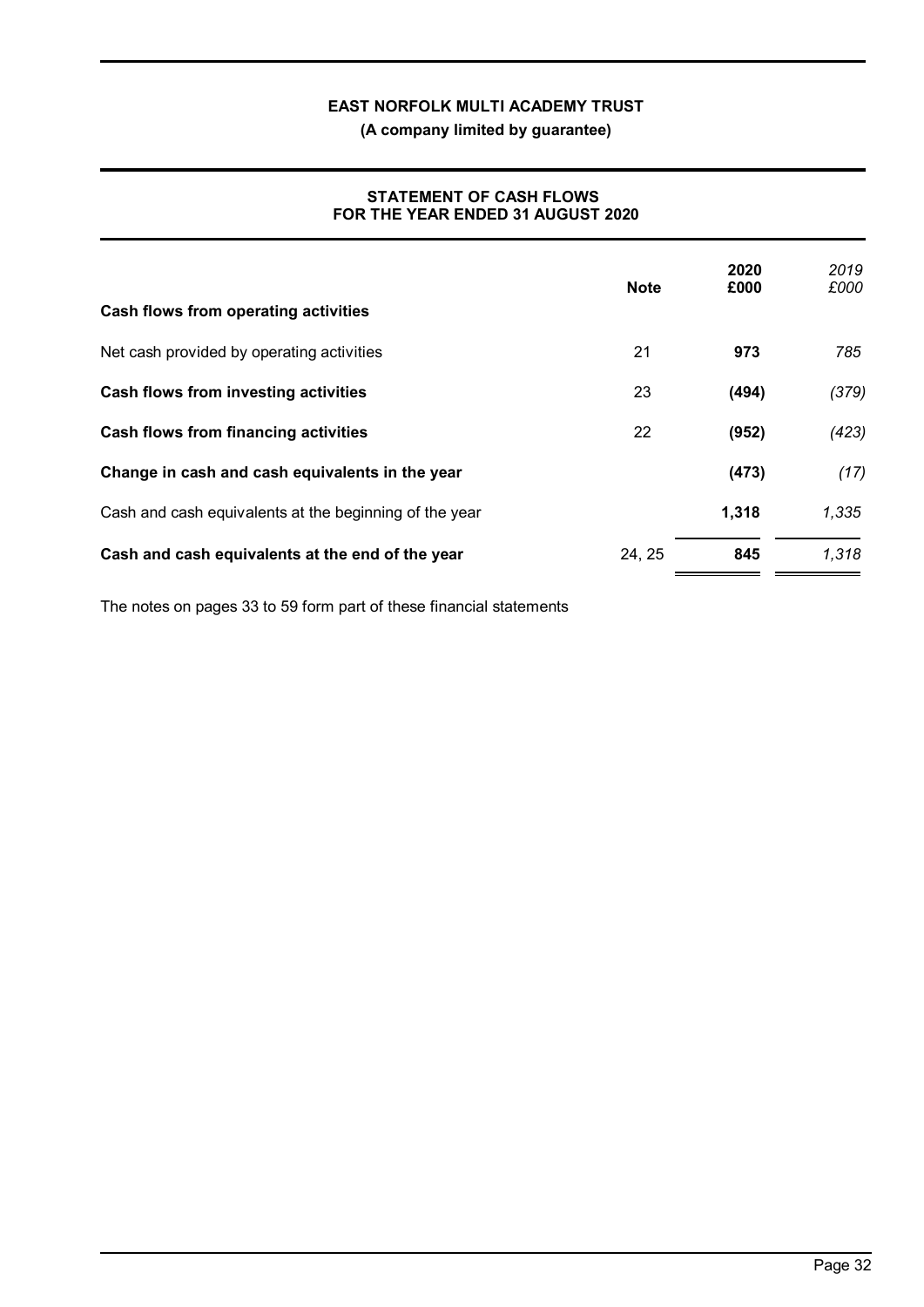**EAST NORFOLK MULTI ACADEMY TRUST**

**(A company limited by guarantee)**

**STATEMENT OF CASH FLOWS**
**FOR THE YEAR ENDED 31 AUGUST 2020**

| | Note | 2020 £000 | *2019 £000* |
|---|---|---|---|
| **Cash flows from operating activities** | | | |
| Net cash provided by operating activities | 21 | **973** | *785* |
| **Cash flows from investing activities** | 23 | **(494)** | *(379)* |
| **Cash flows from financing activities** | 22 | **(952)** | *(423)* |
| **Change in cash and cash equivalents in the year** | | **(473)** | *(17)* |
| Cash and cash equivalents at the beginning of the year | | **1,318** | *1,335* |
| **Cash and cash equivalents at the end of the year** | 24, 25 | **845** | *1,318* |

The notes on pages 33 to 59 form part of these financial statements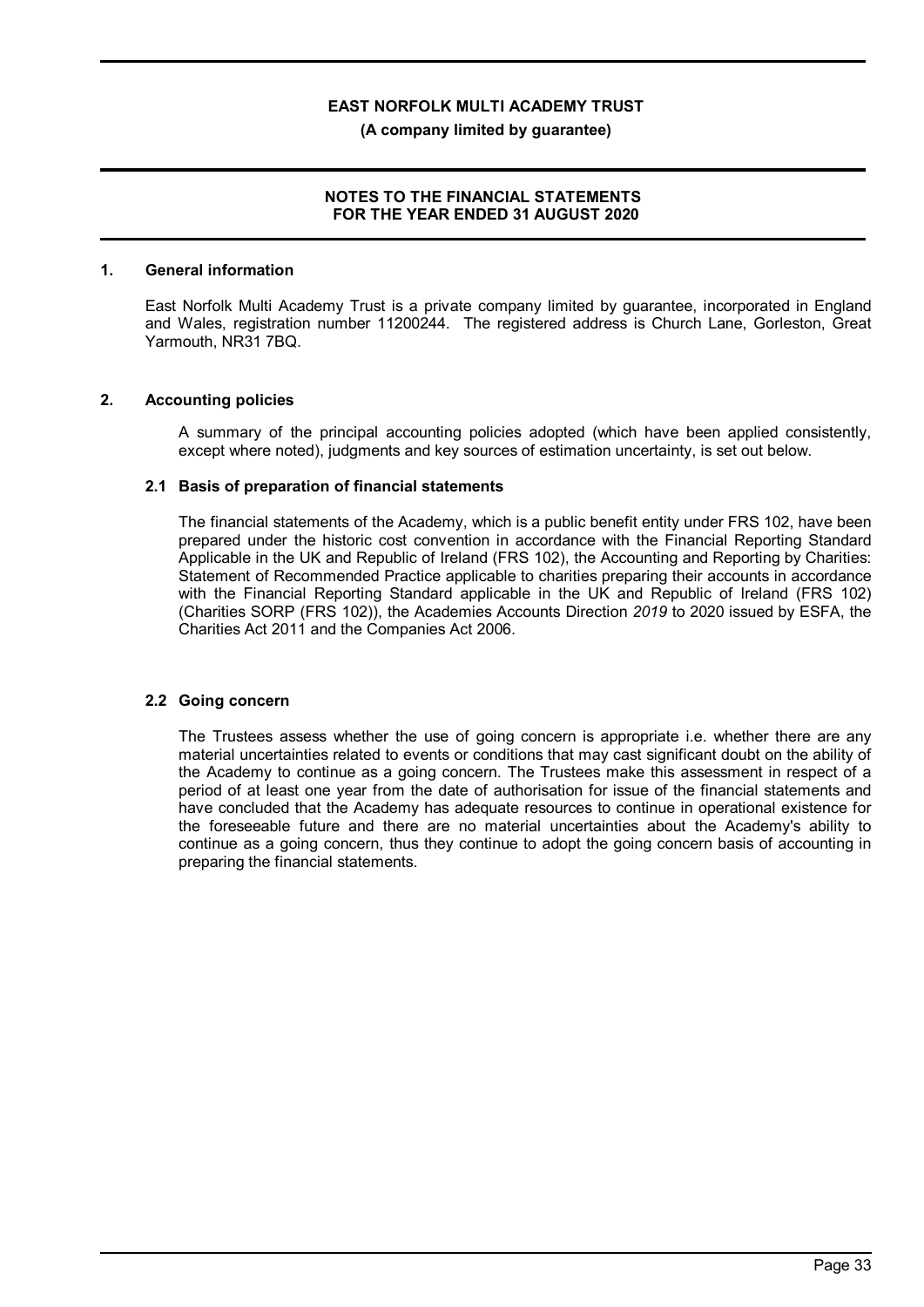## 1. General information

East Norfolk Multi Academy Trust is a private company limited by guarantee, incorporated in England and Wales, registration number 11200244. The registered address is Church Lane, Gorleston, Great Yarmouth, NR31 7BQ.

## 2. Accounting policies

A summary of the principal accounting policies adopted (which have been applied consistently, except where noted), judgments and key sources of estimation uncertainty, is set out below.

### 2.1 Basis of preparation of financial statements

The financial statements of the Academy, which is a public benefit entity under FRS 102, have been prepared under the historic cost convention in accordance with the Financial Reporting Standard Applicable in the UK and Republic of Ireland (FRS 102), the Accounting and Reporting by Charities: Statement of Recommended Practice applicable to charities preparing their accounts in accordance with the Financial Reporting Standard applicable in the UK and Republic of Ireland (FRS 102) (Charities SORP (FRS 102)), the Academies Accounts Direction *2019* to 2020 issued by ESFA, the Charities Act 2011 and the Companies Act 2006.

### 2.2 Going concern

The Trustees assess whether the use of going concern is appropriate i.e. whether there are any material uncertainties related to events or conditions that may cast significant doubt on the ability of the Academy to continue as a going concern. The Trustees make this assessment in respect of a period of at least one year from the date of authorisation for issue of the financial statements and have concluded that the Academy has adequate resources to continue in operational existence for the foreseeable future and there are no material uncertainties about the Academy's ability to continue as a going concern, thus they continue to adopt the going concern basis of accounting in preparing the financial statements.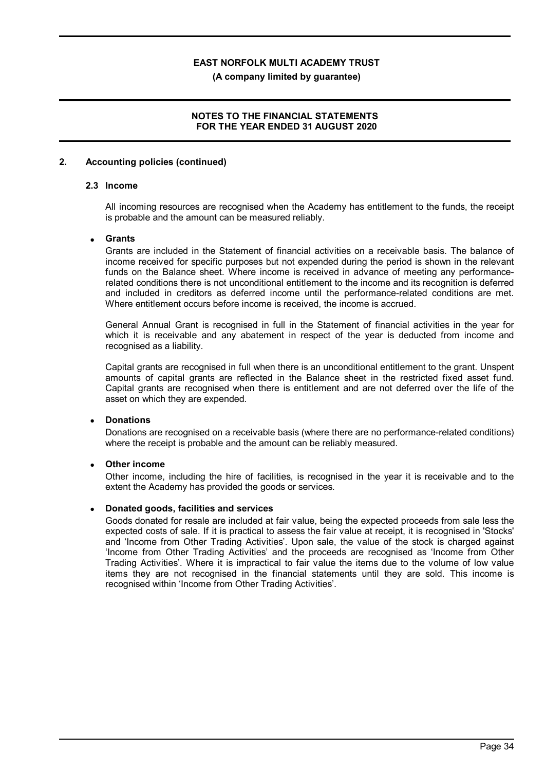## 2. Accounting policies (continued)

### 2.3 Income

All incoming resources are recognised when the Academy has entitlement to the funds, the receipt is probable and the amount can be measured reliably.

- **Grants**

  Grants are included in the Statement of financial activities on a receivable basis. The balance of income received for specific purposes but not expended during the period is shown in the relevant funds on the Balance sheet. Where income is received in advance of meeting any performance-related conditions there is not unconditional entitlement to the income and its recognition is deferred and included in creditors as deferred income until the performance-related conditions are met. Where entitlement occurs before income is received, the income is accrued.

  General Annual Grant is recognised in full in the Statement of financial activities in the year for which it is receivable and any abatement in respect of the year is deducted from income and recognised as a liability.

  Capital grants are recognised in full when there is an unconditional entitlement to the grant. Unspent amounts of capital grants are reflected in the Balance sheet in the restricted fixed asset fund. Capital grants are recognised when there is entitlement and are not deferred over the life of the asset on which they are expended.

- **Donations**

  Donations are recognised on a receivable basis (where there are no performance-related conditions) where the receipt is probable and the amount can be reliably measured.

- **Other income**

  Other income, including the hire of facilities, is recognised in the year it is receivable and to the extent the Academy has provided the goods or services.

- **Donated goods, facilities and services**

  Goods donated for resale are included at fair value, being the expected proceeds from sale less the expected costs of sale. If it is practical to assess the fair value at receipt, it is recognised in 'Stocks' and 'Income from Other Trading Activities'. Upon sale, the value of the stock is charged against 'Income from Other Trading Activities' and the proceeds are recognised as 'Income from Other Trading Activities'. Where it is impractical to fair value the items due to the volume of low value items they are not recognised in the financial statements until they are sold. This income is recognised within 'Income from Other Trading Activities'.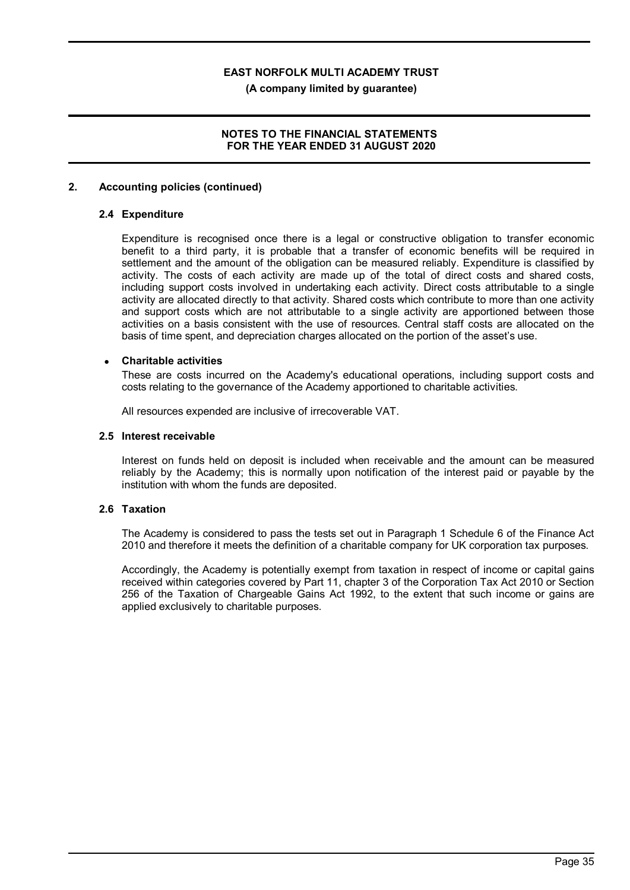## 2. Accounting policies (continued)

### 2.4 Expenditure

Expenditure is recognised once there is a legal or constructive obligation to transfer economic benefit to a third party, it is probable that a transfer of economic benefits will be required in settlement and the amount of the obligation can be measured reliably. Expenditure is classified by activity. The costs of each activity are made up of the total of direct costs and shared costs, including support costs involved in undertaking each activity. Direct costs attributable to a single activity are allocated directly to that activity. Shared costs which contribute to more than one activity and support costs which are not attributable to a single activity are apportioned between those activities on a basis consistent with the use of resources. Central staff costs are allocated on the basis of time spent, and depreciation charges allocated on the portion of the asset's use.

- **Charitable activities**

  These are costs incurred on the Academy's educational operations, including support costs and costs relating to the governance of the Academy apportioned to charitable activities.

All resources expended are inclusive of irrecoverable VAT.

### 2.5 Interest receivable

Interest on funds held on deposit is included when receivable and the amount can be measured reliably by the Academy; this is normally upon notification of the interest paid or payable by the institution with whom the funds are deposited.

### 2.6 Taxation

The Academy is considered to pass the tests set out in Paragraph 1 Schedule 6 of the Finance Act 2010 and therefore it meets the definition of a charitable company for UK corporation tax purposes.

Accordingly, the Academy is potentially exempt from taxation in respect of income or capital gains received within categories covered by Part 11, chapter 3 of the Corporation Tax Act 2010 or Section 256 of the Taxation of Chargeable Gains Act 1992, to the extent that such income or gains are applied exclusively to charitable purposes.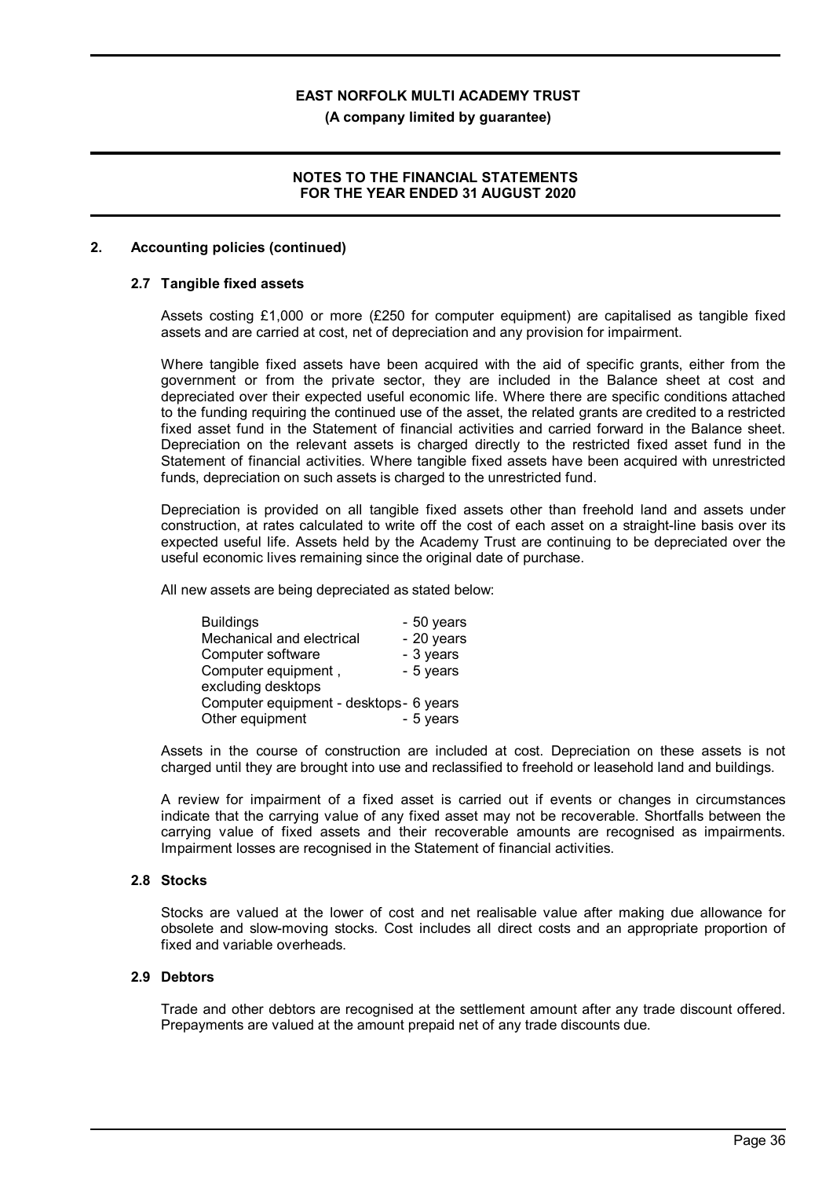## 2. Accounting policies (continued)

### 2.7 Tangible fixed assets

Assets costing £1,000 or more (£250 for computer equipment) are capitalised as tangible fixed assets and are carried at cost, net of depreciation and any provision for impairment.

Where tangible fixed assets have been acquired with the aid of specific grants, either from the government or from the private sector, they are included in the Balance sheet at cost and depreciated over their expected useful economic life. Where there are specific conditions attached to the funding requiring the continued use of the asset, the related grants are credited to a restricted fixed asset fund in the Statement of financial activities and carried forward in the Balance sheet. Depreciation on the relevant assets is charged directly to the restricted fixed asset fund in the Statement of financial activities. Where tangible fixed assets have been acquired with unrestricted funds, depreciation on such assets is charged to the unrestricted fund.

Depreciation is provided on all tangible fixed assets other than freehold land and assets under construction, at rates calculated to write off the cost of each asset on a straight-line basis over its expected useful life. Assets held by the Academy Trust are continuing to be depreciated over the useful economic lives remaining since the original date of purchase.

All new assets are being depreciated as stated below:

| | |
|---|---|
| Buildings | - 50 years |
| Mechanical and electrical | - 20 years |
| Computer software | - 3 years |
| Computer equipment , excluding desktops | - 5 years |
| Computer equipment - desktops | - 6 years |
| Other equipment | - 5 years |

Assets in the course of construction are included at cost. Depreciation on these assets is not charged until they are brought into use and reclassified to freehold or leasehold land and buildings.

A review for impairment of a fixed asset is carried out if events or changes in circumstances indicate that the carrying value of any fixed asset may not be recoverable. Shortfalls between the carrying value of fixed assets and their recoverable amounts are recognised as impairments. Impairment losses are recognised in the Statement of financial activities.

### 2.8 Stocks

Stocks are valued at the lower of cost and net realisable value after making due allowance for obsolete and slow-moving stocks. Cost includes all direct costs and an appropriate proportion of fixed and variable overheads.

### 2.9 Debtors

Trade and other debtors are recognised at the settlement amount after any trade discount offered. Prepayments are valued at the amount prepaid net of any trade discounts due.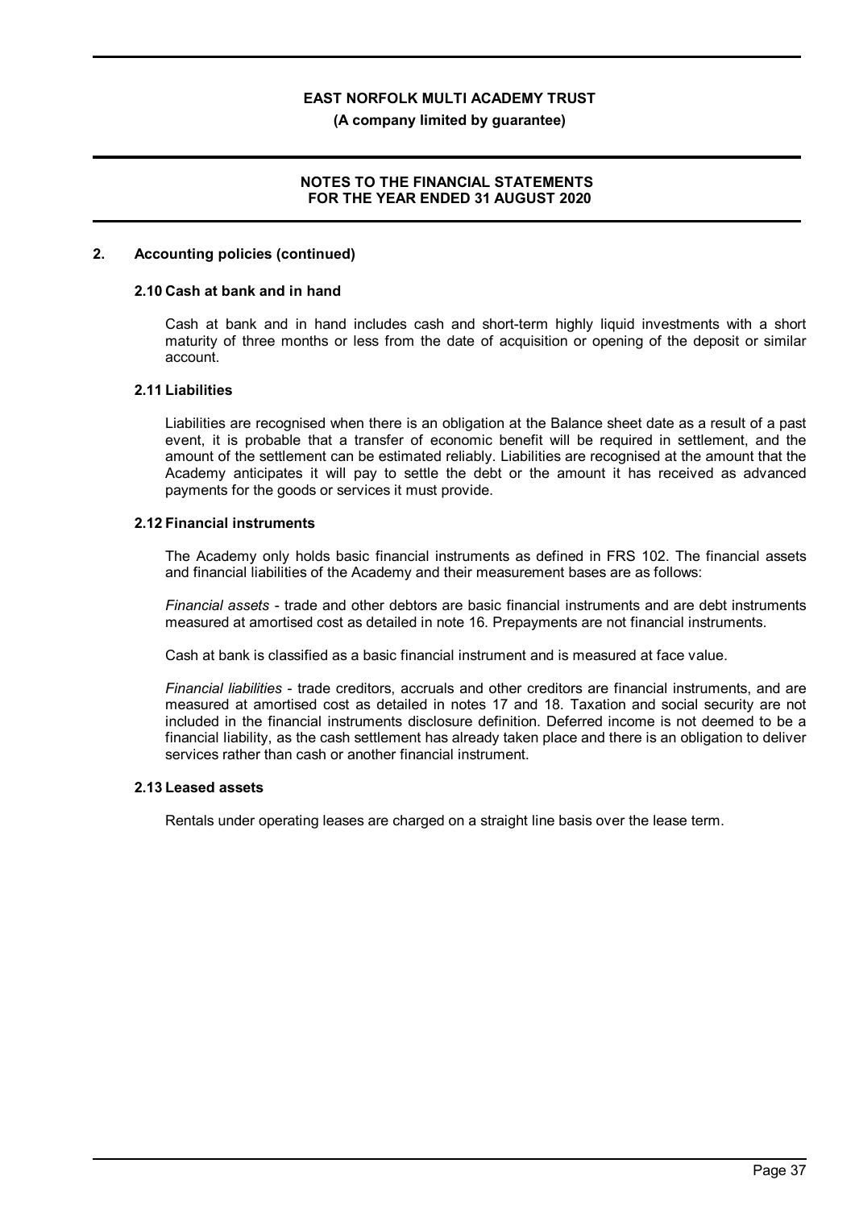## 2. Accounting policies (continued)

### 2.10 Cash at bank and in hand

Cash at bank and in hand includes cash and short-term highly liquid investments with a short maturity of three months or less from the date of acquisition or opening of the deposit or similar account.

### 2.11 Liabilities

Liabilities are recognised when there is an obligation at the Balance sheet date as a result of a past event, it is probable that a transfer of economic benefit will be required in settlement, and the amount of the settlement can be estimated reliably. Liabilities are recognised at the amount that the Academy anticipates it will pay to settle the debt or the amount it has received as advanced payments for the goods or services it must provide.

### 2.12 Financial instruments

The Academy only holds basic financial instruments as defined in FRS 102. The financial assets and financial liabilities of the Academy and their measurement bases are as follows:

*Financial assets* - trade and other debtors are basic financial instruments and are debt instruments measured at amortised cost as detailed in note 16. Prepayments are not financial instruments.

Cash at bank is classified as a basic financial instrument and is measured at face value.

*Financial liabilities* - trade creditors, accruals and other creditors are financial instruments, and are measured at amortised cost as detailed in notes 17 and 18. Taxation and social security are not included in the financial instruments disclosure definition. Deferred income is not deemed to be a financial liability, as the cash settlement has already taken place and there is an obligation to deliver services rather than cash or another financial instrument.

### 2.13 Leased assets

Rentals under operating leases are charged on a straight line basis over the lease term.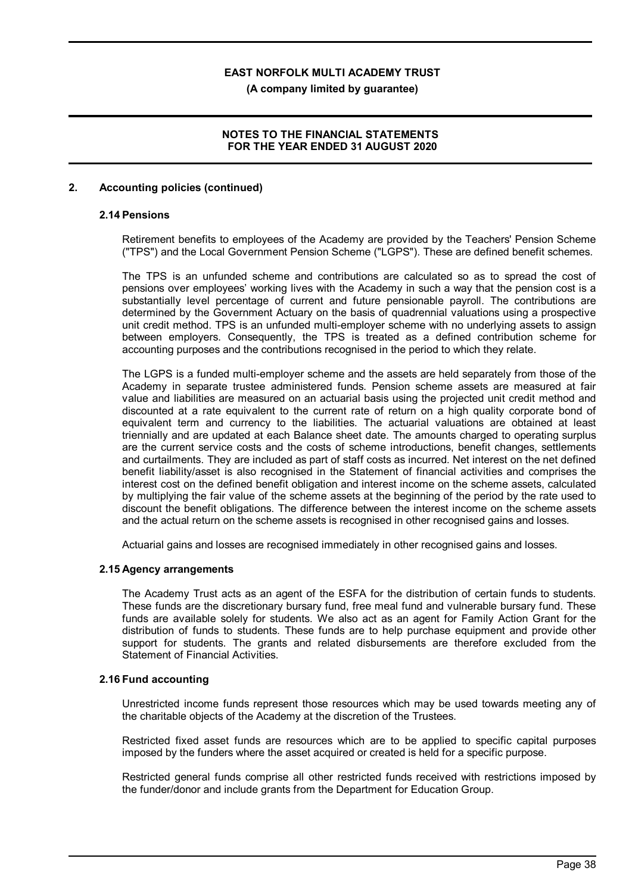## 2. Accounting policies (continued)

### 2.14 Pensions

Retirement benefits to employees of the Academy are provided by the Teachers' Pension Scheme ("TPS") and the Local Government Pension Scheme ("LGPS"). These are defined benefit schemes.

The TPS is an unfunded scheme and contributions are calculated so as to spread the cost of pensions over employees' working lives with the Academy in such a way that the pension cost is a substantially level percentage of current and future pensionable payroll. The contributions are determined by the Government Actuary on the basis of quadrennial valuations using a prospective unit credit method. TPS is an unfunded multi-employer scheme with no underlying assets to assign between employers. Consequently, the TPS is treated as a defined contribution scheme for accounting purposes and the contributions recognised in the period to which they relate.

The LGPS is a funded multi-employer scheme and the assets are held separately from those of the Academy in separate trustee administered funds. Pension scheme assets are measured at fair value and liabilities are measured on an actuarial basis using the projected unit credit method and discounted at a rate equivalent to the current rate of return on a high quality corporate bond of equivalent term and currency to the liabilities. The actuarial valuations are obtained at least triennially and are updated at each Balance sheet date. The amounts charged to operating surplus are the current service costs and the costs of scheme introductions, benefit changes, settlements and curtailments. They are included as part of staff costs as incurred. Net interest on the net defined benefit liability/asset is also recognised in the Statement of financial activities and comprises the interest cost on the defined benefit obligation and interest income on the scheme assets, calculated by multiplying the fair value of the scheme assets at the beginning of the period by the rate used to discount the benefit obligations. The difference between the interest income on the scheme assets and the actual return on the scheme assets is recognised in other recognised gains and losses.

Actuarial gains and losses are recognised immediately in other recognised gains and losses.

### 2.15 Agency arrangements

The Academy Trust acts as an agent of the ESFA for the distribution of certain funds to students. These funds are the discretionary bursary fund, free meal fund and vulnerable bursary fund. These funds are available solely for students. We also act as an agent for Family Action Grant for the distribution of funds to students. These funds are to help purchase equipment and provide other support for students. The grants and related disbursements are therefore excluded from the Statement of Financial Activities.

### 2.16 Fund accounting

Unrestricted income funds represent those resources which may be used towards meeting any of the charitable objects of the Academy at the discretion of the Trustees.

Restricted fixed asset funds are resources which are to be applied to specific capital purposes imposed by the funders where the asset acquired or created is held for a specific purpose.

Restricted general funds comprise all other restricted funds received with restrictions imposed by the funder/donor and include grants from the Department for Education Group.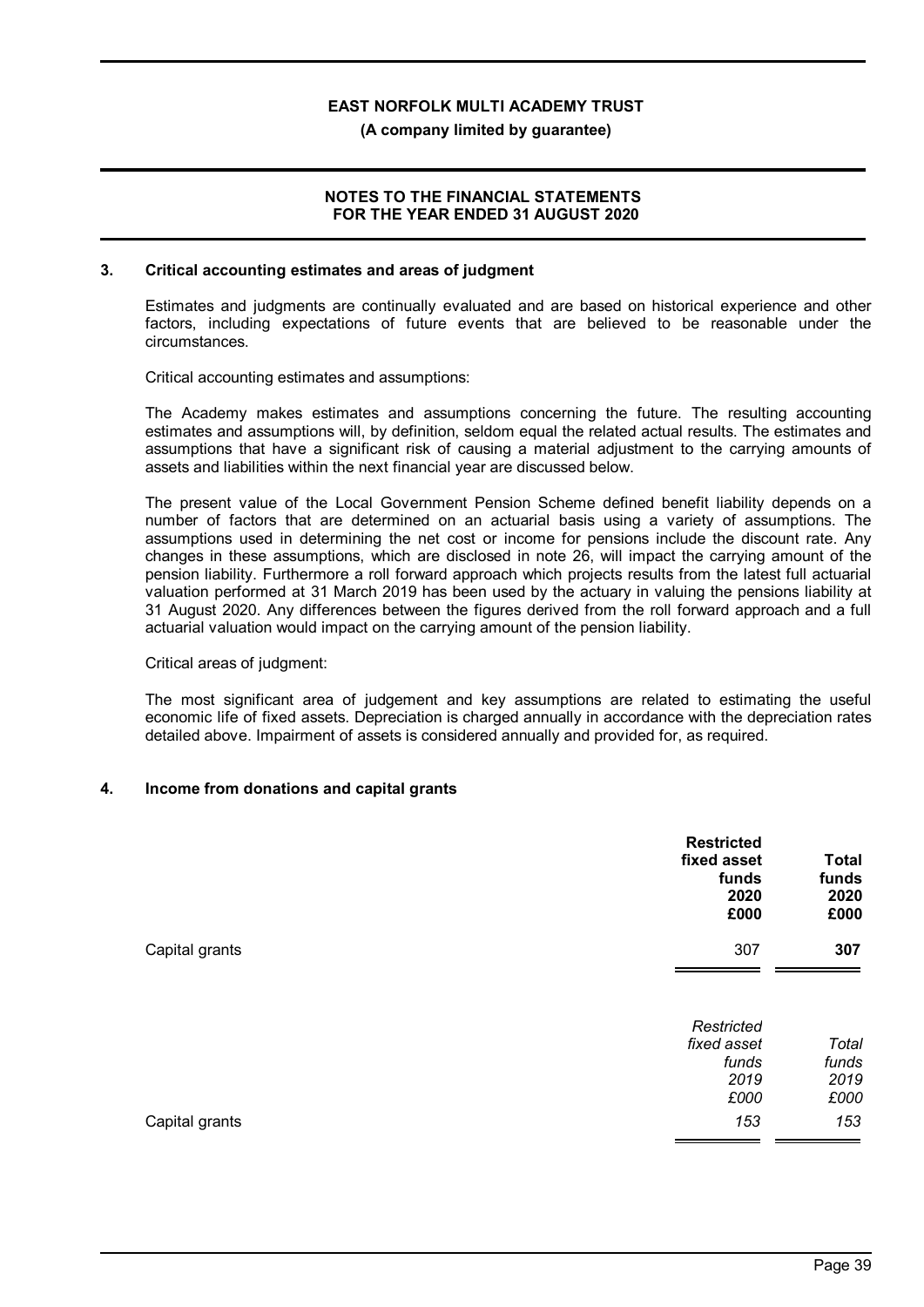## 3. Critical accounting estimates and areas of judgment

Estimates and judgments are continually evaluated and are based on historical experience and other factors, including expectations of future events that are believed to be reasonable under the circumstances.

Critical accounting estimates and assumptions:

The Academy makes estimates and assumptions concerning the future. The resulting accounting estimates and assumptions will, by definition, seldom equal the related actual results. The estimates and assumptions that have a significant risk of causing a material adjustment to the carrying amounts of assets and liabilities within the next financial year are discussed below.

The present value of the Local Government Pension Scheme defined benefit liability depends on a number of factors that are determined on an actuarial basis using a variety of assumptions. The assumptions used in determining the net cost or income for pensions include the discount rate. Any changes in these assumptions, which are disclosed in note 26, will impact the carrying amount of the pension liability. Furthermore a roll forward approach which projects results from the latest full actuarial valuation performed at 31 March 2019 has been used by the actuary in valuing the pensions liability at 31 August 2020. Any differences between the figures derived from the roll forward approach and a full actuarial valuation would impact on the carrying amount of the pension liability.

Critical areas of judgment:

The most significant area of judgement and key assumptions are related to estimating the useful economic life of fixed assets. Depreciation is charged annually in accordance with the depreciation rates detailed above. Impairment of assets is considered annually and provided for, as required.

## 4. Income from donations and capital grants

| | **Restricted fixed asset funds 2020 £000** | **Total funds 2020 £000** |
|---|---|---|
| Capital grants | 307 | **307** |

| | *Restricted fixed asset funds 2019 £000* | *Total funds 2019 £000* |
|---|---|---|
| Capital grants | *153* | *153* |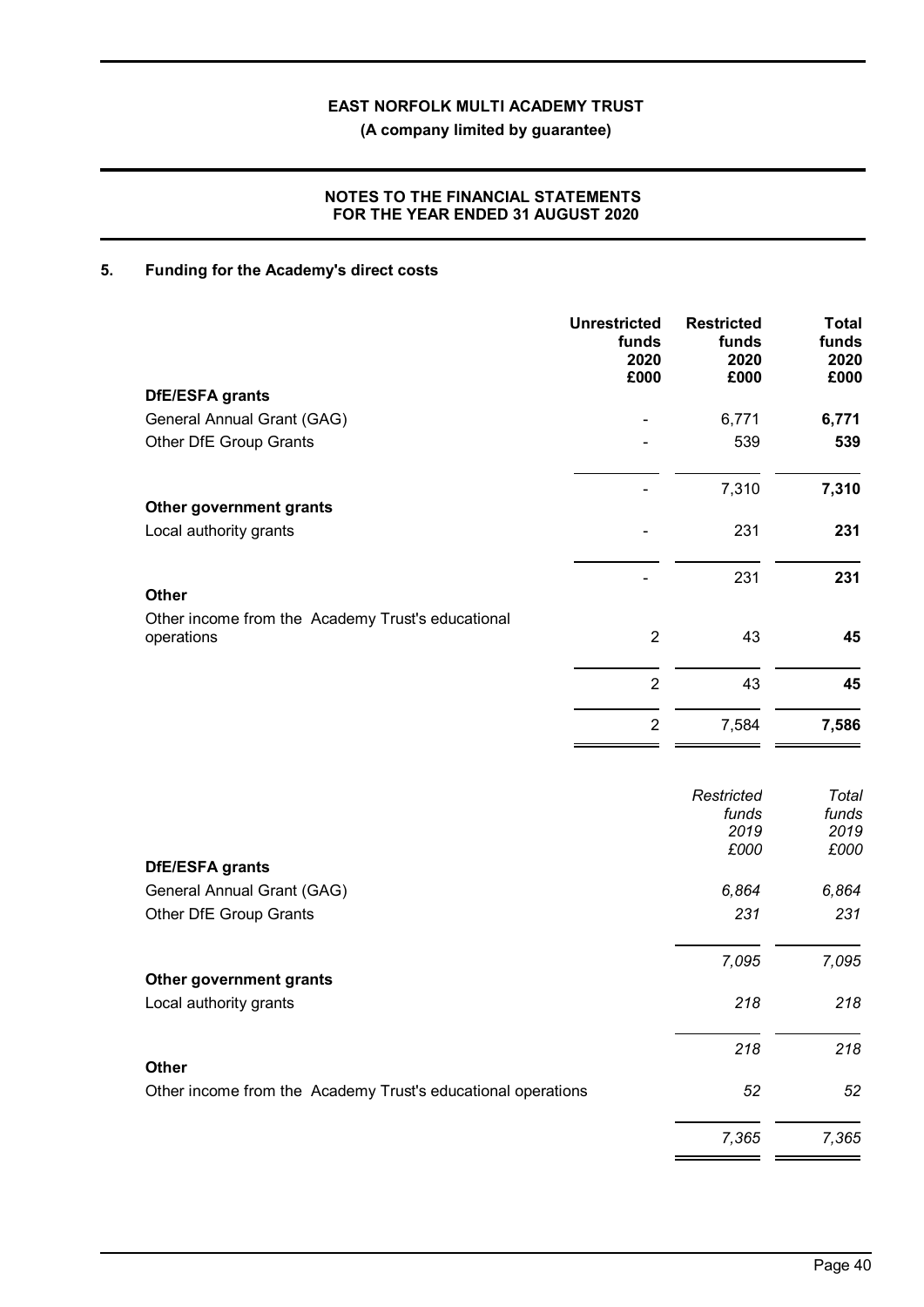## 5. Funding for the Academy's direct costs

| | Unrestricted funds 2020 £000 | Restricted funds 2020 £000 | Total funds 2020 £000 |
|---|---|---|---|
| **DfE/ESFA grants** | | | |
| General Annual Grant (GAG) | - | 6,771 | **6,771** |
| Other DfE Group Grants | - | 539 | **539** |
| | - | 7,310 | **7,310** |
| **Other government grants** | | | |
| Local authority grants | - | 231 | **231** |
| | - | 231 | **231** |
| **Other** | | | |
| Other income from the Academy Trust's educational operations | 2 | 43 | **45** |
| | 2 | 43 | **45** |
| | 2 | 7,584 | **7,586** |

| | *Restricted funds 2019 £000* | *Total funds 2019 £000* |
|---|---|---|
| **DfE/ESFA grants** | | |
| General Annual Grant (GAG) | *6,864* | *6,864* |
| Other DfE Group Grants | *231* | *231* |
| | *7,095* | *7,095* |
| **Other government grants** | | |
| Local authority grants | *218* | *218* |
| | *218* | *218* |
| **Other** | | |
| Other income from the Academy Trust's educational operations | *52* | *52* |
| | *7,365* | *7,365* |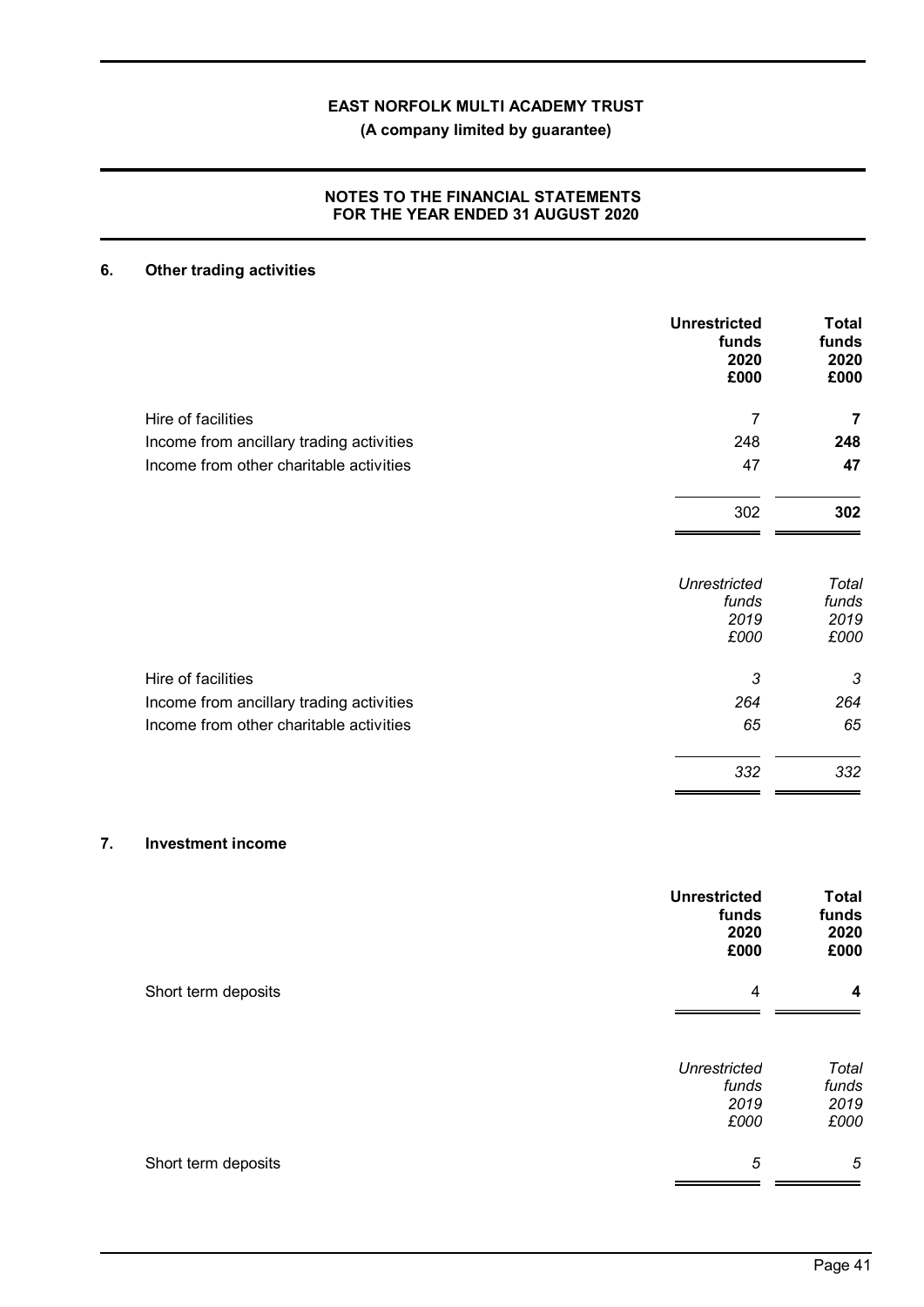## 6. Other trading activities

| | Unrestricted funds 2020 £000 | Total funds 2020 £000 |
|---|---|---|
| Hire of facilities | 7 | **7** |
| Income from ancillary trading activities | 248 | **248** |
| Income from other charitable activities | 47 | **47** |
| | 302 | **302** |

| | *Unrestricted funds 2019 £000* | *Total funds 2019 £000* |
|---|---|---|
| Hire of facilities | *3* | *3* |
| Income from ancillary trading activities | *264* | *264* |
| Income from other charitable activities | *65* | *65* |
| | *332* | *332* |

## 7. Investment income

| | Unrestricted funds 2020 £000 | Total funds 2020 £000 |
|---|---|---|
| Short term deposits | 4 | **4** |

| | *Unrestricted funds 2019 £000* | *Total funds 2019 £000* |
|---|---|---|
| Short term deposits | *5* | *5* |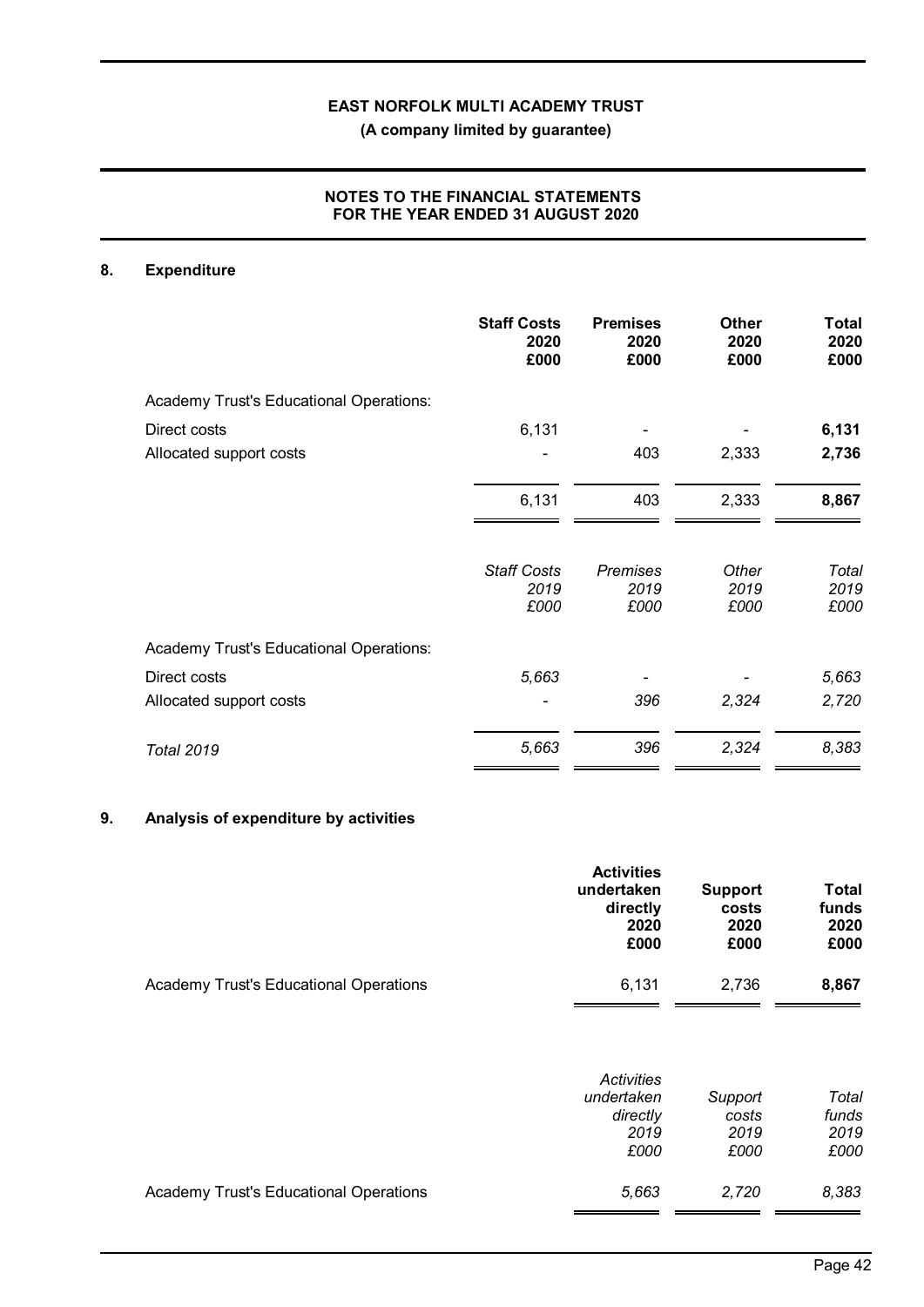## 8. Expenditure

| | Staff Costs 2020 £000 | Premises 2020 £000 | Other 2020 £000 | Total 2020 £000 |
|---|---|---|---|---|
| Academy Trust's Educational Operations: | | | | |
| Direct costs | 6,131 | - | - | **6,131** |
| Allocated support costs | - | 403 | 2,333 | **2,736** |
| | 6,131 | 403 | 2,333 | **8,867** |

| | *Staff Costs 2019 £000* | *Premises 2019 £000* | *Other 2019 £000* | *Total 2019 £000* |
|---|---|---|---|---|
| Academy Trust's Educational Operations: | | | | |
| Direct costs | *5,663* | - | - | *5,663* |
| Allocated support costs | - | *396* | *2,324* | *2,720* |
| *Total 2019* | *5,663* | *396* | *2,324* | *8,383* |

## 9. Analysis of expenditure by activities

| | Activities undertaken directly 2020 £000 | Support costs 2020 £000 | Total funds 2020 £000 |
|---|---|---|---|
| Academy Trust's Educational Operations | 6,131 | 2,736 | **8,867** |

| | *Activities undertaken directly 2019 £000* | *Support costs 2019 £000* | *Total funds 2019 £000* |
|---|---|---|---|
| Academy Trust's Educational Operations | *5,663* | *2,720* | *8,383* |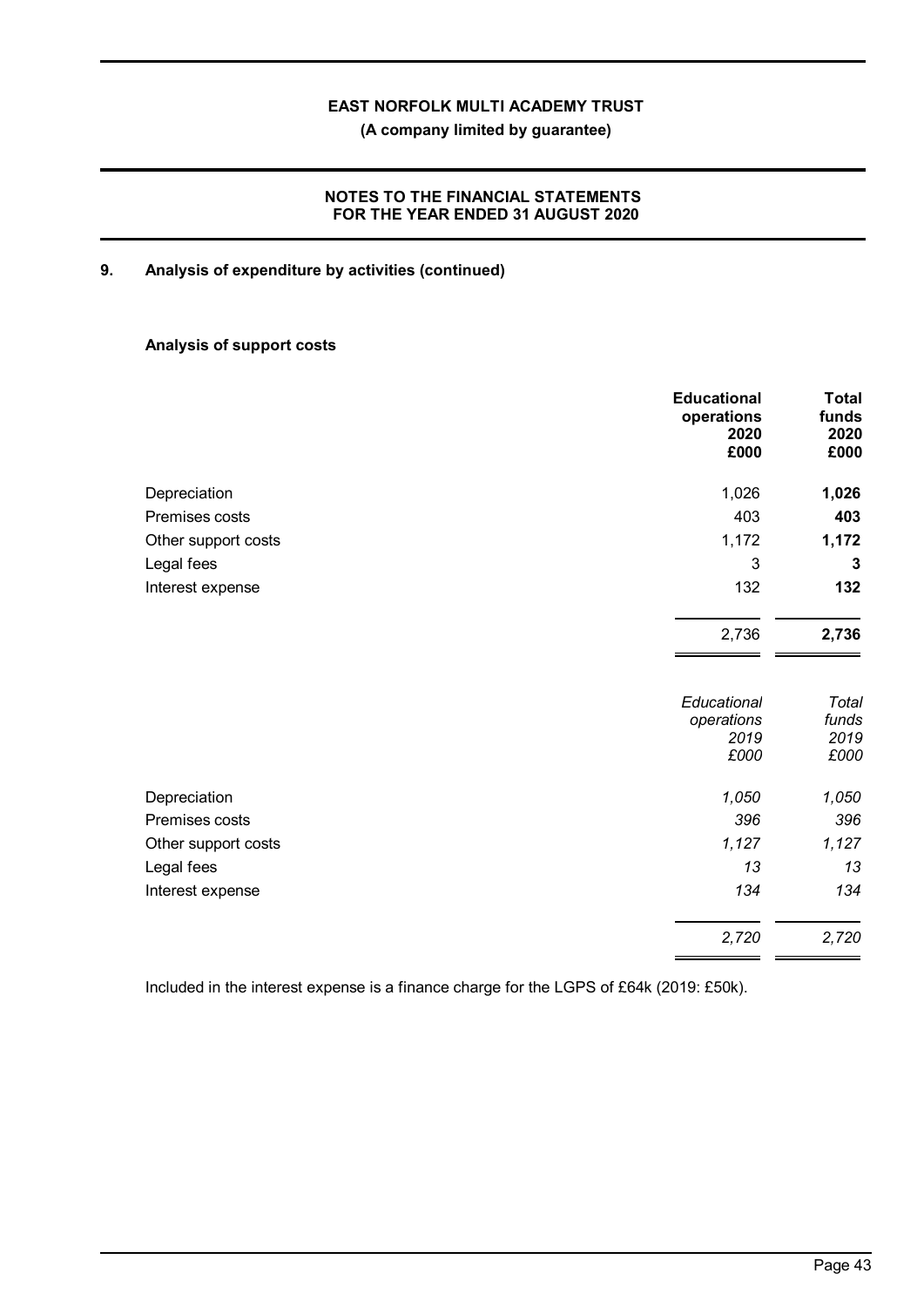## 9. Analysis of expenditure by activities (continued)

### Analysis of support costs

| | Educational operations 2020 £000 | Total funds 2020 £000 |
|---|---|---|
| Depreciation | 1,026 | **1,026** |
| Premises costs | 403 | **403** |
| Other support costs | 1,172 | **1,172** |
| Legal fees | 3 | **3** |
| Interest expense | 132 | **132** |
| | 2,736 | **2,736** |

| | *Educational operations 2019 £000* | *Total funds 2019 £000* |
|---|---|---|
| Depreciation | *1,050* | *1,050* |
| Premises costs | *396* | *396* |
| Other support costs | *1,127* | *1,127* |
| Legal fees | *13* | *13* |
| Interest expense | *134* | *134* |
| | *2,720* | *2,720* |

Included in the interest expense is a finance charge for the LGPS of £64k (2019: £50k).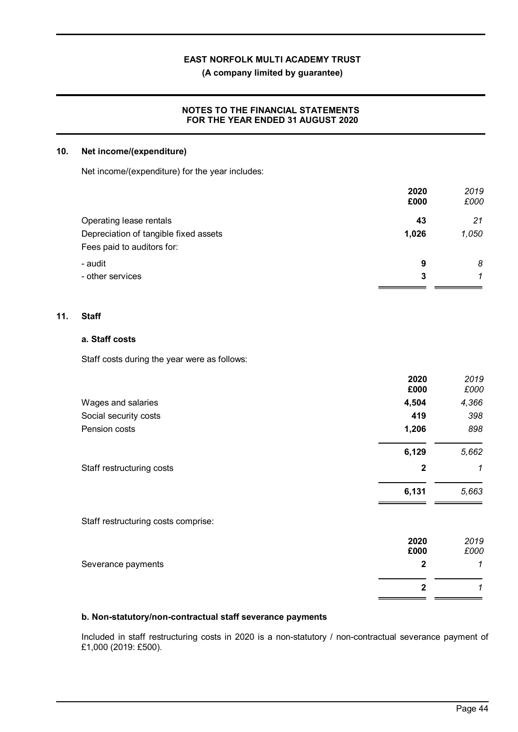## 10. Net income/(expenditure)

Net income/(expenditure) for the year includes:

| | 2020 £000 | 2019 £000 |
|---|---|---|
| Operating lease rentals | **43** | *21* |
| Depreciation of tangible fixed assets | **1,026** | *1,050* |
| Fees paid to auditors for: | | |
| - audit | **9** | *8* |
| - other services | **3** | *1* |

## 11. Staff

### a. Staff costs

Staff costs during the year were as follows:

| | 2020 £000 | 2019 £000 |
|---|---|---|
| Wages and salaries | **4,504** | *4,366* |
| Social security costs | **419** | *398* |
| Pension costs | **1,206** | *898* |
| | **6,129** | *5,662* |
| Staff restructuring costs | **2** | *1* |
| | **6,131** | *5,663* |

Staff restructuring costs comprise:

| | 2020 £000 | 2019 £000 |
|---|---|---|
| Severance payments | **2** | *1* |
| | **2** | *1* |

### b. Non-statutory/non-contractual staff severance payments

Included in staff restructuring costs in 2020 is a non-statutory / non-contractual severance payment of £1,000 (2019: £500).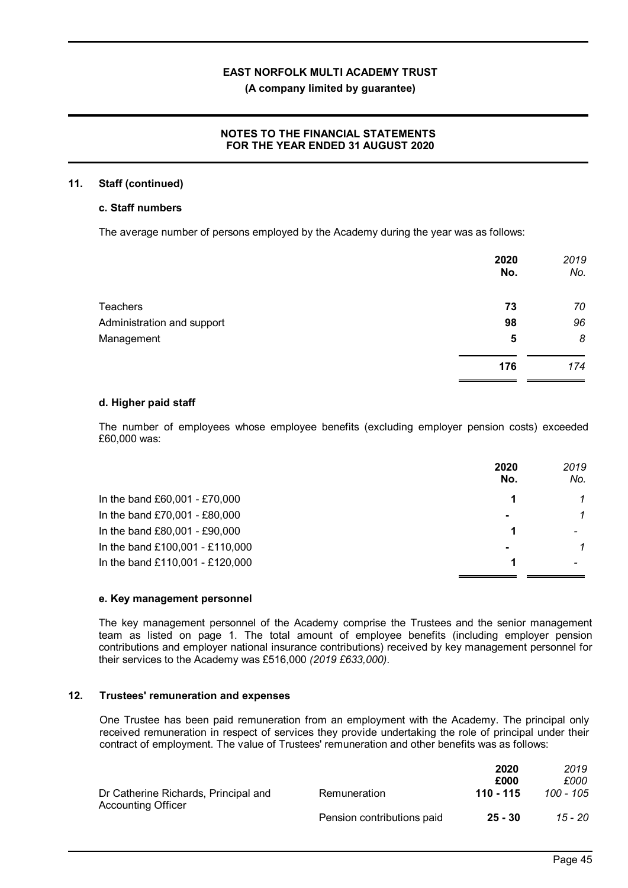## 11. Staff (continued)

### c. Staff numbers

The average number of persons employed by the Academy during the year was as follows:

| | 2020 No. | *2019 No.* |
|---|---|---|
| Teachers | **73** | *70* |
| Administration and support | **98** | *96* |
| Management | **5** | *8* |
| | **176** | *174* |

### d. Higher paid staff

The number of employees whose employee benefits (excluding employer pension costs) exceeded £60,000 was:

| | 2020 No. | *2019 No.* |
|---|---|---|
| In the band £60,001 - £70,000 | **1** | *1* |
| In the band £70,001 - £80,000 | **-** | *1* |
| In the band £80,001 - £90,000 | **1** | *-* |
| In the band £100,001 - £110,000 | **-** | *1* |
| In the band £110,001 - £120,000 | **1** | *-* |

### e. Key management personnel

The key management personnel of the Academy comprise the Trustees and the senior management team as listed on page 1. The total amount of employee benefits (including employer pension contributions and employer national insurance contributions) received by key management personnel for their services to the Academy was £516,000 *(2019 £633,000)*.

## 12. Trustees' remuneration and expenses

One Trustee has been paid remuneration from an employment with the Academy. The principal only received remuneration in respect of services they provide undertaking the role of principal under their contract of employment. The value of Trustees' remuneration and other benefits was as follows:

| | | 2020 £000 | *2019 £000* |
|---|---|---|---|
| Dr Catherine Richards, Principal and Accounting Officer | Remuneration | **110 - 115** | *100 - 105* |
| | Pension contributions paid | **25 - 30** | *15 - 20* |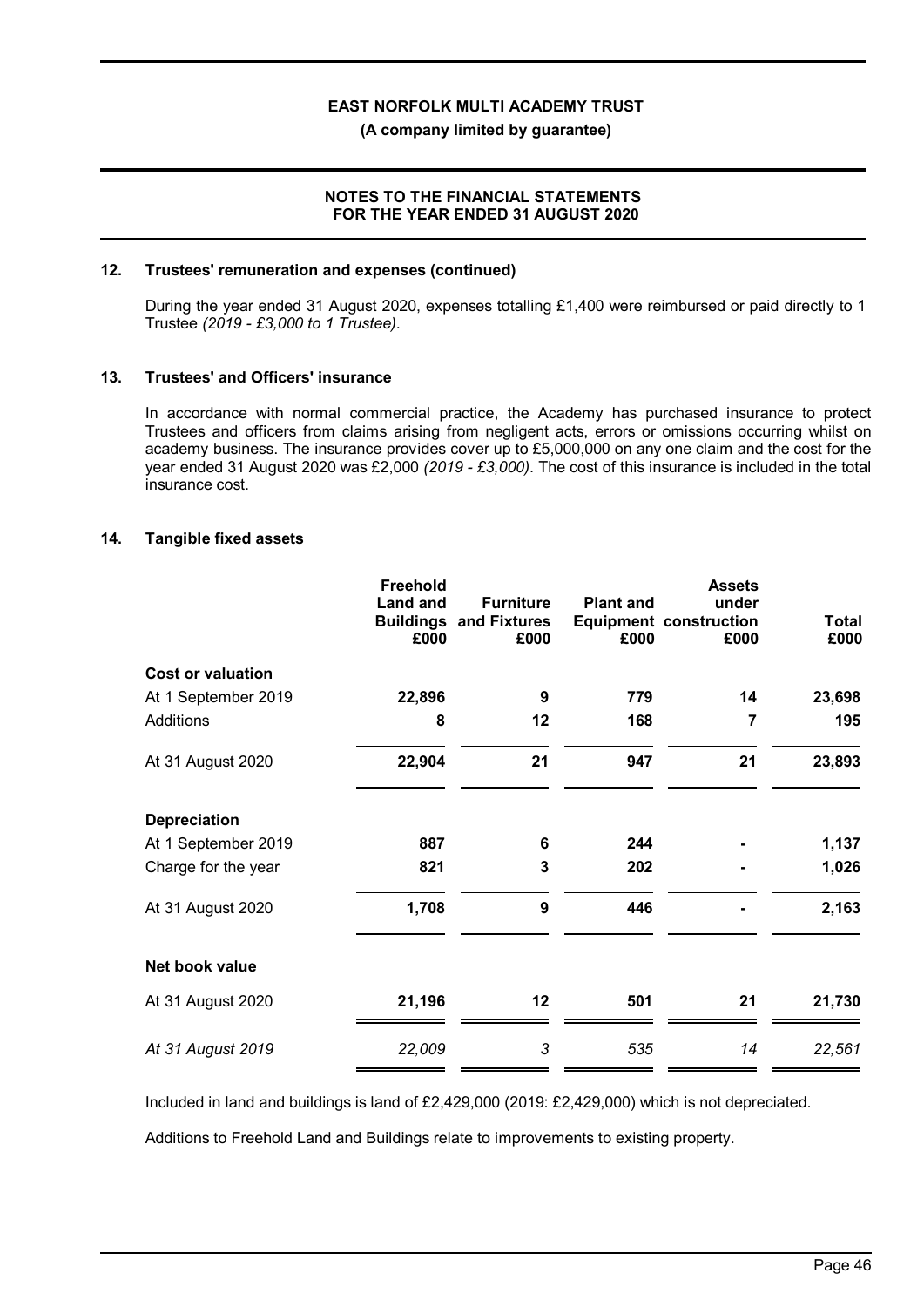## 12. Trustees' remuneration and expenses (continued)

During the year ended 31 August 2020, expenses totalling £1,400 were reimbursed or paid directly to 1 Trustee *(2019 - £3,000 to 1 Trustee)*.

## 13. Trustees' and Officers' insurance

In accordance with normal commercial practice, the Academy has purchased insurance to protect Trustees and officers from claims arising from negligent acts, errors or omissions occurring whilst on academy business. The insurance provides cover up to £5,000,000 on any one claim and the cost for the year ended 31 August 2020 was £2,000 *(2019 - £3,000)*. The cost of this insurance is included in the total insurance cost.

## 14. Tangible fixed assets

| | Freehold Land and Buildings £000 | Furniture and Fixtures £000 | Plant and Equipment £000 | Assets under construction £000 | Total £000 |
|---|---|---|---|---|---|
| **Cost or valuation** | | | | | |
| At 1 September 2019 | 22,896 | 9 | 779 | 14 | 23,698 |
| Additions | 8 | 12 | 168 | 7 | 195 |
| At 31 August 2020 | 22,904 | 21 | 947 | 21 | 23,893 |
| **Depreciation** | | | | | |
| At 1 September 2019 | 887 | 6 | 244 | - | 1,137 |
| Charge for the year | 821 | 3 | 202 | - | 1,026 |
| At 31 August 2020 | 1,708 | 9 | 446 | - | 2,163 |
| **Net book value** | | | | | |
| At 31 August 2020 | 21,196 | 12 | 501 | 21 | 21,730 |
| *At 31 August 2019* | *22,009* | *3* | *535* | *14* | *22,561* |

Included in land and buildings is land of £2,429,000 (2019: £2,429,000) which is not depreciated.

Additions to Freehold Land and Buildings relate to improvements to existing property.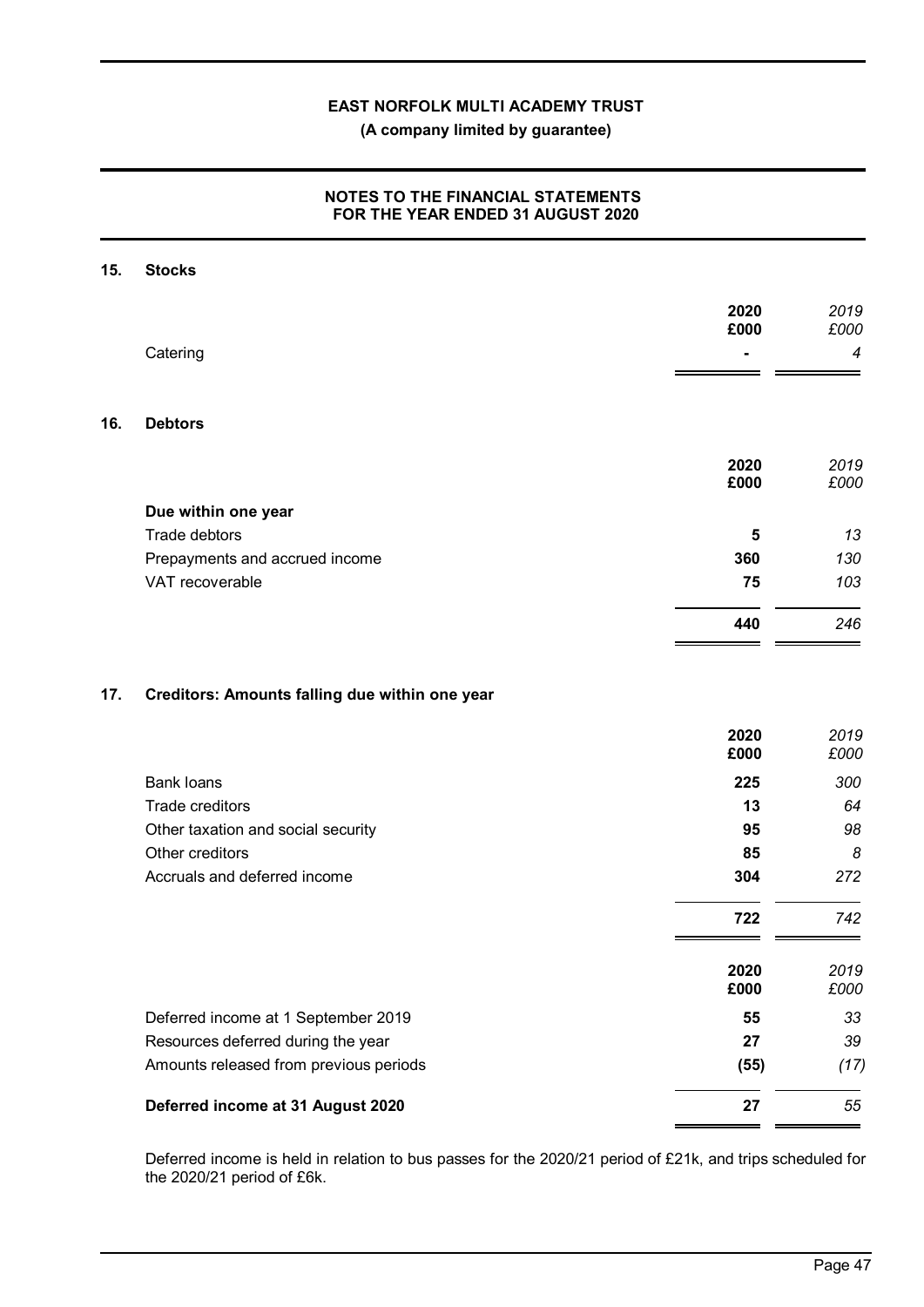## 15. Stocks

| | 2020 £000 | *2019 £000* |
|---|---|---|
| Catering | - | *4* |

## 16. Debtors

| | 2020 £000 | *2019 £000* |
|---|---|---|
| **Due within one year** | | |
| Trade debtors | 5 | *13* |
| Prepayments and accrued income | 360 | *130* |
| VAT recoverable | 75 | *103* |
| | **440** | *246* |

## 17. Creditors: Amounts falling due within one year

| | 2020 £000 | *2019 £000* |
|---|---|---|
| Bank loans | 225 | *300* |
| Trade creditors | 13 | *64* |
| Other taxation and social security | 95 | *98* |
| Other creditors | 85 | *8* |
| Accruals and deferred income | 304 | *272* |
| | **722** | *742* |

| | 2020 £000 | *2019 £000* |
|---|---|---|
| Deferred income at 1 September 2019 | 55 | *33* |
| Resources deferred during the year | 27 | *39* |
| Amounts released from previous periods | (55) | *(17)* |
| **Deferred income at 31 August 2020** | **27** | *55* |

Deferred income is held in relation to bus passes for the 2020/21 period of £21k, and trips scheduled for the 2020/21 period of £6k.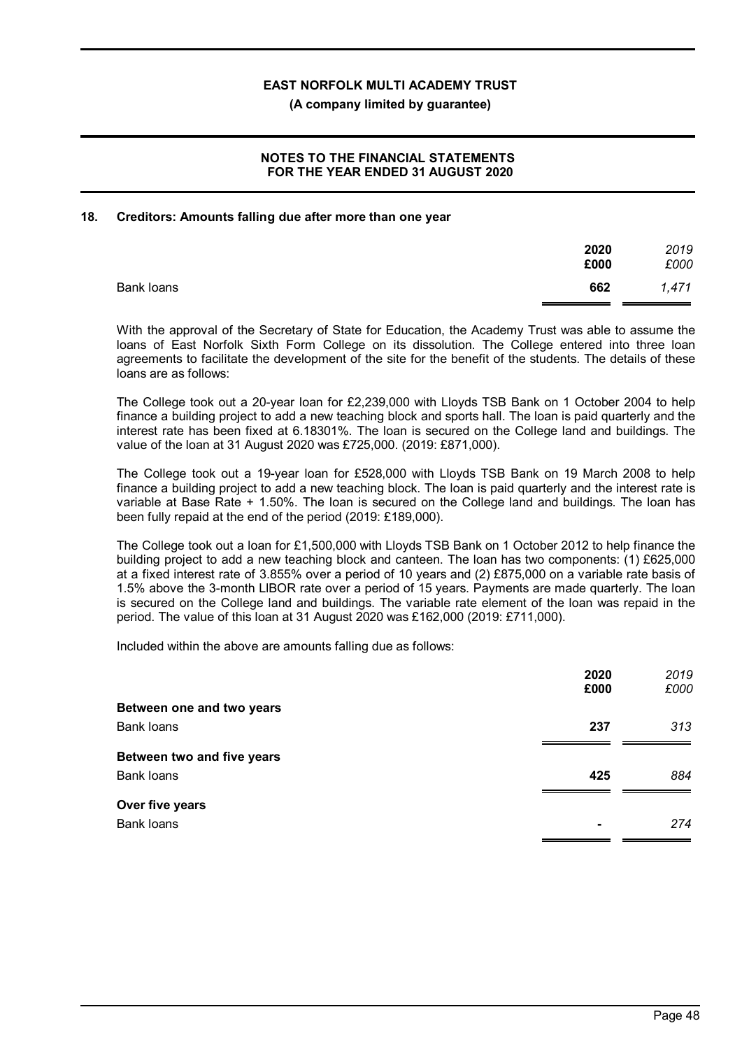## 18. Creditors: Amounts falling due after more than one year

| | 2020 £000 | *2019 £000* |
|---|---|---|
| Bank loans | **662** | *1,471* |

With the approval of the Secretary of State for Education, the Academy Trust was able to assume the loans of East Norfolk Sixth Form College on its dissolution. The College entered into three loan agreements to facilitate the development of the site for the benefit of the students. The details of these loans are as follows:

The College took out a 20-year loan for £2,239,000 with Lloyds TSB Bank on 1 October 2004 to help finance a building project to add a new teaching block and sports hall. The loan is paid quarterly and the interest rate has been fixed at 6.18301%. The loan is secured on the College land and buildings. The value of the loan at 31 August 2020 was £725,000. (2019: £871,000).

The College took out a 19-year loan for £528,000 with Lloyds TSB Bank on 19 March 2008 to help finance a building project to add a new teaching block. The loan is paid quarterly and the interest rate is variable at Base Rate + 1.50%. The loan is secured on the College land and buildings. The loan has been fully repaid at the end of the period (2019: £189,000).

The College took out a loan for £1,500,000 with Lloyds TSB Bank on 1 October 2012 to help finance the building project to add a new teaching block and canteen. The loan has two components: (1) £625,000 at a fixed interest rate of 3.855% over a period of 10 years and (2) £875,000 on a variable rate basis of 1.5% above the 3-month LIBOR rate over a period of 15 years. Payments are made quarterly. The loan is secured on the College land and buildings. The variable rate element of the loan was repaid in the period. The value of this loan at 31 August 2020 was £162,000 (2019: £711,000).

Included within the above are amounts falling due as follows:

| | 2020 £000 | *2019 £000* |
|---|---|---|
| **Between one and two years** | | |
| Bank loans | **237** | *313* |
| **Between two and five years** | | |
| Bank loans | **425** | *884* |
| **Over five years** | | |
| Bank loans | **-** | *274* |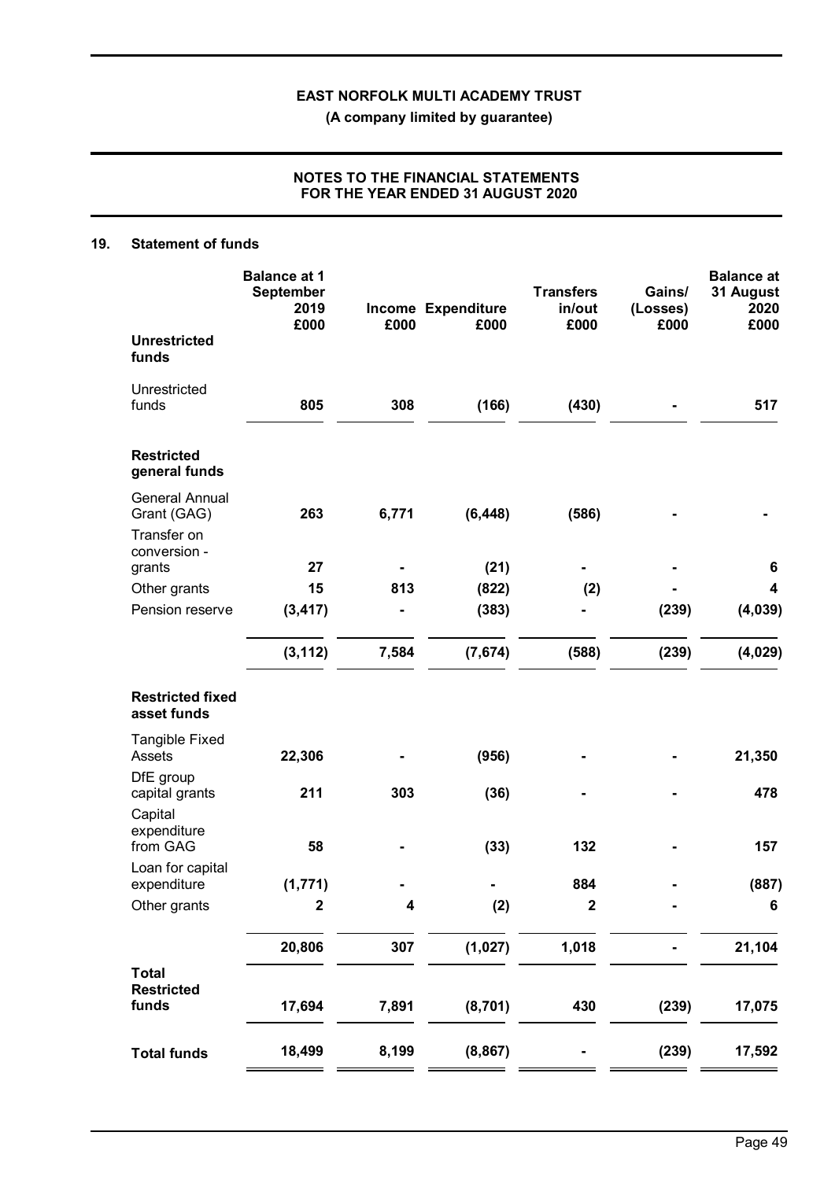# EAST NORFOLK MULTI ACADEMY TRUST

**(A company limited by guarantee)**

**NOTES TO THE FINANCIAL STATEMENTS FOR THE YEAR ENDED 31 AUGUST 2020**

## 19. Statement of funds

| | Balance at 1 September 2019 £000 | Income £000 | Expenditure £000 | Transfers in/out £000 | Gains/ (Losses) £000 | Balance at 31 August 2020 £000 |
|---|---|---|---|---|---|---|
| **Unrestricted funds** | | | | | | |
| Unrestricted funds | **805** | **308** | **(166)** | **(430)** | **-** | **517** |
| **Restricted general funds** | | | | | | |
| General Annual Grant (GAG) | **263** | **6,771** | **(6,448)** | **(586)** | **-** | **-** |
| Transfer on conversion - grants | **27** | **-** | **(21)** | **-** | **-** | **6** |
| Other grants | **15** | **813** | **(822)** | **(2)** | **-** | **4** |
| Pension reserve | **(3,417)** | **-** | **(383)** | **-** | **(239)** | **(4,039)** |
| | **(3,112)** | **7,584** | **(7,674)** | **(588)** | **(239)** | **(4,029)** |
| **Restricted fixed asset funds** | | | | | | |
| Tangible Fixed Assets | **22,306** | **-** | **(956)** | **-** | **-** | **21,350** |
| DfE group capital grants | **211** | **303** | **(36)** | **-** | **-** | **478** |
| Capital expenditure from GAG | **58** | **-** | **(33)** | **132** | **-** | **157** |
| Loan for capital expenditure | **(1,771)** | **-** | **-** | **884** | **-** | **(887)** |
| Other grants | **2** | **4** | **(2)** | **2** | **-** | **6** |
| | **20,806** | **307** | **(1,027)** | **1,018** | **-** | **21,104** |
| **Total Restricted funds** | **17,694** | **7,891** | **(8,701)** | **430** | **(239)** | **17,075** |
| **Total funds** | **18,499** | **8,199** | **(8,867)** | **-** | **(239)** | **17,592** |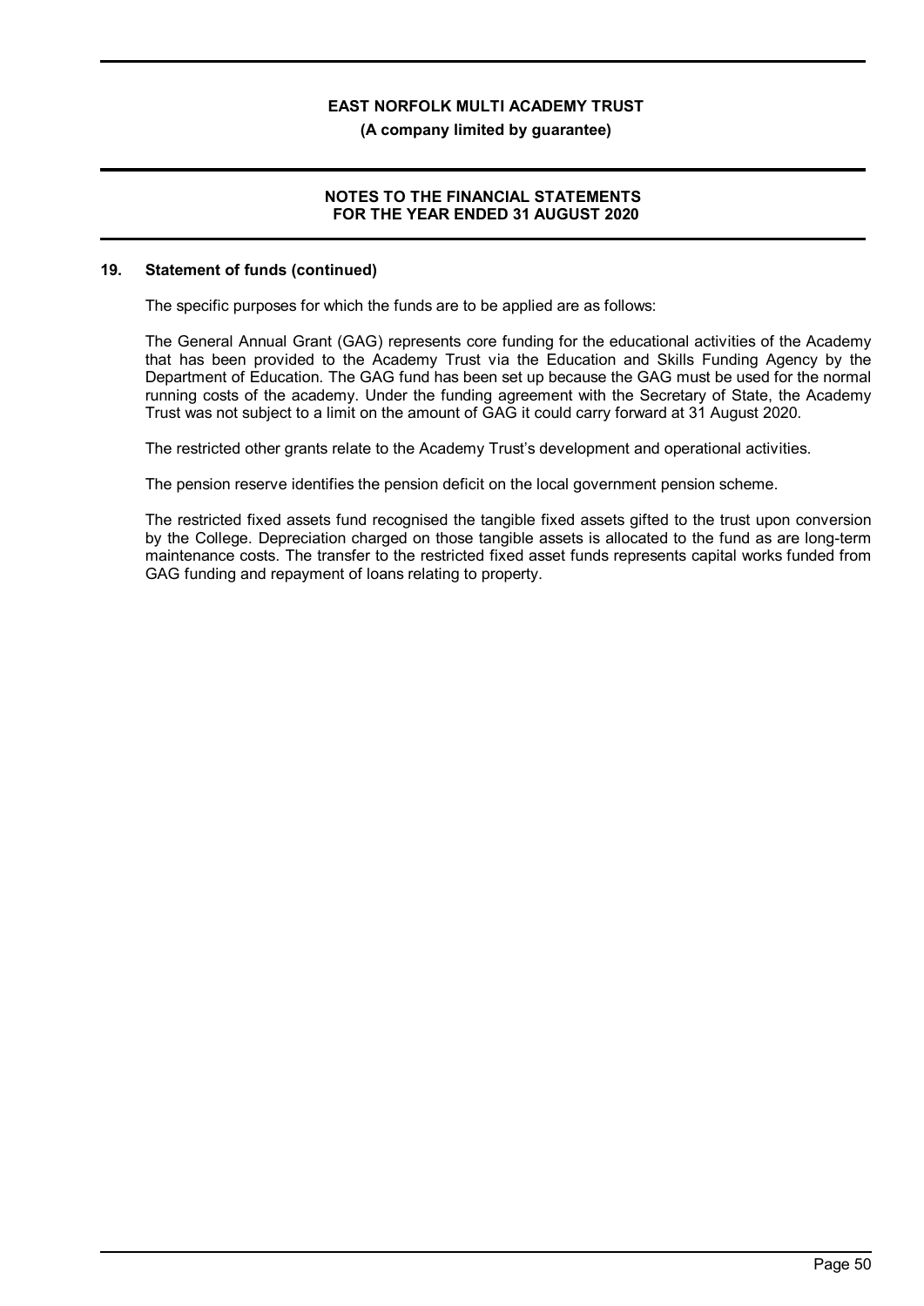## 19. Statement of funds (continued)

The specific purposes for which the funds are to be applied are as follows:

The General Annual Grant (GAG) represents core funding for the educational activities of the Academy that has been provided to the Academy Trust via the Education and Skills Funding Agency by the Department of Education. The GAG fund has been set up because the GAG must be used for the normal running costs of the academy. Under the funding agreement with the Secretary of State, the Academy Trust was not subject to a limit on the amount of GAG it could carry forward at 31 August 2020.

The restricted other grants relate to the Academy Trust's development and operational activities.

The pension reserve identifies the pension deficit on the local government pension scheme.

The restricted fixed assets fund recognised the tangible fixed assets gifted to the trust upon conversion by the College. Depreciation charged on those tangible assets is allocated to the fund as are long-term maintenance costs. The transfer to the restricted fixed asset funds represents capital works funded from GAG funding and repayment of loans relating to property.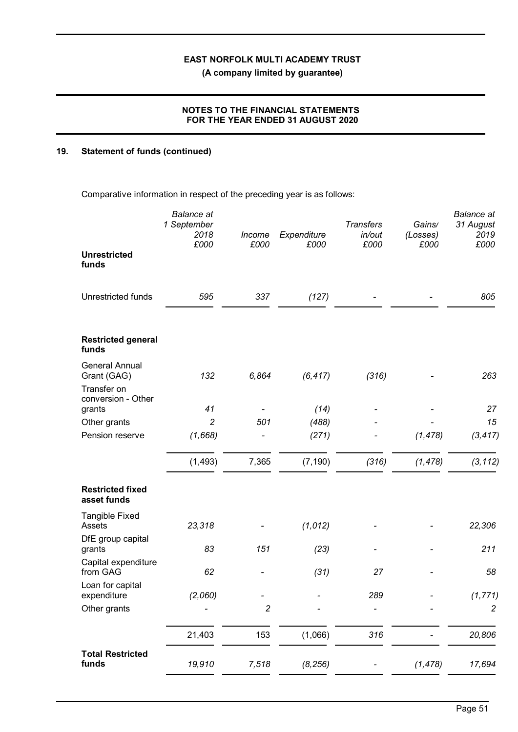## 19. Statement of funds (continued)

Comparative information in respect of the preceding year is as follows:

| | Balance at 1 September 2018 £000 | Income £000 | Expenditure £000 | Transfers in/out £000 | Gains/ (Losses) £000 | Balance at 31 August 2019 £000 |
|---|---|---|---|---|---|---|
| **Unrestricted funds** | | | | | | |
| Unrestricted funds | *595* | *337* | *(127)* | *-* | *-* | *805* |
| **Restricted general funds** | | | | | | |
| General Annual Grant (GAG) | *132* | *6,864* | *(6,417)* | *(316)* | *-* | *263* |
| Transfer on conversion - Other grants | *41* | *-* | *(14)* | *-* | *-* | *27* |
| Other grants | *2* | *501* | *(488)* | *-* | *-* | *15* |
| Pension reserve | *(1,668)* | *-* | *(271)* | *-* | *(1,478)* | *(3,417)* |
| | (1,493) | 7,365 | (7,190) | *(316)* | *(1,478)* | *(3,112)* |
| **Restricted fixed asset funds** | | | | | | |
| Tangible Fixed Assets | *23,318* | *-* | *(1,012)* | *-* | *-* | *22,306* |
| DfE group capital grants | *83* | *151* | *(23)* | *-* | *-* | *211* |
| Capital expenditure from GAG | *62* | *-* | *(31)* | *27* | *-* | *58* |
| Loan for capital expenditure | *(2,060)* | *-* | *-* | *289* | *-* | *(1,771)* |
| Other grants | *-* | *2* | *-* | *-* | *-* | *2* |
| | 21,403 | 153 | (1,066) | *316* | *-* | *20,806* |
| **Total Restricted funds** | *19,910* | *7,518* | *(8,256)* | *-* | *(1,478)* | *17,694* |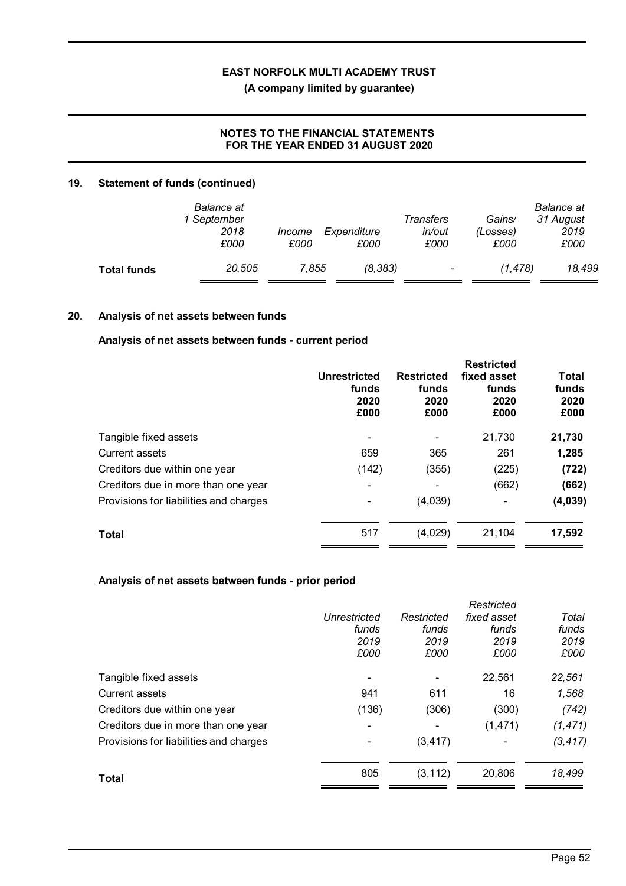## 19. Statement of funds (continued)

| | *Balance at 1 September 2018* *£000* | *Income* *£000* | *Expenditure* *£000* | *Transfers in/out* *£000* | *Gains/ (Losses)* *£000* | *Balance at 31 August 2019* *£000* |
|---|---|---|---|---|---|---|
| **Total funds** | *20,505* | *7,855* | *(8,383)* | *-* | *(1,478)* | *18,499* |

## 20. Analysis of net assets between funds

### Analysis of net assets between funds - current period

| | **Unrestricted funds 2020 £000** | **Restricted funds 2020 £000** | **Restricted fixed asset funds 2020 £000** | **Total funds 2020 £000** |
|---|---|---|---|---|
| Tangible fixed assets | - | - | 21,730 | **21,730** |
| Current assets | 659 | 365 | 261 | **1,285** |
| Creditors due within one year | (142) | (355) | (225) | **(722)** |
| Creditors due in more than one year | - | - | (662) | **(662)** |
| Provisions for liabilities and charges | - | (4,039) | - | **(4,039)** |
| **Total** | 517 | (4,029) | 21,104 | **17,592** |

### Analysis of net assets between funds - prior period

| | *Unrestricted funds 2019 £000* | *Restricted funds 2019 £000* | *Restricted fixed asset funds 2019 £000* | *Total funds 2019 £000* |
|---|---|---|---|---|
| Tangible fixed assets | - | - | 22,561 | *22,561* |
| Current assets | 941 | 611 | 16 | *1,568* |
| Creditors due within one year | (136) | (306) | (300) | *(742)* |
| Creditors due in more than one year | - | - | (1,471) | *(1,471)* |
| Provisions for liabilities and charges | - | (3,417) | - | *(3,417)* |
| **Total** | 805 | (3,112) | 20,806 | *18,499* |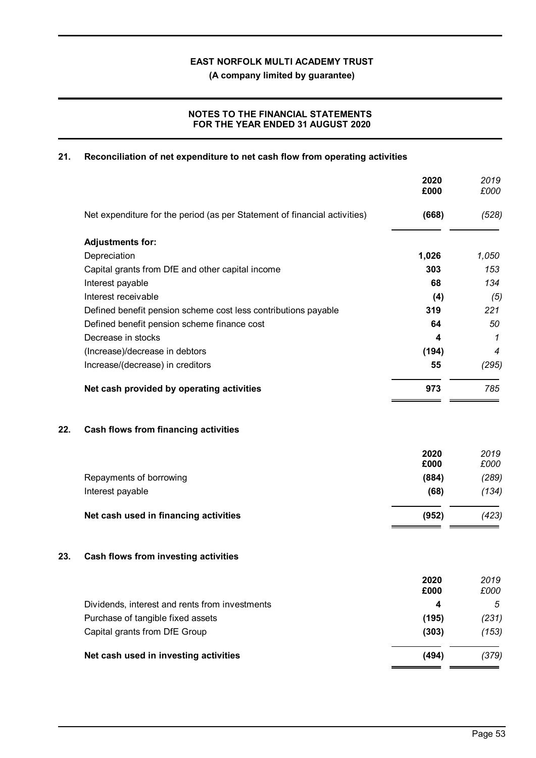**EAST NORFOLK MULTI ACADEMY TRUST**
**(A company limited by guarantee)**

**NOTES TO THE FINANCIAL STATEMENTS FOR THE YEAR ENDED 31 AUGUST 2020**

## 21. Reconciliation of net expenditure to net cash flow from operating activities

| | 2020 £000 | 2019 £000 |
|---|---|---|
| Net expenditure for the period (as per Statement of financial activities) | **(668)** | *(528)* |
| **Adjustments for:** | | |
| Depreciation | **1,026** | *1,050* |
| Capital grants from DfE and other capital income | **303** | *153* |
| Interest payable | **68** | *134* |
| Interest receivable | **(4)** | *(5)* |
| Defined benefit pension scheme cost less contributions payable | **319** | *221* |
| Defined benefit pension scheme finance cost | **64** | *50* |
| Decrease in stocks | **4** | *1* |
| (Increase)/decrease in debtors | **(194)** | *4* |
| Increase/(decrease) in creditors | **55** | *(295)* |
| **Net cash provided by operating activities** | **973** | *785* |

## 22. Cash flows from financing activities

| | 2020 £000 | 2019 £000 |
|---|---|---|
| Repayments of borrowing | **(884)** | *(289)* |
| Interest payable | **(68)** | *(134)* |
| **Net cash used in financing activities** | **(952)** | *(423)* |

## 23. Cash flows from investing activities

| | 2020 £000 | 2019 £000 |
|---|---|---|
| Dividends, interest and rents from investments | **4** | *5* |
| Purchase of tangible fixed assets | **(195)** | *(231)* |
| Capital grants from DfE Group | **(303)** | *(153)* |
| **Net cash used in investing activities** | **(494)** | *(379)* |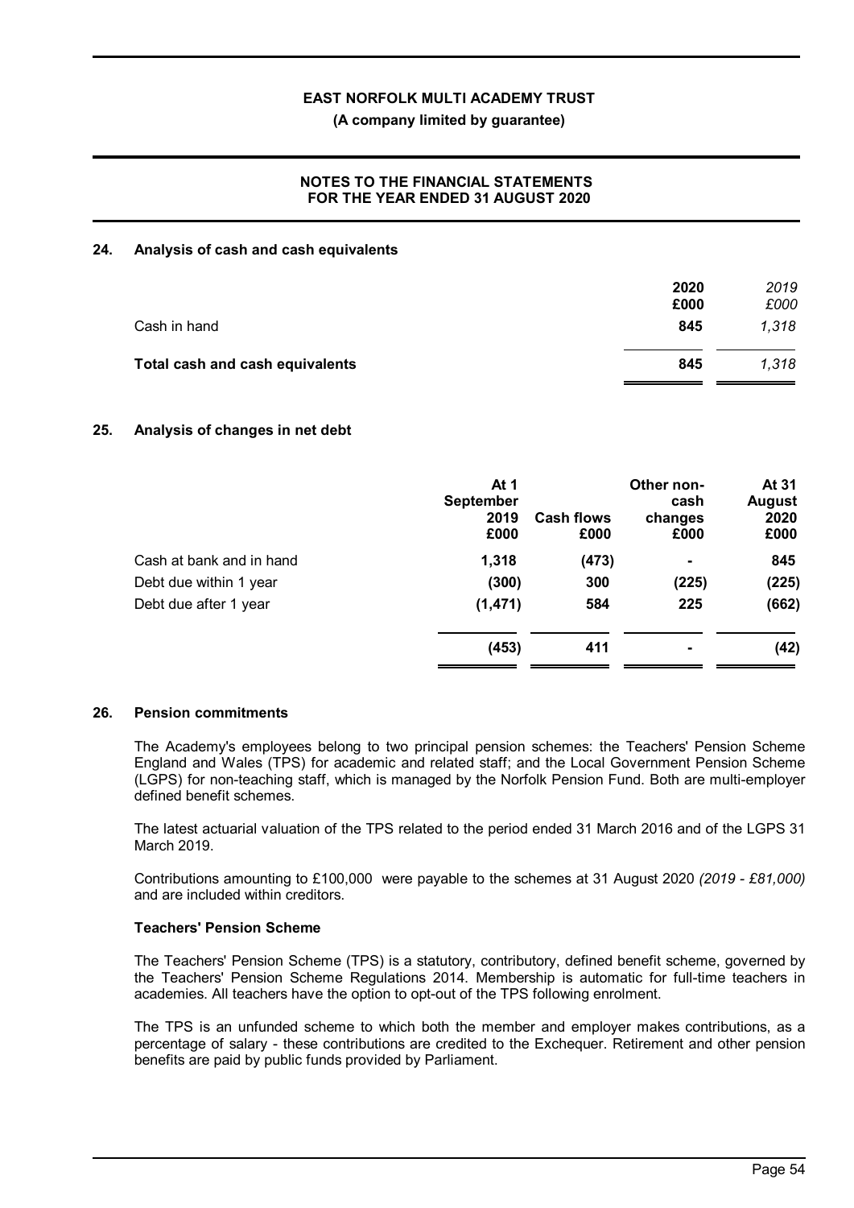## 24. Analysis of cash and cash equivalents

| | 2020 £000 | *2019 £000* |
|---|---|---|
| Cash in hand | **845** | *1,318* |
| **Total cash and cash equivalents** | **845** | *1,318* |

## 25. Analysis of changes in net debt

| | At 1 September 2019 £000 | Cash flows £000 | Other non-cash changes £000 | At 31 August 2020 £000 |
|---|---|---|---|---|
| Cash at bank and in hand | 1,318 | (473) | - | 845 |
| Debt due within 1 year | (300) | 300 | (225) | (225) |
| Debt due after 1 year | (1,471) | 584 | 225 | (662) |
| | (453) | 411 | - | (42) |

## 26. Pension commitments

The Academy's employees belong to two principal pension schemes: the Teachers' Pension Scheme England and Wales (TPS) for academic and related staff; and the Local Government Pension Scheme (LGPS) for non-teaching staff, which is managed by the Norfolk Pension Fund. Both are multi-employer defined benefit schemes.

The latest actuarial valuation of the TPS related to the period ended 31 March 2016 and of the LGPS 31 March 2019.

Contributions amounting to £100,000 were payable to the schemes at 31 August 2020 *(2019 - £81,000)* and are included within creditors.

### Teachers' Pension Scheme

The Teachers' Pension Scheme (TPS) is a statutory, contributory, defined benefit scheme, governed by the Teachers' Pension Scheme Regulations 2014. Membership is automatic for full-time teachers in academies. All teachers have the option to opt-out of the TPS following enrolment.

The TPS is an unfunded scheme to which both the member and employer makes contributions, as a percentage of salary - these contributions are credited to the Exchequer. Retirement and other pension benefits are paid by public funds provided by Parliament.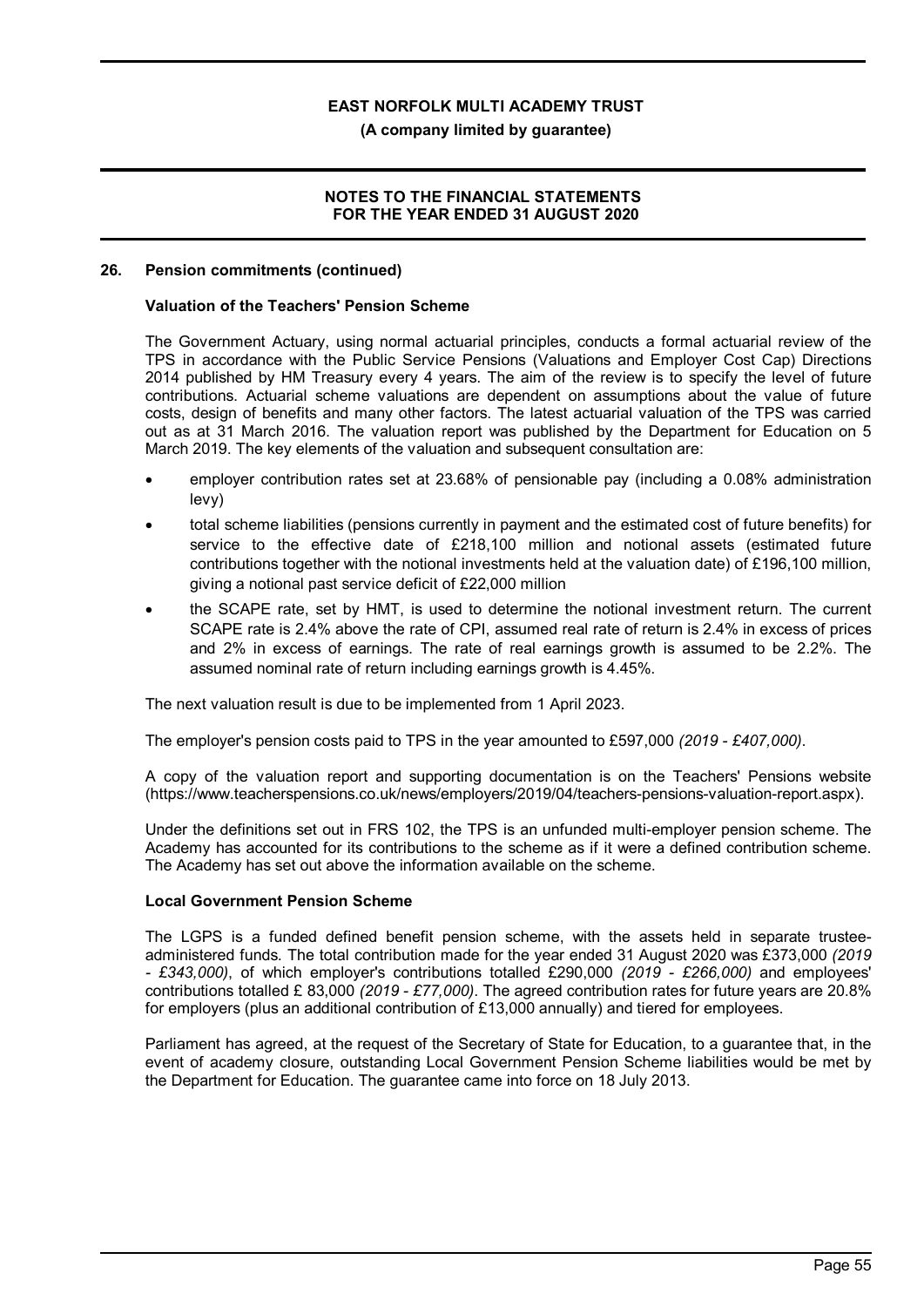## 26. Pension commitments (continued)

### Valuation of the Teachers' Pension Scheme

The Government Actuary, using normal actuarial principles, conducts a formal actuarial review of the TPS in accordance with the Public Service Pensions (Valuations and Employer Cost Cap) Directions 2014 published by HM Treasury every 4 years. The aim of the review is to specify the level of future contributions. Actuarial scheme valuations are dependent on assumptions about the value of future costs, design of benefits and many other factors. The latest actuarial valuation of the TPS was carried out as at 31 March 2016. The valuation report was published by the Department for Education on 5 March 2019. The key elements of the valuation and subsequent consultation are:

- employer contribution rates set at 23.68% of pensionable pay (including a 0.08% administration levy)
- total scheme liabilities (pensions currently in payment and the estimated cost of future benefits) for service to the effective date of £218,100 million and notional assets (estimated future contributions together with the notional investments held at the valuation date) of £196,100 million, giving a notional past service deficit of £22,000 million
- the SCAPE rate, set by HMT, is used to determine the notional investment return. The current SCAPE rate is 2.4% above the rate of CPI, assumed real rate of return is 2.4% in excess of prices and 2% in excess of earnings. The rate of real earnings growth is assumed to be 2.2%. The assumed nominal rate of return including earnings growth is 4.45%.

The next valuation result is due to be implemented from 1 April 2023.

The employer's pension costs paid to TPS in the year amounted to £597,000 *(2019 - £407,000)*.

A copy of the valuation report and supporting documentation is on the Teachers' Pensions website (https://www.teacherspensions.co.uk/news/employers/2019/04/teachers-pensions-valuation-report.aspx).

Under the definitions set out in FRS 102, the TPS is an unfunded multi-employer pension scheme. The Academy has accounted for its contributions to the scheme as if it were a defined contribution scheme. The Academy has set out above the information available on the scheme.

### Local Government Pension Scheme

The LGPS is a funded defined benefit pension scheme, with the assets held in separate trustee-administered funds. The total contribution made for the year ended 31 August 2020 was £373,000 *(2019 - £343,000)*, of which employer's contributions totalled £290,000 *(2019 - £266,000)* and employees' contributions totalled £ 83,000 *(2019 - £77,000)*. The agreed contribution rates for future years are 20.8% for employers (plus an additional contribution of £13,000 annually) and tiered for employees.

Parliament has agreed, at the request of the Secretary of State for Education, to a guarantee that, in the event of academy closure, outstanding Local Government Pension Scheme liabilities would be met by the Department for Education. The guarantee came into force on 18 July 2013.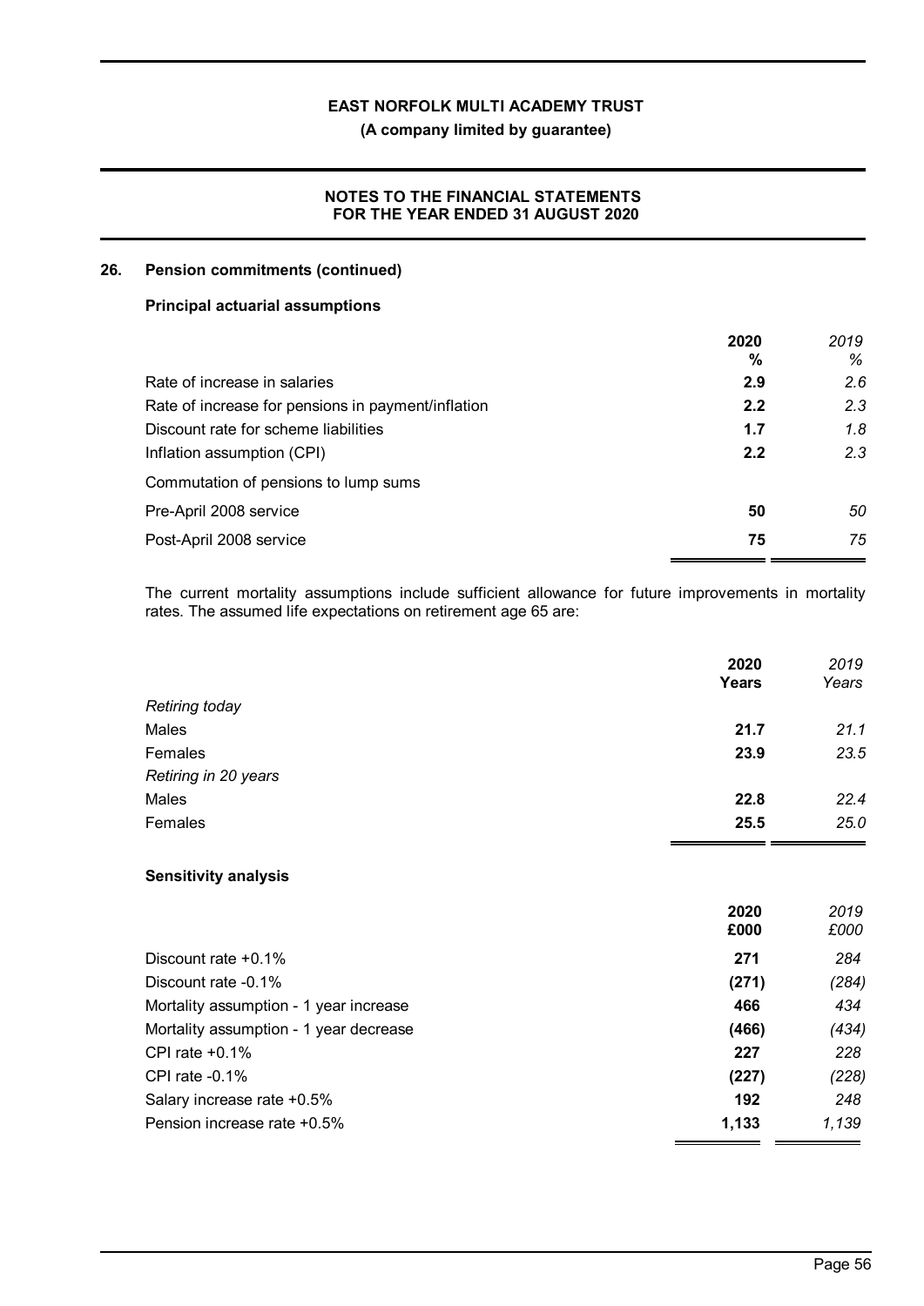## 26. Pension commitments (continued)

### Principal actuarial assumptions

| | 2020 % | *2019 %* |
|---|---|---|
| Rate of increase in salaries | **2.9** | *2.6* |
| Rate of increase for pensions in payment/inflation | **2.2** | *2.3* |
| Discount rate for scheme liabilities | **1.7** | *1.8* |
| Inflation assumption (CPI) | **2.2** | *2.3* |
| Commutation of pensions to lump sums | | |
| Pre-April 2008 service | **50** | *50* |
| Post-April 2008 service | **75** | *75* |

The current mortality assumptions include sufficient allowance for future improvements in mortality rates. The assumed life expectations on retirement age 65 are:

| | 2020 Years | *2019 Years* |
|---|---|---|
| *Retiring today* | | |
| Males | **21.7** | *21.1* |
| Females | **23.9** | *23.5* |
| *Retiring in 20 years* | | |
| Males | **22.8** | *22.4* |
| Females | **25.5** | *25.0* |

### Sensitivity analysis

| | 2020 £000 | *2019 £000* |
|---|---|---|
| Discount rate +0.1% | **271** | *284* |
| Discount rate -0.1% | **(271)** | *(284)* |
| Mortality assumption - 1 year increase | **466** | *434* |
| Mortality assumption - 1 year decrease | **(466)** | *(434)* |
| CPI rate +0.1% | **227** | *228* |
| CPI rate -0.1% | **(227)** | *(228)* |
| Salary increase rate +0.5% | **192** | *248* |
| Pension increase rate +0.5% | **1,133** | *1,139* |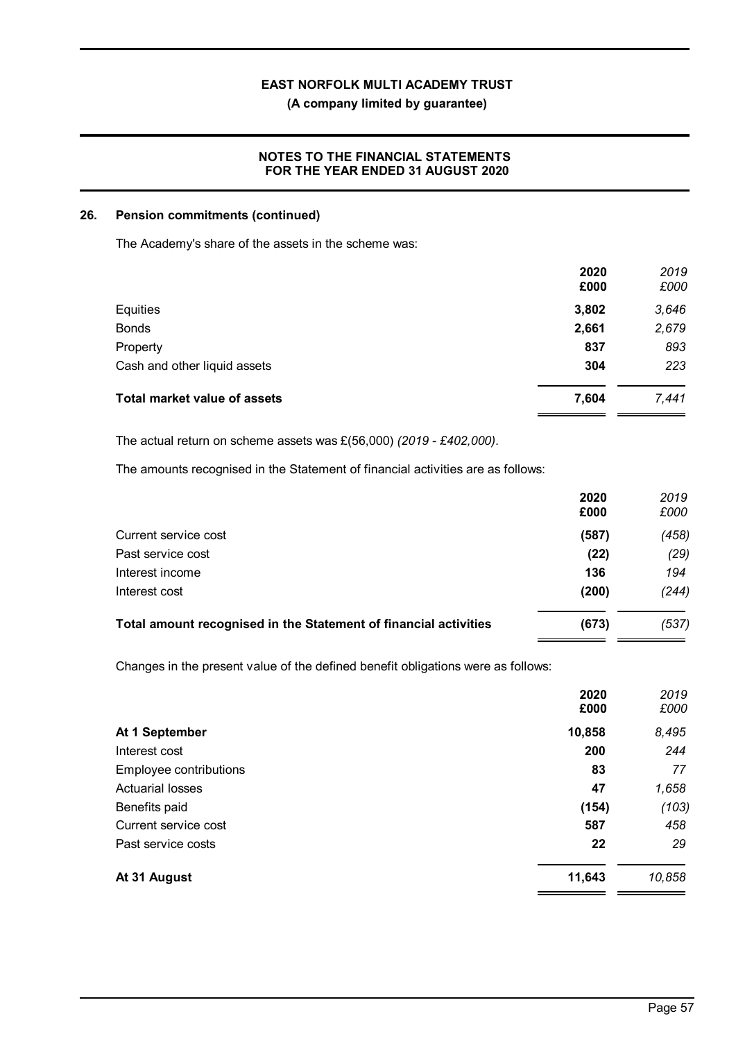## 26. Pension commitments (continued)

The Academy's share of the assets in the scheme was:

| | 2020 £000 | *2019 £000* |
|---|---|---|
| Equities | **3,802** | *3,646* |
| Bonds | **2,661** | *2,679* |
| Property | **837** | *893* |
| Cash and other liquid assets | **304** | *223* |
| **Total market value of assets** | **7,604** | *7,441* |

The actual return on scheme assets was £(56,000) *(2019 - £402,000)*.

The amounts recognised in the Statement of financial activities are as follows:

| | 2020 £000 | *2019 £000* |
|---|---|---|
| Current service cost | **(587)** | *(458)* |
| Past service cost | **(22)** | *(29)* |
| Interest income | **136** | *194* |
| Interest cost | **(200)** | *(244)* |
| **Total amount recognised in the Statement of financial activities** | **(673)** | *(537)* |

Changes in the present value of the defined benefit obligations were as follows:

| | 2020 £000 | *2019 £000* |
|---|---|---|
| **At 1 September** | **10,858** | *8,495* |
| Interest cost | **200** | *244* |
| Employee contributions | **83** | *77* |
| Actuarial losses | **47** | *1,658* |
| Benefits paid | **(154)** | *(103)* |
| Current service cost | **587** | *458* |
| Past service costs | **22** | *29* |
| **At 31 August** | **11,643** | *10,858* |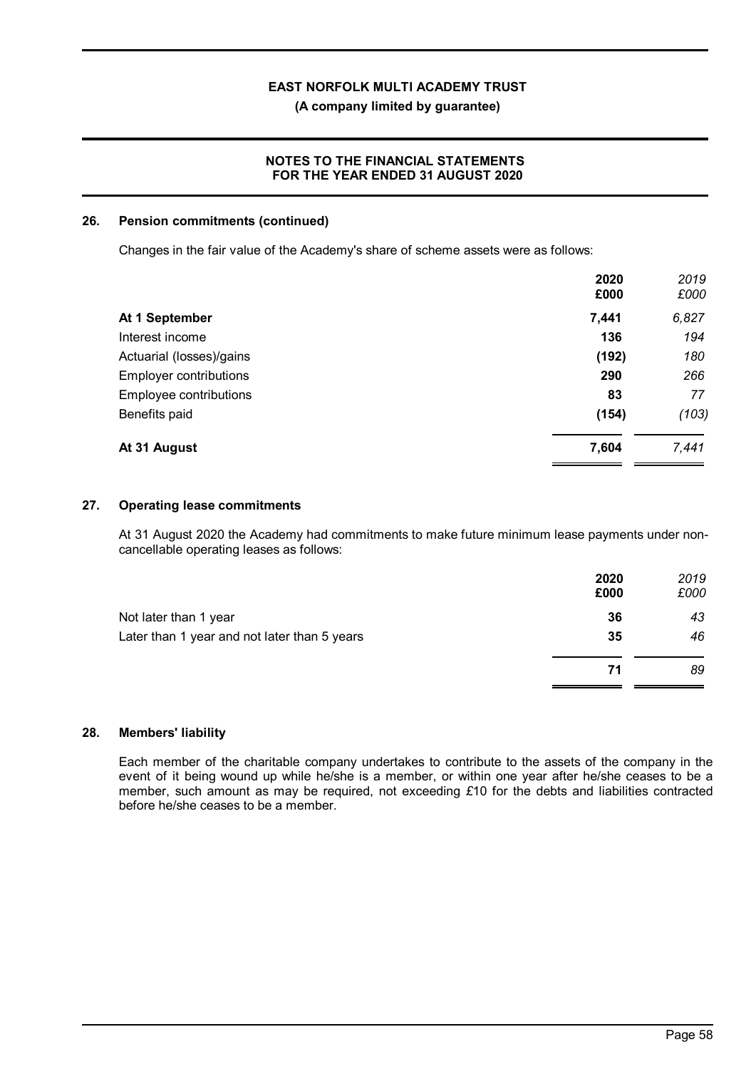## 26. Pension commitments (continued)

Changes in the fair value of the Academy's share of scheme assets were as follows:

| | 2020 £000 | 2019 £000 |
|---|---|---|
| **At 1 September** | **7,441** | *6,827* |
| Interest income | **136** | *194* |
| Actuarial (losses)/gains | **(192)** | *180* |
| Employer contributions | **290** | *266* |
| Employee contributions | **83** | *77* |
| Benefits paid | **(154)** | *(103)* |
| **At 31 August** | **7,604** | *7,441* |

## 27. Operating lease commitments

At 31 August 2020 the Academy had commitments to make future minimum lease payments under non-cancellable operating leases as follows:

| | 2020 £000 | 2019 £000 |
|---|---|---|
| Not later than 1 year | **36** | *43* |
| Later than 1 year and not later than 5 years | **35** | *46* |
| | **71** | *89* |

## 28. Members' liability

Each member of the charitable company undertakes to contribute to the assets of the company in the event of it being wound up while he/she is a member, or within one year after he/she ceases to be a member, such amount as may be required, not exceeding £10 for the debts and liabilities contracted before he/she ceases to be a member.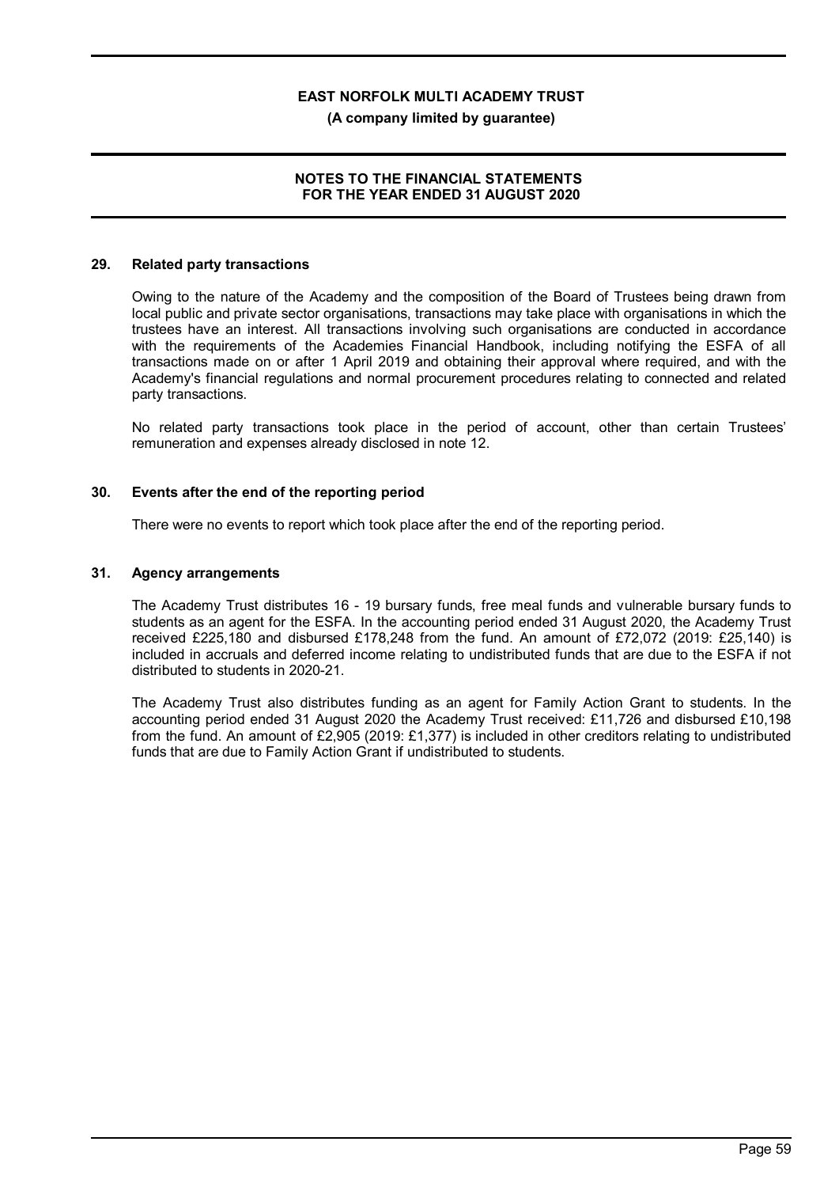## 29. Related party transactions

Owing to the nature of the Academy and the composition of the Board of Trustees being drawn from local public and private sector organisations, transactions may take place with organisations in which the trustees have an interest. All transactions involving such organisations are conducted in accordance with the requirements of the Academies Financial Handbook, including notifying the ESFA of all transactions made on or after 1 April 2019 and obtaining their approval where required, and with the Academy's financial regulations and normal procurement procedures relating to connected and related party transactions.

No related party transactions took place in the period of account, other than certain Trustees' remuneration and expenses already disclosed in note 12.

## 30. Events after the end of the reporting period

There were no events to report which took place after the end of the reporting period.

## 31. Agency arrangements

The Academy Trust distributes 16 - 19 bursary funds, free meal funds and vulnerable bursary funds to students as an agent for the ESFA. In the accounting period ended 31 August 2020, the Academy Trust received £225,180 and disbursed £178,248 from the fund. An amount of £72,072 (2019: £25,140) is included in accruals and deferred income relating to undistributed funds that are due to the ESFA if not distributed to students in 2020-21.

The Academy Trust also distributes funding as an agent for Family Action Grant to students. In the accounting period ended 31 August 2020 the Academy Trust received: £11,726 and disbursed £10,198 from the fund. An amount of £2,905 (2019: £1,377) is included in other creditors relating to undistributed funds that are due to Family Action Grant if undistributed to students.